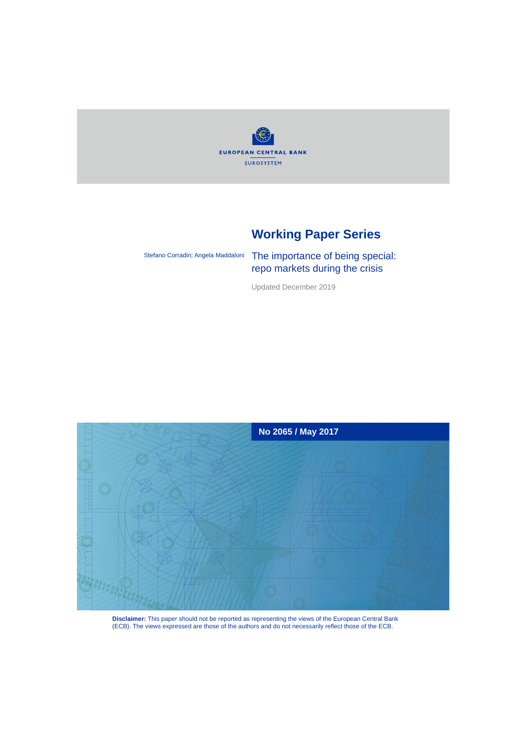EUROPEAN CENTRAL BANK

EUROSYSTEM

# Working Paper Series

Stefano Corradin; Angela Maddaloni

## The importance of being special: repo markets during the crisis

Updated December 2019

**No 2065 / May 2017**

**Disclaimer:** This paper should not be reported as representing the views of the European Central Bank (ECB). The views expressed are those of the authors and do not necessarily reflect those of the ECB.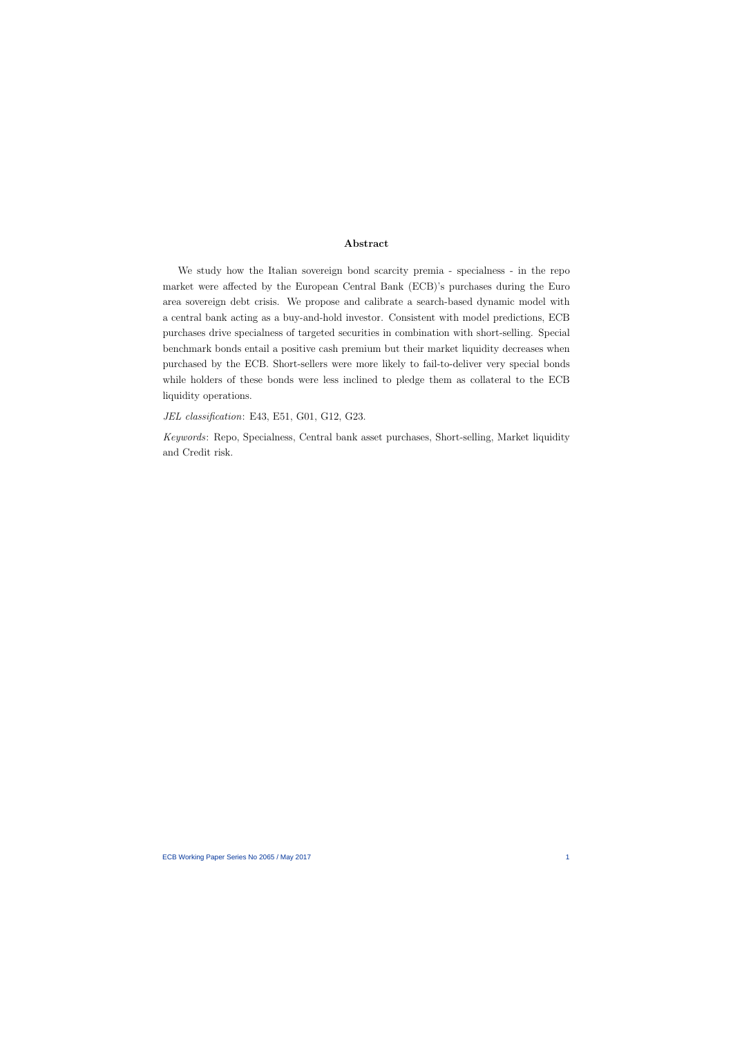## Abstract

We study how the Italian sovereign bond scarcity premia - specialness - in the repo market were affected by the European Central Bank (ECB)'s purchases during the Euro area sovereign debt crisis. We propose and calibrate a search-based dynamic model with a central bank acting as a buy-and-hold investor. Consistent with model predictions, ECB purchases drive specialness of targeted securities in combination with short-selling. Special benchmark bonds entail a positive cash premium but their market liquidity decreases when purchased by the ECB. Short-sellers were more likely to fail-to-deliver very special bonds while holders of these bonds were less inclined to pledge them as collateral to the ECB liquidity operations.

*JEL classification*: E43, E51, G01, G12, G23.

*Keywords*: Repo, Specialness, Central bank asset purchases, Short-selling, Market liquidity and Credit risk.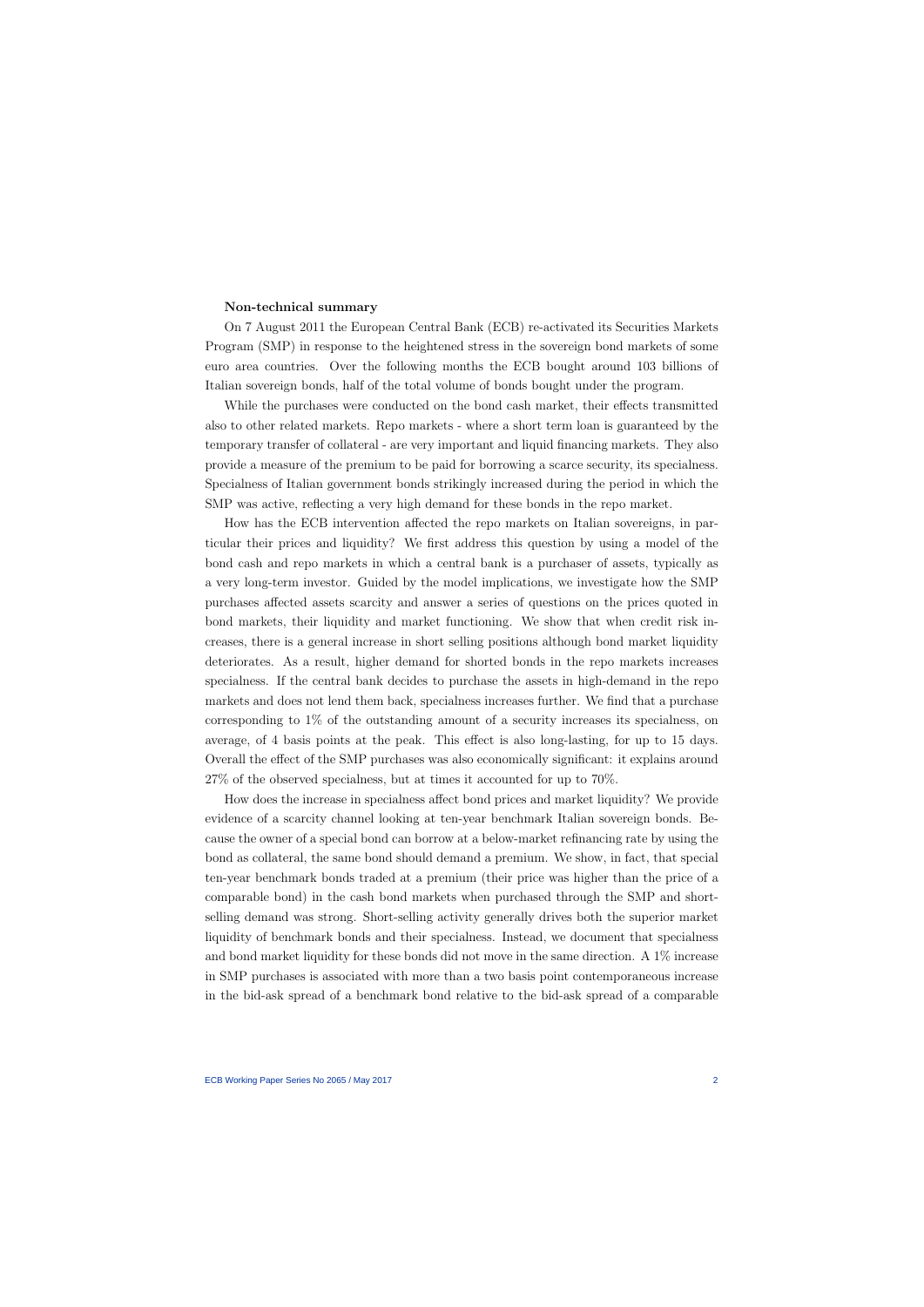**Non-technical summary**

On 7 August 2011 the European Central Bank (ECB) re-activated its Securities Markets Program (SMP) in response to the heightened stress in the sovereign bond markets of some euro area countries. Over the following months the ECB bought around 103 billions of Italian sovereign bonds, half of the total volume of bonds bought under the program.

While the purchases were conducted on the bond cash market, their effects transmitted also to other related markets. Repo markets - where a short term loan is guaranteed by the temporary transfer of collateral - are very important and liquid financing markets. They also provide a measure of the premium to be paid for borrowing a scarce security, its specialness. Specialness of Italian government bonds strikingly increased during the period in which the SMP was active, reflecting a very high demand for these bonds in the repo market.

How has the ECB intervention affected the repo markets on Italian sovereigns, in particular their prices and liquidity? We first address this question by using a model of the bond cash and repo markets in which a central bank is a purchaser of assets, typically as a very long-term investor. Guided by the model implications, we investigate how the SMP purchases affected assets scarcity and answer a series of questions on the prices quoted in bond markets, their liquidity and market functioning. We show that when credit risk increases, there is a general increase in short selling positions although bond market liquidity deteriorates. As a result, higher demand for shorted bonds in the repo markets increases specialness. If the central bank decides to purchase the assets in high-demand in the repo markets and does not lend them back, specialness increases further. We find that a purchase corresponding to 1% of the outstanding amount of a security increases its specialness, on average, of 4 basis points at the peak. This effect is also long-lasting, for up to 15 days. Overall the effect of the SMP purchases was also economically significant: it explains around 27% of the observed specialness, but at times it accounted for up to 70%.

How does the increase in specialness affect bond prices and market liquidity? We provide evidence of a scarcity channel looking at ten-year benchmark Italian sovereign bonds. Because the owner of a special bond can borrow at a below-market refinancing rate by using the bond as collateral, the same bond should demand a premium. We show, in fact, that special ten-year benchmark bonds traded at a premium (their price was higher than the price of a comparable bond) in the cash bond markets when purchased through the SMP and short-selling demand was strong. Short-selling activity generally drives both the superior market liquidity of benchmark bonds and their specialness. Instead, we document that specialness and bond market liquidity for these bonds did not move in the same direction. A 1% increase in SMP purchases is associated with more than a two basis point contemporaneous increase in the bid-ask spread of a benchmark bond relative to the bid-ask spread of a comparable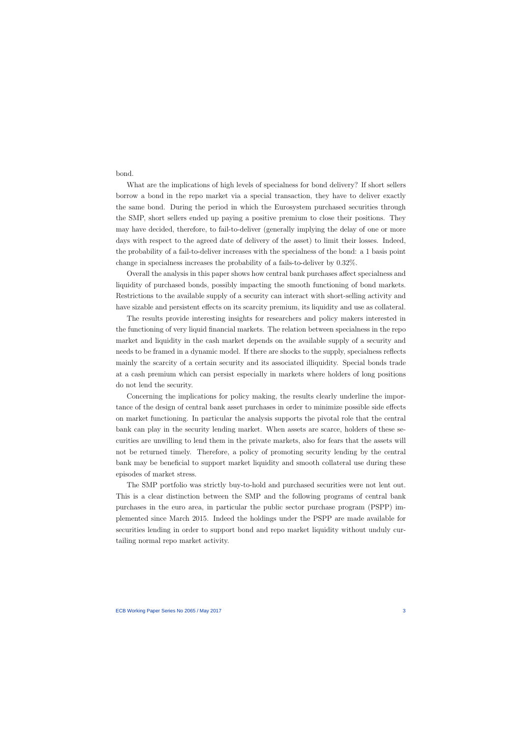bond.

What are the implications of high levels of specialness for bond delivery? If short sellers borrow a bond in the repo market via a special transaction, they have to deliver exactly the same bond. During the period in which the Eurosystem purchased securities through the SMP, short sellers ended up paying a positive premium to close their positions. They may have decided, therefore, to fail-to-deliver (generally implying the delay of one or more days with respect to the agreed date of delivery of the asset) to limit their losses. Indeed, the probability of a fail-to-deliver increases with the specialness of the bond: a 1 basis point change in specialness increases the probability of a fails-to-deliver by 0.32%.

Overall the analysis in this paper shows how central bank purchases affect specialness and liquidity of purchased bonds, possibly impacting the smooth functioning of bond markets. Restrictions to the available supply of a security can interact with short-selling activity and have sizable and persistent effects on its scarcity premium, its liquidity and use as collateral.

The results provide interesting insights for researchers and policy makers interested in the functioning of very liquid financial markets. The relation between specialness in the repo market and liquidity in the cash market depends on the available supply of a security and needs to be framed in a dynamic model. If there are shocks to the supply, specialness reflects mainly the scarcity of a certain security and its associated illiquidity. Special bonds trade at a cash premium which can persist especially in markets where holders of long positions do not lend the security.

Concerning the implications for policy making, the results clearly underline the importance of the design of central bank asset purchases in order to minimize possible side effects on market functioning. In particular the analysis supports the pivotal role that the central bank can play in the security lending market. When assets are scarce, holders of these securities are unwilling to lend them in the private markets, also for fears that the assets will not be returned timely. Therefore, a policy of promoting security lending by the central bank may be beneficial to support market liquidity and smooth collateral use during these episodes of market stress.

The SMP portfolio was strictly buy-to-hold and purchased securities were not lent out. This is a clear distinction between the SMP and the following programs of central bank purchases in the euro area, in particular the public sector purchase program (PSPP) implemented since March 2015. Indeed the holdings under the PSPP are made available for securities lending in order to support bond and repo market liquidity without unduly curtailing normal repo market activity.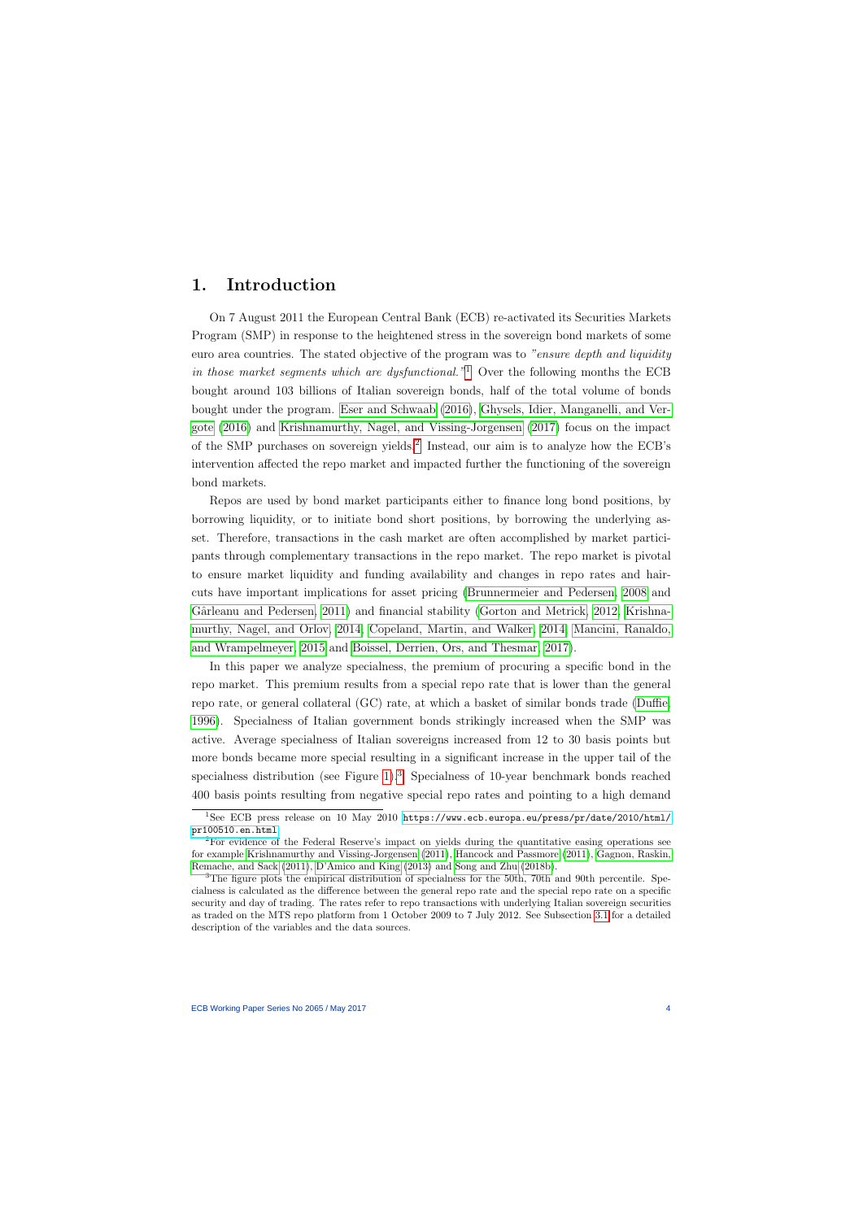# 1. Introduction

On 7 August 2011 the European Central Bank (ECB) re-activated its Securities Markets Program (SMP) in response to the heightened stress in the sovereign bond markets of some euro area countries. The stated objective of the program was to *"ensure depth and liquidity in those market segments which are dysfunctional."*[1] Over the following months the ECB bought around 103 billions of Italian sovereign bonds, half of the total volume of bonds bought under the program. Eser and Schwaab (2016), Ghysels, Idier, Manganelli, and Vergote (2016) and Krishnamurthy, Nagel, and Vissing-Jorgensen (2017) focus on the impact of the SMP purchases on sovereign yields.[2] Instead, our aim is to analyze how the ECB's intervention affected the repo market and impacted further the functioning of the sovereign bond markets.

Repos are used by bond market participants either to finance long bond positions, by borrowing liquidity, or to initiate bond short positions, by borrowing the underlying asset. Therefore, transactions in the cash market are often accomplished by market participants through complementary transactions in the repo market. The repo market is pivotal to ensure market liquidity and funding availability and changes in repo rates and haircuts have important implications for asset pricing (Brunnermeier and Pedersen, 2008 and Gârleanu and Pedersen, 2011) and financial stability (Gorton and Metrick, 2012, Krishnamurthy, Nagel, and Orlov, 2014, Copeland, Martin, and Walker, 2014, Mancini, Ranaldo, and Wrampelmeyer, 2015 and Boissel, Derrien, Ors, and Thesmar, 2017).

In this paper we analyze specialness, the premium of procuring a specific bond in the repo market. This premium results from a special repo rate that is lower than the general repo rate, or general collateral (GC) rate, at which a basket of similar bonds trade (Duffie, 1996). Specialness of Italian government bonds strikingly increased when the SMP was active. Average specialness of Italian sovereigns increased from 12 to 30 basis points but more bonds became more special resulting in a significant increase in the upper tail of the specialness distribution (see Figure 1).[3] Specialness of 10-year benchmark bonds reached 400 basis points resulting from negative special repo rates and pointing to a high demand

---

[1] See ECB press release on 10 May 2010 https://www.ecb.europa.eu/press/pr/date/2010/html/pr100510.en.html.

[2] For evidence of the Federal Reserve's impact on yields during the quantitative easing operations see for example Krishnamurthy and Vissing-Jorgensen (2011), Hancock and Passmore (2011), Gagnon, Raskin, Remache, and Sack (2011), D'Amico and King (2013) and Song and Zhu (2018b).

[3] The figure plots the empirical distribution of specialness for the 50th, 70th and 90th percentile. Specialness is calculated as the difference between the general repo rate and the special repo rate on a specific security and day of trading. The rates refer to repo transactions with underlying Italian sovereign securities as traded on the MTS repo platform from 1 October 2009 to 7 July 2012. See Subsection 3.1 for a detailed description of the variables and the data sources.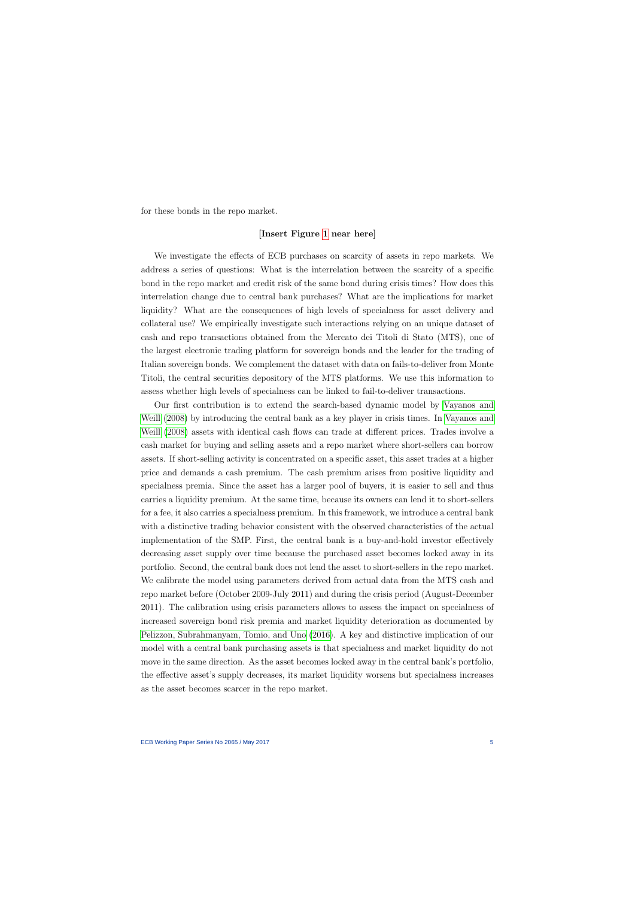for these bonds in the repo market.

**[Insert Figure 1 near here]**

We investigate the effects of ECB purchases on scarcity of assets in repo markets. We address a series of questions: What is the interrelation between the scarcity of a specific bond in the repo market and credit risk of the same bond during crisis times? How does this interrelation change due to central bank purchases? What are the implications for market liquidity? What are the consequences of high levels of specialness for asset delivery and collateral use? We empirically investigate such interactions relying on an unique dataset of cash and repo transactions obtained from the Mercato dei Titoli di Stato (MTS), one of the largest electronic trading platform for sovereign bonds and the leader for the trading of Italian sovereign bonds. We complement the dataset with data on fails-to-deliver from Monte Titoli, the central securities depository of the MTS platforms. We use this information to assess whether high levels of specialness can be linked to fail-to-deliver transactions.

Our first contribution is to extend the search-based dynamic model by Vayanos and Weill (2008) by introducing the central bank as a key player in crisis times. In Vayanos and Weill (2008) assets with identical cash flows can trade at different prices. Trades involve a cash market for buying and selling assets and a repo market where short-sellers can borrow assets. If short-selling activity is concentrated on a specific asset, this asset trades at a higher price and demands a cash premium. The cash premium arises from positive liquidity and specialness premia. Since the asset has a larger pool of buyers, it is easier to sell and thus carries a liquidity premium. At the same time, because its owners can lend it to short-sellers for a fee, it also carries a specialness premium. In this framework, we introduce a central bank with a distinctive trading behavior consistent with the observed characteristics of the actual implementation of the SMP. First, the central bank is a buy-and-hold investor effectively decreasing asset supply over time because the purchased asset becomes locked away in its portfolio. Second, the central bank does not lend the asset to short-sellers in the repo market. We calibrate the model using parameters derived from actual data from the MTS cash and repo market before (October 2009-July 2011) and during the crisis period (August-December 2011). The calibration using crisis parameters allows to assess the impact on specialness of increased sovereign bond risk premia and market liquidity deterioration as documented by Pelizzon, Subrahmanyam, Tomio, and Uno (2016). A key and distinctive implication of our model with a central bank purchasing assets is that specialness and market liquidity do not move in the same direction. As the asset becomes locked away in the central bank's portfolio, the effective asset's supply decreases, its market liquidity worsens but specialness increases as the asset becomes scarcer in the repo market.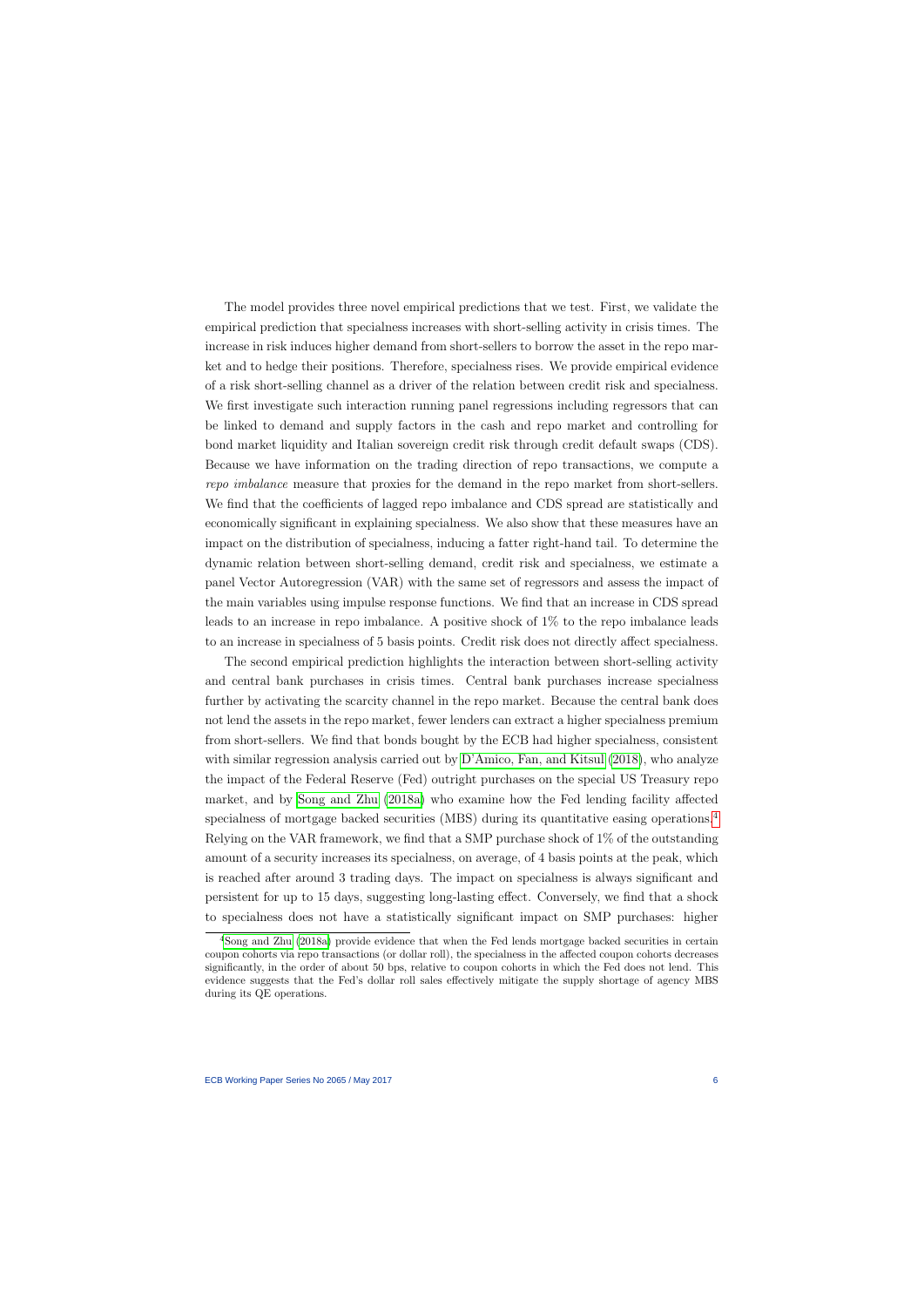The model provides three novel empirical predictions that we test. First, we validate the empirical prediction that specialness increases with short-selling activity in crisis times. The increase in risk induces higher demand from short-sellers to borrow the asset in the repo market and to hedge their positions. Therefore, specialness rises. We provide empirical evidence of a risk short-selling channel as a driver of the relation between credit risk and specialness. We first investigate such interaction running panel regressions including regressors that can be linked to demand and supply factors in the cash and repo market and controlling for bond market liquidity and Italian sovereign credit risk through credit default swaps (CDS). Because we have information on the trading direction of repo transactions, we compute a *repo imbalance* measure that proxies for the demand in the repo market from short-sellers. We find that the coefficients of lagged repo imbalance and CDS spread are statistically and economically significant in explaining specialness. We also show that these measures have an impact on the distribution of specialness, inducing a fatter right-hand tail. To determine the dynamic relation between short-selling demand, credit risk and specialness, we estimate a panel Vector Autoregression (VAR) with the same set of regressors and assess the impact of the main variables using impulse response functions. We find that an increase in CDS spread leads to an increase in repo imbalance. A positive shock of 1% to the repo imbalance leads to an increase in specialness of 5 basis points. Credit risk does not directly affect specialness.

The second empirical prediction highlights the interaction between short-selling activity and central bank purchases in crisis times. Central bank purchases increase specialness further by activating the scarcity channel in the repo market. Because the central bank does not lend the assets in the repo market, fewer lenders can extract a higher specialness premium from short-sellers. We find that bonds bought by the ECB had higher specialness, consistent with similar regression analysis carried out by D'Amico, Fan, and Kitsul (2018), who analyze the impact of the Federal Reserve (Fed) outright purchases on the special US Treasury repo market, and by Song and Zhu (2018a) who examine how the Fed lending facility affected specialness of mortgage backed securities (MBS) during its quantitative easing operations.[4] Relying on the VAR framework, we find that a SMP purchase shock of 1% of the outstanding amount of a security increases its specialness, on average, of 4 basis points at the peak, which is reached after around 3 trading days. The impact on specialness is always significant and persistent for up to 15 days, suggesting long-lasting effect. Conversely, we find that a shock to specialness does not have a statistically significant impact on SMP purchases: higher

[4] Song and Zhu (2018a) provide evidence that when the Fed lends mortgage backed securities in certain coupon cohorts via repo transactions (or dollar roll), the specialness in the affected coupon cohorts decreases significantly, in the order of about 50 bps, relative to coupon cohorts in which the Fed does not lend. This evidence suggests that the Fed's dollar roll sales effectively mitigate the supply shortage of agency MBS during its QE operations.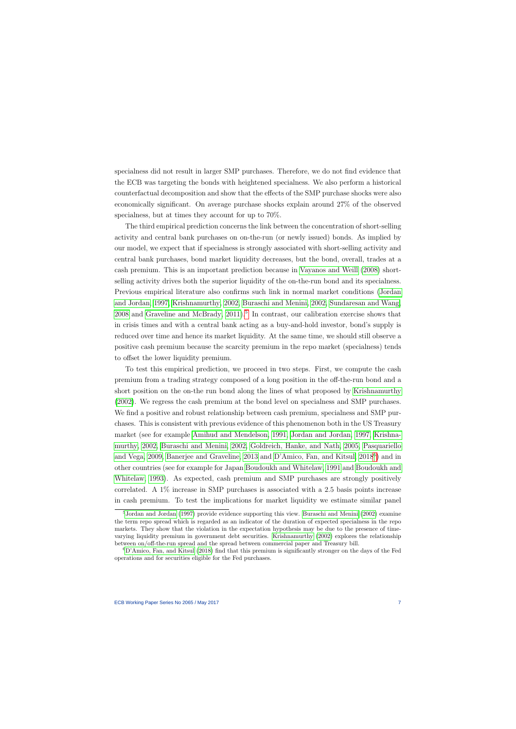specialness did not result in larger SMP purchases. Therefore, we do not find evidence that the ECB was targeting the bonds with heightened specialness. We also perform a historical counterfactual decomposition and show that the effects of the SMP purchase shocks were also economically significant. On average purchase shocks explain around 27% of the observed specialness, but at times they account for up to 70%.

The third empirical prediction concerns the link between the concentration of short-selling activity and central bank purchases on on-the-run (or newly issued) bonds. As implied by our model, we expect that if specialness is strongly associated with short-selling activity and central bank purchases, bond market liquidity decreases, but the bond, overall, trades at a cash premium. This is an important prediction because in Vayanos and Weill (2008) short-selling activity drives both the superior liquidity of the on-the-run bond and its specialness. Previous empirical literature also confirms such link in normal market conditions (Jordan and Jordan, 1997, Krishnamurthy, 2002, Buraschi and Menini, 2002, Sundaresan and Wang, 2008 and Graveline and McBrady, 2011).[5] In contrast, our calibration exercise shows that in crisis times and with a central bank acting as a buy-and-hold investor, bond's supply is reduced over time and hence its market liquidity. At the same time, we should still observe a positive cash premium because the scarcity premium in the repo market (specialness) tends to offset the lower liquidity premium.

To test this empirical prediction, we proceed in two steps. First, we compute the cash premium from a trading strategy composed of a long position in the off-the-run bond and a short position on the on-the run bond along the lines of what proposed by Krishnamurthy (2002). We regress the cash premium at the bond level on specialness and SMP purchases. We find a positive and robust relationship between cash premium, specialness and SMP purchases. This is consistent with previous evidence of this phenomenon both in the US Treasury market (see for example Amihud and Mendelson, 1991, Jordan and Jordan, 1997, Krishnamurthy, 2002, Buraschi and Menini, 2002, Goldreich, Hanke, and Nath, 2005, Pasquariello and Vega, 2009, Banerjee and Graveline, 2013 and D'Amico, Fan, and Kitsul, 2018[6]) and in other countries (see for example for Japan Boudoukh and Whitelaw, 1991 and Boudoukh and Whitelaw, 1993). As expected, cash premium and SMP purchases are strongly positively correlated. A 1% increase in SMP purchases is associated with a 2.5 basis points increase in cash premium. To test the implications for market liquidity we estimate similar panel

---

[5] Jordan and Jordan (1997) provide evidence supporting this view. Buraschi and Menini (2002) examine the term repo spread which is regarded as an indicator of the duration of expected specialness in the repo markets. They show that the violation in the expectation hypothesis may be due to the presence of time-varying liquidity premium in government debt securities. Krishnamurthy (2002) explores the relationship between on/off-the-run spread and the spread between commercial paper and Treasury bill.

[6] D'Amico, Fan, and Kitsul (2018) find that this premium is significantly stronger on the days of the Fed operations and for securities eligible for the Fed purchases.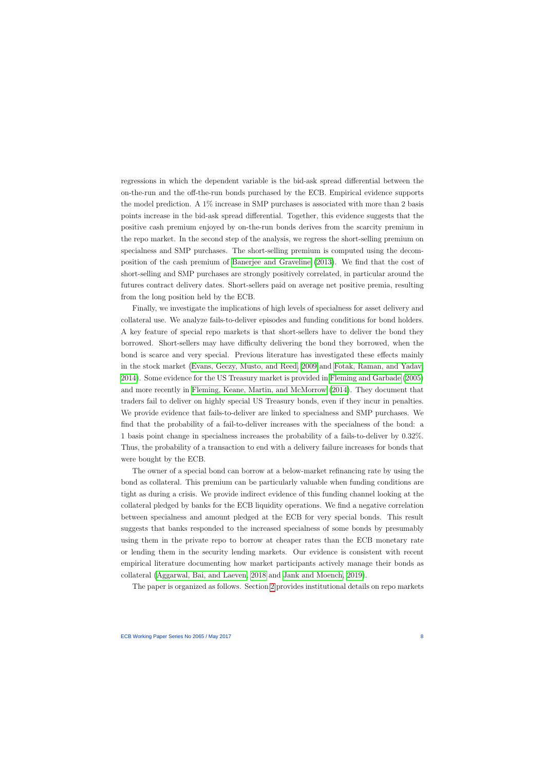regressions in which the dependent variable is the bid-ask spread differential between the on-the-run and the off-the-run bonds purchased by the ECB. Empirical evidence supports the model prediction. A 1% increase in SMP purchases is associated with more than 2 basis points increase in the bid-ask spread differential. Together, this evidence suggests that the positive cash premium enjoyed by on-the-run bonds derives from the scarcity premium in the repo market. In the second step of the analysis, we regress the short-selling premium on specialness and SMP purchases. The short-selling premium is computed using the decomposition of the cash premium of Banerjee and Graveline (2013). We find that the cost of short-selling and SMP purchases are strongly positively correlated, in particular around the futures contract delivery dates. Short-sellers paid on average net positive premia, resulting from the long position held by the ECB.

Finally, we investigate the implications of high levels of specialness for asset delivery and collateral use. We analyze fails-to-deliver episodes and funding conditions for bond holders. A key feature of special repo markets is that short-sellers have to deliver the bond they borrowed. Short-sellers may have difficulty delivering the bond they borrowed, when the bond is scarce and very special. Previous literature has investigated these effects mainly in the stock market (Evans, Geczy, Musto, and Reed, 2009 and Fotak, Raman, and Yadav, 2014). Some evidence for the US Treasury market is provided in Fleming and Garbade (2005) and more recently in Fleming, Keane, Martin, and McMorrow (2014). They document that traders fail to deliver on highly special US Treasury bonds, even if they incur in penalties. We provide evidence that fails-to-deliver are linked to specialness and SMP purchases. We find that the probability of a fail-to-deliver increases with the specialness of the bond: a 1 basis point change in specialness increases the probability of a fails-to-deliver by 0.32%. Thus, the probability of a transaction to end with a delivery failure increases for bonds that were bought by the ECB.

The owner of a special bond can borrow at a below-market refinancing rate by using the bond as collateral. This premium can be particularly valuable when funding conditions are tight as during a crisis. We provide indirect evidence of this funding channel looking at the collateral pledged by banks for the ECB liquidity operations. We find a negative correlation between specialness and amount pledged at the ECB for very special bonds. This result suggests that banks responded to the increased specialness of some bonds by presumably using them in the private repo to borrow at cheaper rates than the ECB monetary rate or lending them in the security lending markets. Our evidence is consistent with recent empirical literature documenting how market participants actively manage their bonds as collateral (Aggarwal, Bai, and Laeven, 2018 and Jank and Moench, 2019).

The paper is organized as follows. Section 2 provides institutional details on repo markets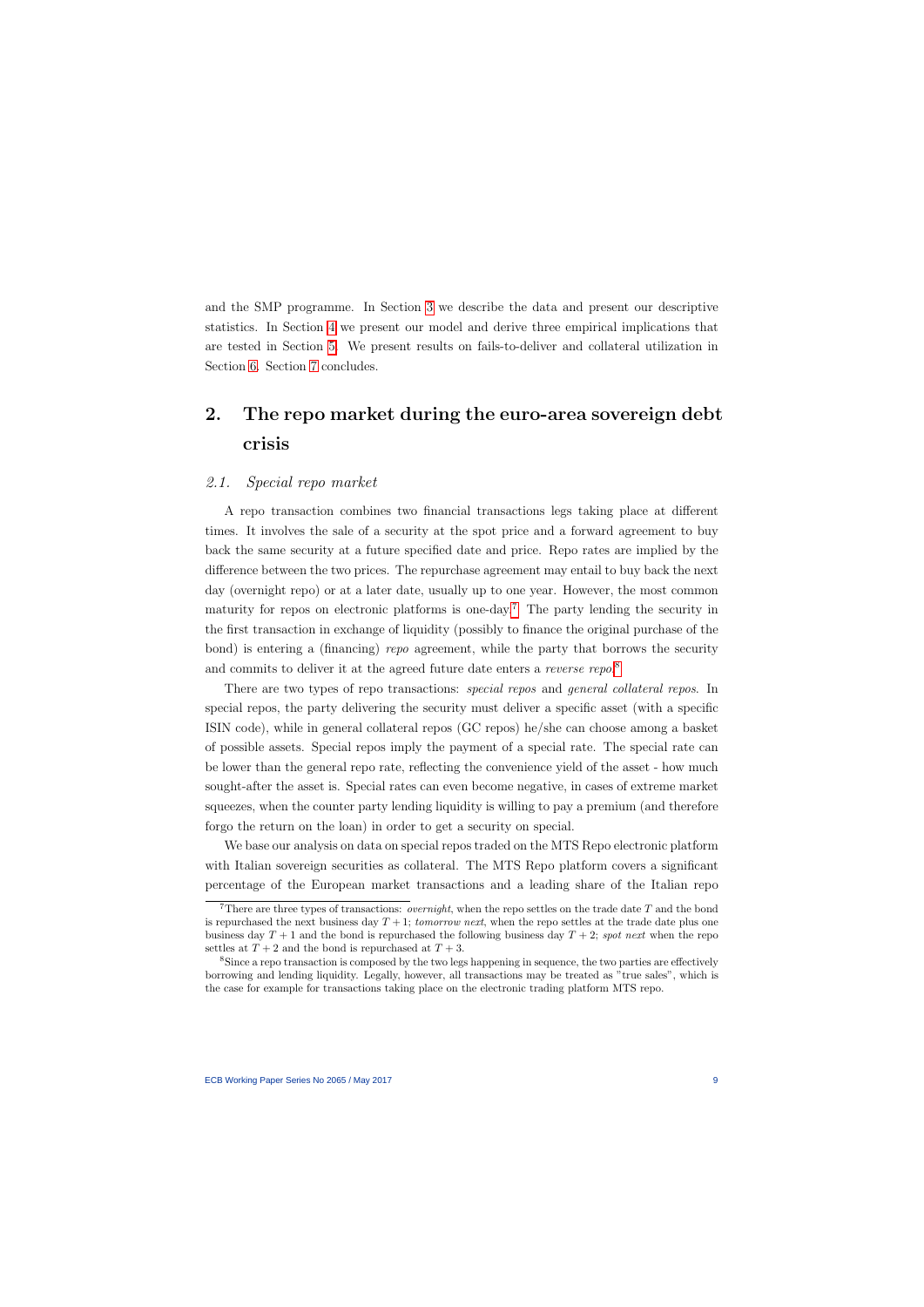and the SMP programme. In Section 3 we describe the data and present our descriptive statistics. In Section 4 we present our model and derive three empirical implications that are tested in Section 5. We present results on fails-to-deliver and collateral utilization in Section 6. Section 7 concludes.

# 2. The repo market during the euro-area sovereign debt crisis

## 2.1. *Special repo market*

A repo transaction combines two financial transactions legs taking place at different times. It involves the sale of a security at the spot price and a forward agreement to buy back the same security at a future specified date and price. Repo rates are implied by the difference between the two prices. The repurchase agreement may entail to buy back the next day (overnight repo) or at a later date, usually up to one year. However, the most common maturity for repos on electronic platforms is one-day.[7] The party lending the security in the first transaction in exchange of liquidity (possibly to finance the original purchase of the bond) is entering a (financing) *repo* agreement, while the party that borrows the security and commits to deliver it at the agreed future date enters a *reverse repo*.[8]

There are two types of repo transactions: *special repos* and *general collateral repos*. In special repos, the party delivering the security must deliver a specific asset (with a specific ISIN code), while in general collateral repos (GC repos) he/she can choose among a basket of possible assets. Special repos imply the payment of a special rate. The special rate can be lower than the general repo rate, reflecting the convenience yield of the asset - how much sought-after the asset is. Special rates can even become negative, in cases of extreme market squeezes, when the counter party lending liquidity is willing to pay a premium (and therefore forgo the return on the loan) in order to get a security on special.

We base our analysis on data on special repos traded on the MTS Repo electronic platform with Italian sovereign securities as collateral. The MTS Repo platform covers a significant percentage of the European market transactions and a leading share of the Italian repo

[7] There are three types of transactions: *overnight*, when the repo settles on the trade date $T$ and the bond is repurchased the next business day $T+1$; *tomorrow next*, when the repo settles at the trade date plus one business day $T+1$ and the bond is repurchased the following business day $T+2$; *spot next* when the repo settles at $T+2$ and the bond is repurchased at $T+3$.

[8] Since a repo transaction is composed by the two legs happening in sequence, the two parties are effectively borrowing and lending liquidity. Legally, however, all transactions may be treated as "true sales", which is the case for example for transactions taking place on the electronic trading platform MTS repo.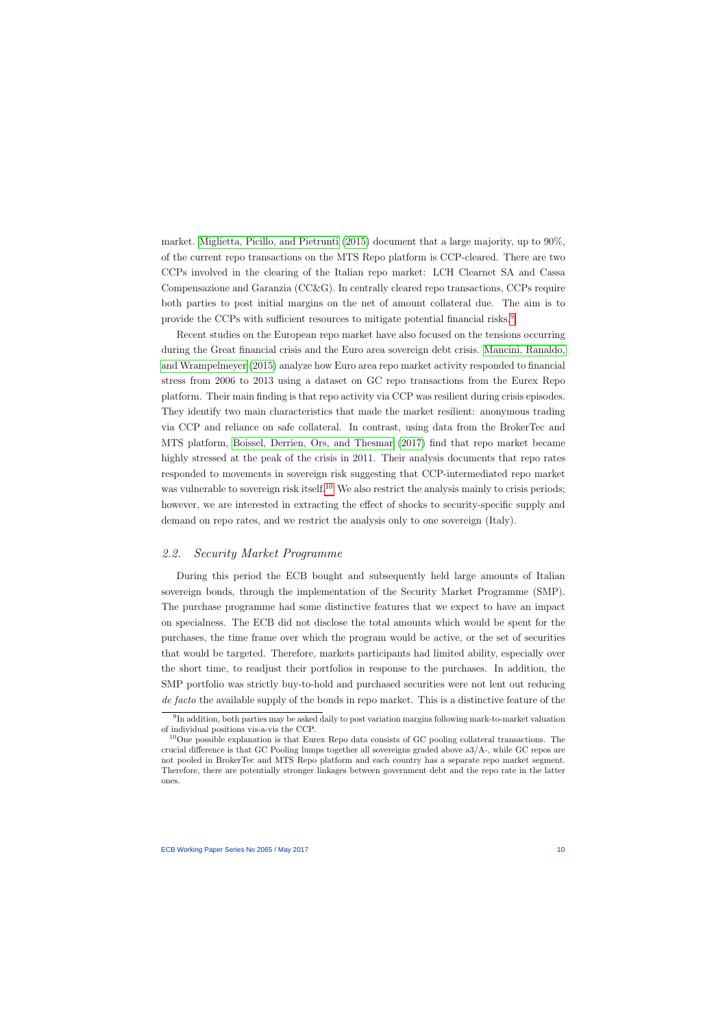market. Miglietta, Picillo, and Pietrunti (2015) document that a large majority, up to 90%, of the current repo transactions on the MTS Repo platform is CCP-cleared. There are two CCPs involved in the clearing of the Italian repo market: LCH Clearnet SA and Cassa Compensazione and Garanzia (CC&G). In centrally cleared repo transactions, CCPs require both parties to post initial margins on the net of amount collateral due. The aim is to provide the CCPs with sufficient resources to mitigate potential financial risks.[9]

Recent studies on the European repo market have also focused on the tensions occurring during the Great financial crisis and the Euro area sovereign debt crisis. Mancini, Ranaldo, and Wrampelmeyer (2015) analyze how Euro area repo market activity responded to financial stress from 2006 to 2013 using a dataset on GC repo transactions from the Eurex Repo platform. Their main finding is that repo activity via CCP was resilient during crisis episodes. They identify two main characteristics that made the market resilient: anonymous trading via CCP and reliance on safe collateral. In contrast, using data from the BrokerTec and MTS platform, Boissel, Derrien, Ors, and Thesmar (2017) find that repo market became highly stressed at the peak of the crisis in 2011. Their analysis documents that repo rates responded to movements in sovereign risk suggesting that CCP-intermediated repo market was vulnerable to sovereign risk itself.[10] We also restrict the analysis mainly to crisis periods; however, we are interested in extracting the effect of shocks to security-specific supply and demand on repo rates, and we restrict the analysis only to one sovereign (Italy).

## *2.2. Security Market Programme*

During this period the ECB bought and subsequently held large amounts of Italian sovereign bonds, through the implementation of the Security Market Programme (SMP). The purchase programme had some distinctive features that we expect to have an impact on specialness. The ECB did not disclose the total amounts which would be spent for the purchases, the time frame over which the program would be active, or the set of securities that would be targeted. Therefore, markets participants had limited ability, especially over the short time, to readjust their portfolios in response to the purchases. In addition, the SMP portfolio was strictly buy-to-hold and purchased securities were not lent out reducing *de facto* the available supply of the bonds in repo market. This is a distinctive feature of the

[9] In addition, both parties may be asked daily to post variation margins following mark-to-market valuation of individual positions vis-a-vis the CCP.

[10] One possible explanation is that Eurex Repo data consists of GC pooling collateral transactions. The crucial difference is that GC Pooling lumps together all sovereigns graded above a3/A-, while GC repos are not pooled in BrokerTec and MTS Repo platform and each country has a separate repo market segment. Therefore, there are potentially stronger linkages between government debt and the repo rate in the latter ones.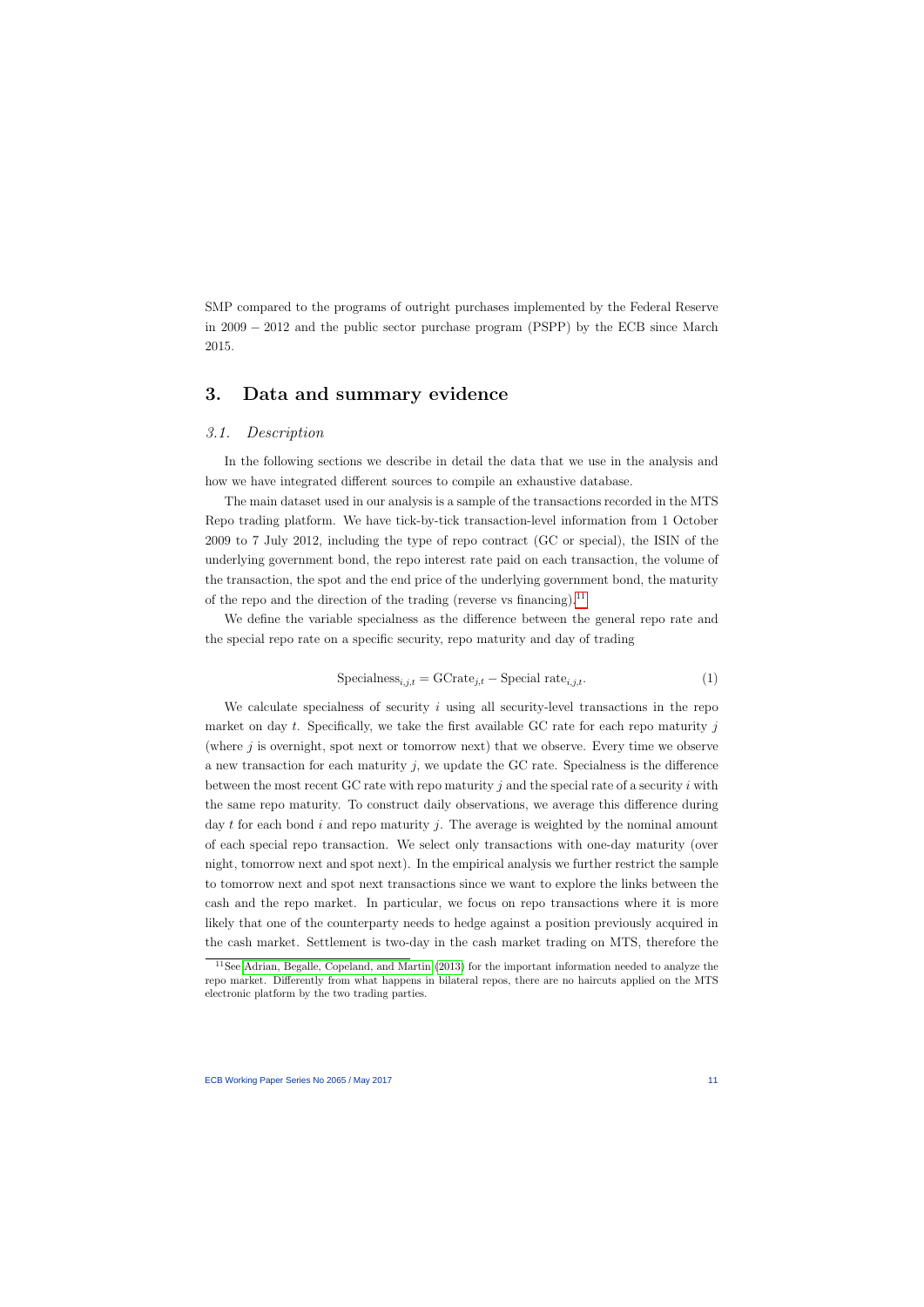SMP compared to the programs of outright purchases implemented by the Federal Reserve in 2009 − 2012 and the public sector purchase program (PSPP) by the ECB since March 2015.

## 3. Data and summary evidence

### *3.1. Description*

In the following sections we describe in detail the data that we use in the analysis and how we have integrated different sources to compile an exhaustive database.

The main dataset used in our analysis is a sample of the transactions recorded in the MTS Repo trading platform. We have tick-by-tick transaction-level information from 1 October 2009 to 7 July 2012, including the type of repo contract (GC or special), the ISIN of the underlying government bond, the repo interest rate paid on each transaction, the volume of the transaction, the spot and the end price of the underlying government bond, the maturity of the repo and the direction of the trading (reverse vs financing).[11]

We define the variable specialness as the difference between the general repo rate and the special repo rate on a specific security, repo maturity and day of trading

$$\text{Specialness}_{i,j,t} = \text{GCrate}_{j,t} - \text{Special rate}_{i,j,t}. \tag{1}$$

We calculate specialness of security $i$ using all security-level transactions in the repo market on day $t$. Specifically, we take the first available GC rate for each repo maturity $j$ (where $j$ is overnight, spot next or tomorrow next) that we observe. Every time we observe a new transaction for each maturity $j$, we update the GC rate. Specialness is the difference between the most recent GC rate with repo maturity $j$ and the special rate of a security $i$ with the same repo maturity. To construct daily observations, we average this difference during day $t$ for each bond $i$ and repo maturity $j$. The average is weighted by the nominal amount of each special repo transaction. We select only transactions with one-day maturity (over night, tomorrow next and spot next). In the empirical analysis we further restrict the sample to tomorrow next and spot next transactions since we want to explore the links between the cash and the repo market. In particular, we focus on repo transactions where it is more likely that one of the counterparty needs to hedge against a position previously acquired in the cash market. Settlement is two-day in the cash market trading on MTS, therefore the

[11] See Adrian, Begalle, Copeland, and Martin (2013) for the important information needed to analyze the repo market. Differently from what happens in bilateral repos, there are no haircuts applied on the MTS electronic platform by the two trading parties.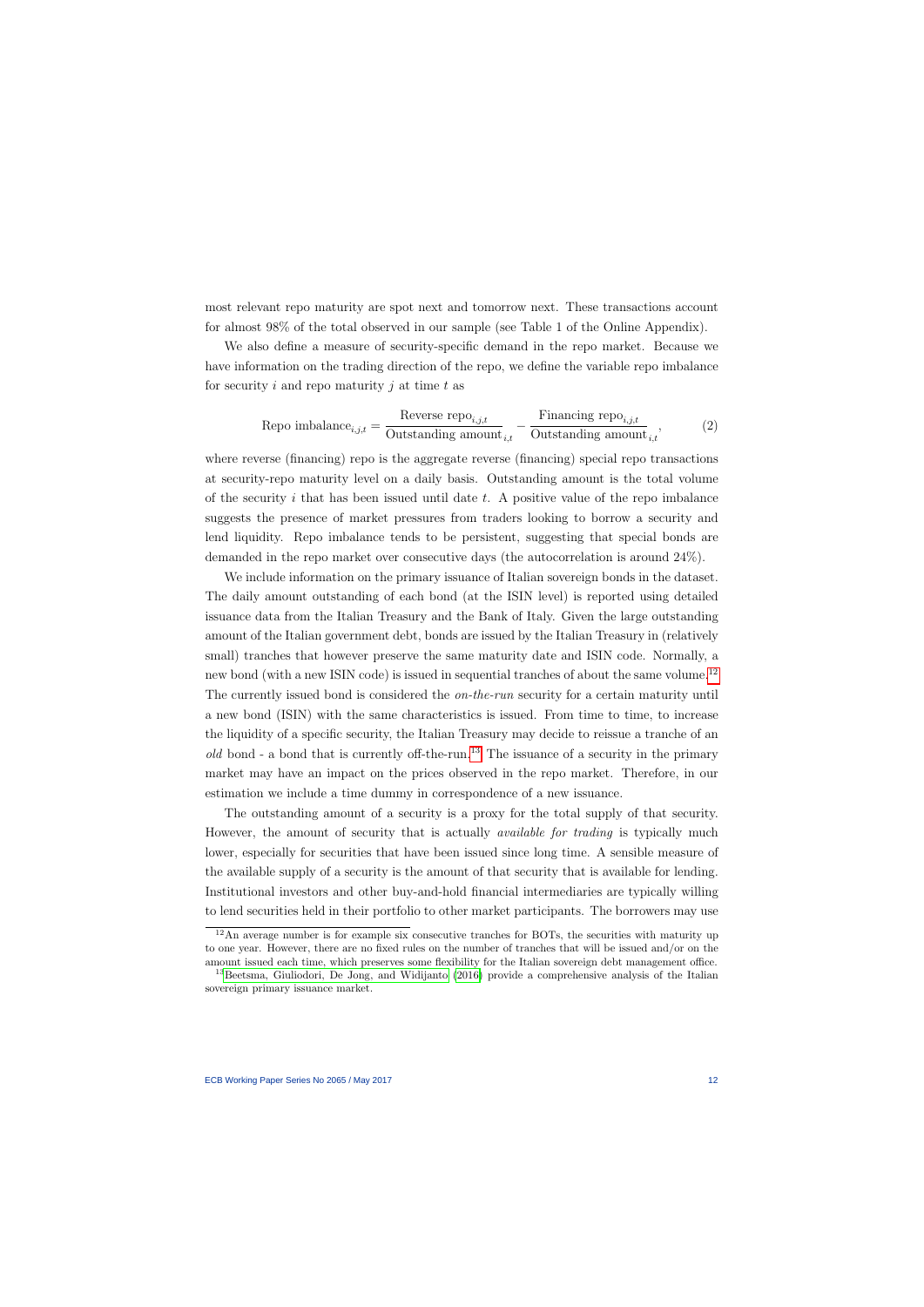most relevant repo maturity are spot next and tomorrow next. These transactions account for almost 98% of the total observed in our sample (see Table 1 of the Online Appendix).

We also define a measure of security-specific demand in the repo market. Because we have information on the trading direction of the repo, we define the variable repo imbalance for security $i$ and repo maturity $j$ at time $t$ as

$$\text{Repo imbalance}_{i,j,t} = \frac{\text{Reverse repo}_{i,j,t}}{\text{Outstanding amount}_{i,t}} - \frac{\text{Financing repo}_{i,j,t}}{\text{Outstanding amount}_{i,t}}, \tag{2}$$

where reverse (financing) repo is the aggregate reverse (financing) special repo transactions at security-repo maturity level on a daily basis. Outstanding amount is the total volume of the security $i$ that has been issued until date $t$. A positive value of the repo imbalance suggests the presence of market pressures from traders looking to borrow a security and lend liquidity. Repo imbalance tends to be persistent, suggesting that special bonds are demanded in the repo market over consecutive days (the autocorrelation is around 24%).

We include information on the primary issuance of Italian sovereign bonds in the dataset. The daily amount outstanding of each bond (at the ISIN level) is reported using detailed issuance data from the Italian Treasury and the Bank of Italy. Given the large outstanding amount of the Italian government debt, bonds are issued by the Italian Treasury in (relatively small) tranches that however preserve the same maturity date and ISIN code. Normally, a new bond (with a new ISIN code) is issued in sequential tranches of about the same volume.[12] The currently issued bond is considered the *on-the-run* security for a certain maturity until a new bond (ISIN) with the same characteristics is issued. From time to time, to increase the liquidity of a specific security, the Italian Treasury may decide to reissue a tranche of an *old* bond - a bond that is currently off-the-run.[13] The issuance of a security in the primary market may have an impact on the prices observed in the repo market. Therefore, in our estimation we include a time dummy in correspondence of a new issuance.

The outstanding amount of a security is a proxy for the total supply of that security. However, the amount of security that is actually *available for trading* is typically much lower, especially for securities that have been issued since long time. A sensible measure of the available supply of a security is the amount of that security that is available for lending. Institutional investors and other buy-and-hold financial intermediaries are typically willing to lend securities held in their portfolio to other market participants. The borrowers may use

[12] An average number is for example six consecutive tranches for BOTs, the securities with maturity up to one year. However, there are no fixed rules on the number of tranches that will be issued and/or on the amount issued each time, which preserves some flexibility for the Italian sovereign debt management office.

[13] Beetsma, Giuliodori, De Jong, and Widijanto (2016) provide a comprehensive analysis of the Italian sovereign primary issuance market.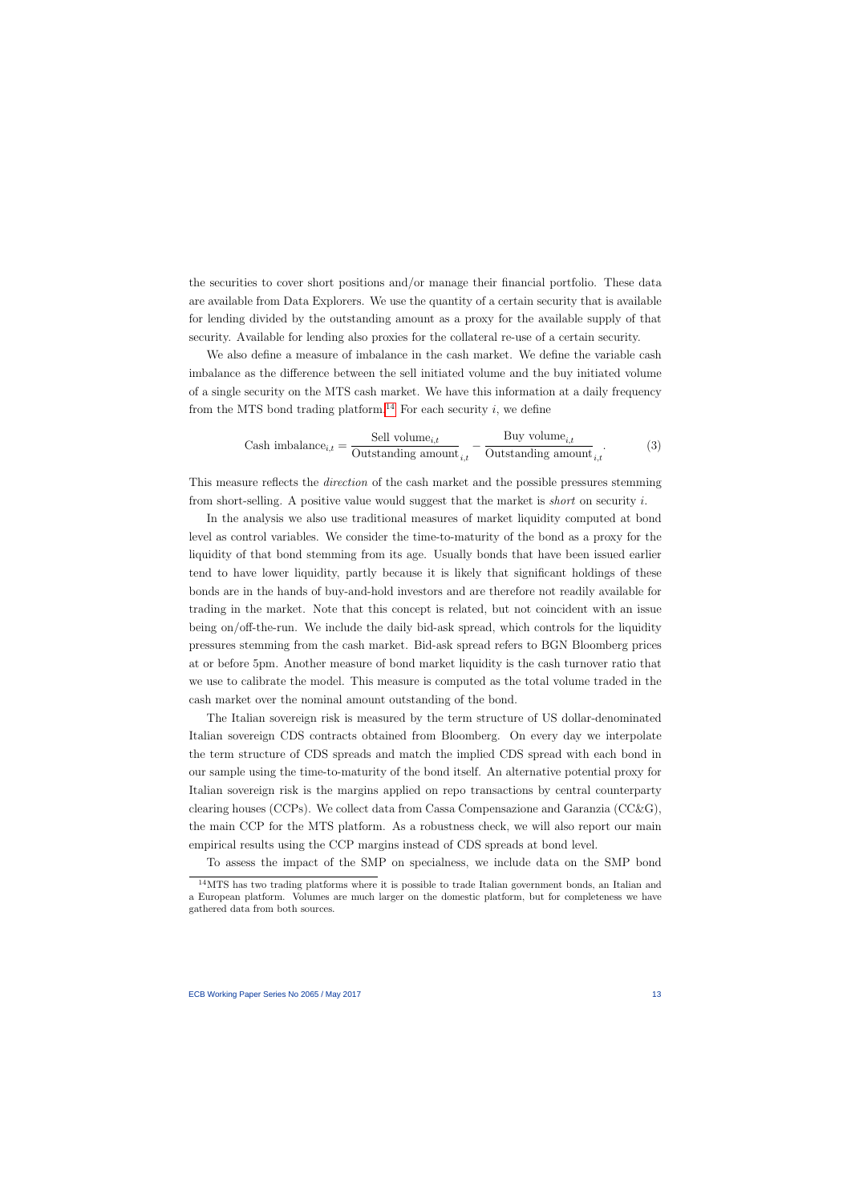the securities to cover short positions and/or manage their financial portfolio. These data are available from Data Explorers. We use the quantity of a certain security that is available for lending divided by the outstanding amount as a proxy for the available supply of that security. Available for lending also proxies for the collateral re-use of a certain security.

We also define a measure of imbalance in the cash market. We define the variable cash imbalance as the difference between the sell initiated volume and the buy initiated volume of a single security on the MTS cash market. We have this information at a daily frequency from the MTS bond trading platform.[14] For each security $i$, we define

$$\text{Cash imbalance}_{i,t} = \frac{\text{Sell volume}_{i,t}}{\text{Outstanding amount}_{i,t}} - \frac{\text{Buy volume}_{i,t}}{\text{Outstanding amount}_{i,t}}. \tag{3}$$

This measure reflects the *direction* of the cash market and the possible pressures stemming from short-selling. A positive value would suggest that the market is *short* on security $i$.

In the analysis we also use traditional measures of market liquidity computed at bond level as control variables. We consider the time-to-maturity of the bond as a proxy for the liquidity of that bond stemming from its age. Usually bonds that have been issued earlier tend to have lower liquidity, partly because it is likely that significant holdings of these bonds are in the hands of buy-and-hold investors and are therefore not readily available for trading in the market. Note that this concept is related, but not coincident with an issue being on/off-the-run. We include the daily bid-ask spread, which controls for the liquidity pressures stemming from the cash market. Bid-ask spread refers to BGN Bloomberg prices at or before 5pm. Another measure of bond market liquidity is the cash turnover ratio that we use to calibrate the model. This measure is computed as the total volume traded in the cash market over the nominal amount outstanding of the bond.

The Italian sovereign risk is measured by the term structure of US dollar-denominated Italian sovereign CDS contracts obtained from Bloomberg. On every day we interpolate the term structure of CDS spreads and match the implied CDS spread with each bond in our sample using the time-to-maturity of the bond itself. An alternative potential proxy for Italian sovereign risk is the margins applied on repo transactions by central counterparty clearing houses (CCPs). We collect data from Cassa Compensazione and Garanzia (CC&G), the main CCP for the MTS platform. As a robustness check, we will also report our main empirical results using the CCP margins instead of CDS spreads at bond level.

To assess the impact of the SMP on specialness, we include data on the SMP bond

[14] MTS has two trading platforms where it is possible to trade Italian government bonds, an Italian and a European platform. Volumes are much larger on the domestic platform, but for completeness we have gathered data from both sources.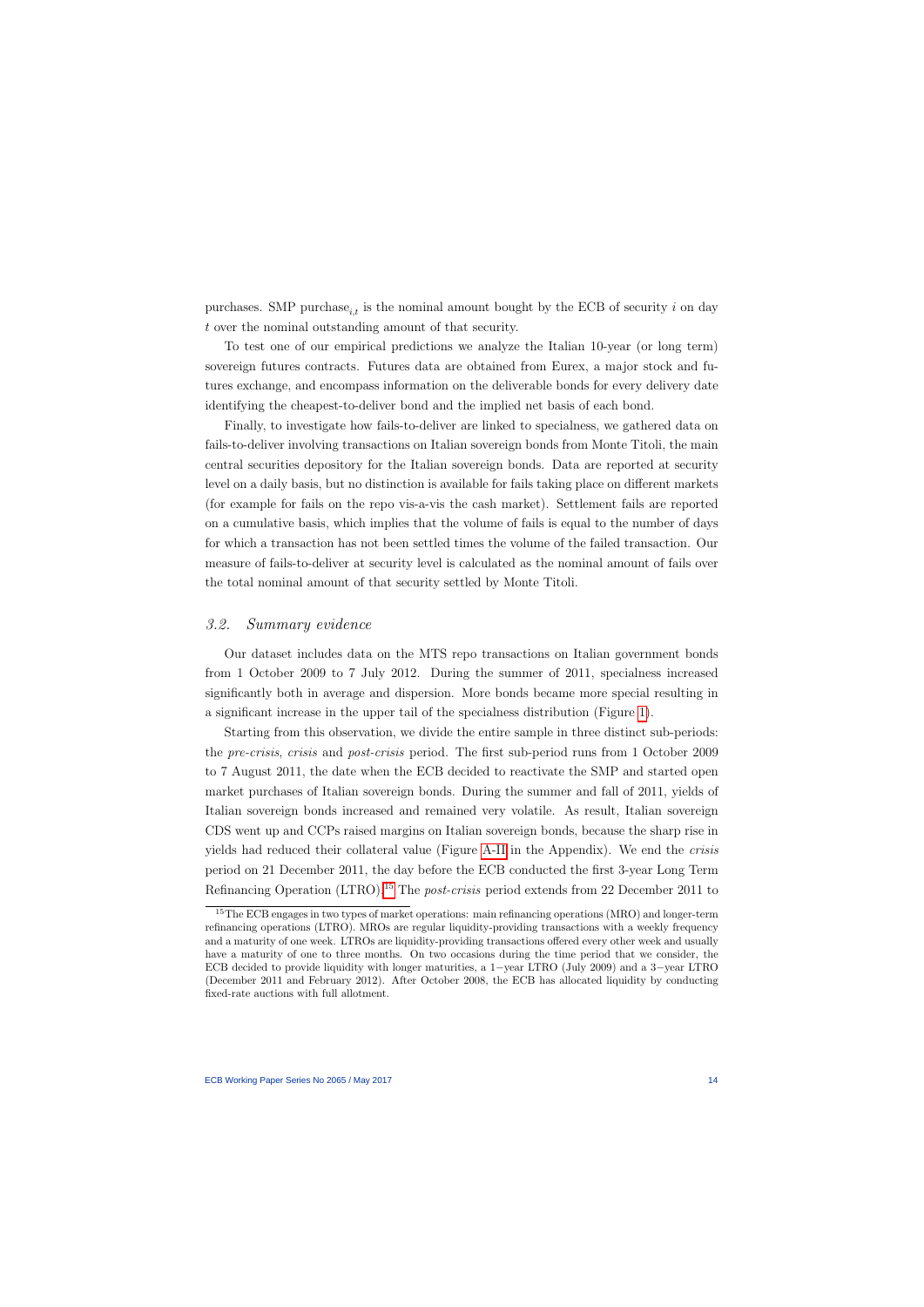purchases. SMP $\text{purchase}_{i,t}$ is the nominal amount bought by the ECB of security $i$ on day $t$ over the nominal outstanding amount of that security.

To test one of our empirical predictions we analyze the Italian 10-year (or long term) sovereign futures contracts. Futures data are obtained from Eurex, a major stock and futures exchange, and encompass information on the deliverable bonds for every delivery date identifying the cheapest-to-deliver bond and the implied net basis of each bond.

Finally, to investigate how fails-to-deliver are linked to specialness, we gathered data on fails-to-deliver involving transactions on Italian sovereign bonds from Monte Titoli, the main central securities depository for the Italian sovereign bonds. Data are reported at security level on a daily basis, but no distinction is available for fails taking place on different markets (for example for fails on the repo vis-a-vis the cash market). Settlement fails are reported on a cumulative basis, which implies that the volume of fails is equal to the number of days for which a transaction has not been settled times the volume of the failed transaction. Our measure of fails-to-deliver at security level is calculated as the nominal amount of fails over the total nominal amount of that security settled by Monte Titoli.

### 3.2. *Summary evidence*

Our dataset includes data on the MTS repo transactions on Italian government bonds from 1 October 2009 to 7 July 2012. During the summer of 2011, specialness increased significantly both in average and dispersion. More bonds became more special resulting in a significant increase in the upper tail of the specialness distribution (Figure 1).

Starting from this observation, we divide the entire sample in three distinct sub-periods: the *pre-crisis*, *crisis* and *post-crisis* period. The first sub-period runs from 1 October 2009 to 7 August 2011, the date when the ECB decided to reactivate the SMP and started open market purchases of Italian sovereign bonds. During the summer and fall of 2011, yields of Italian sovereign bonds increased and remained very volatile. As result, Italian sovereign CDS went up and CCPs raised margins on Italian sovereign bonds, because the sharp rise in yields had reduced their collateral value (Figure A-II in the Appendix). We end the *crisis* period on 21 December 2011, the day before the ECB conducted the first 3-year Long Term Refinancing Operation (LTRO).[15] The *post-crisis* period extends from 22 December 2011 to

[15] The ECB engages in two types of market operations: main refinancing operations (MRO) and longer-term refinancing operations (LTRO). MROs are regular liquidity-providing transactions with a weekly frequency and a maturity of one week. LTROs are liquidity-providing transactions offered every other week and usually have a maturity of one to three months. On two occasions during the time period that we consider, the ECB decided to provide liquidity with longer maturities, a 1−year LTRO (July 2009) and a 3−year LTRO (December 2011 and February 2012). After October 2008, the ECB has allocated liquidity by conducting fixed-rate auctions with full allotment.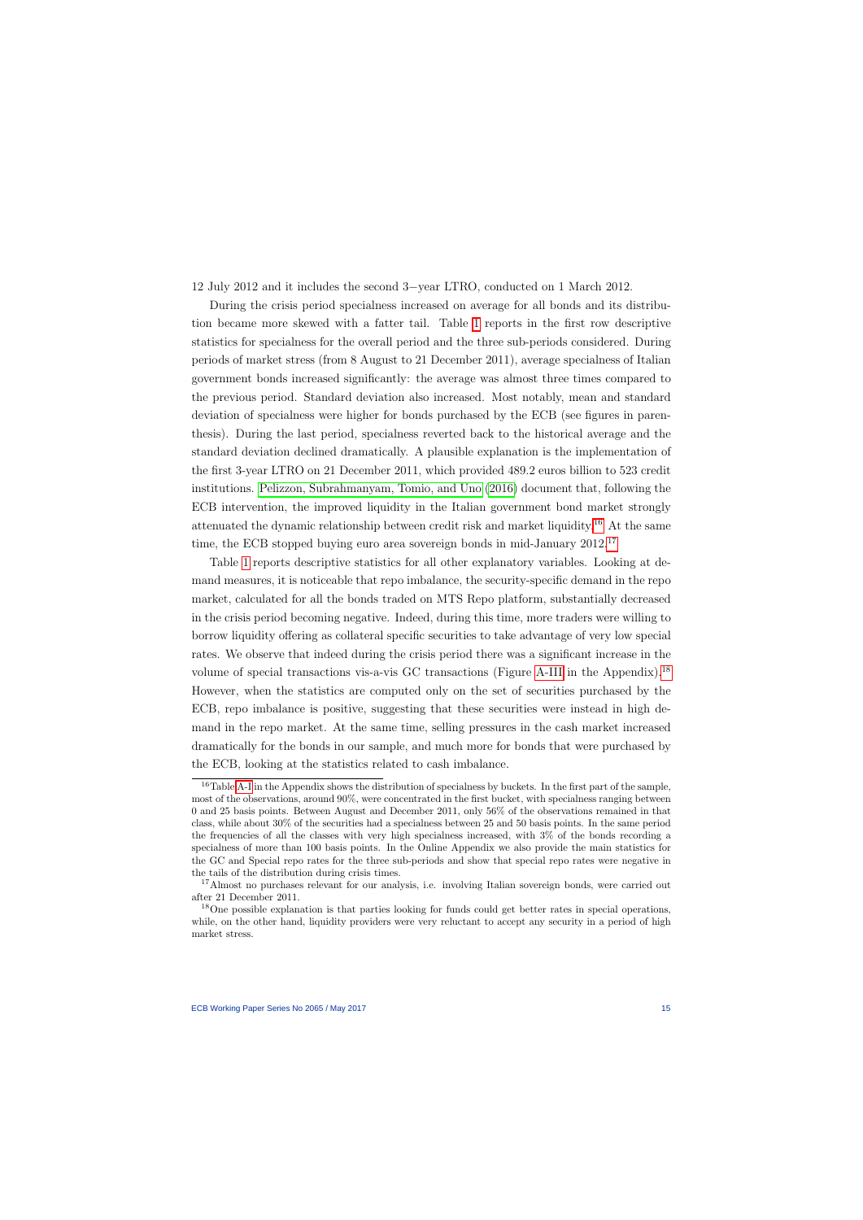12 July 2012 and it includes the second 3−year LTRO, conducted on 1 March 2012.

During the crisis period specialness increased on average for all bonds and its distribution became more skewed with a fatter tail. Table 1 reports in the first row descriptive statistics for specialness for the overall period and the three sub-periods considered. During periods of market stress (from 8 August to 21 December 2011), average specialness of Italian government bonds increased significantly: the average was almost three times compared to the previous period. Standard deviation also increased. Most notably, mean and standard deviation of specialness were higher for bonds purchased by the ECB (see figures in parenthesis). During the last period, specialness reverted back to the historical average and the standard deviation declined dramatically. A plausible explanation is the implementation of the first 3-year LTRO on 21 December 2011, which provided 489.2 euros billion to 523 credit institutions. Pelizzon, Subrahmanyam, Tomio, and Uno (2016) document that, following the ECB intervention, the improved liquidity in the Italian government bond market strongly attenuated the dynamic relationship between credit risk and market liquidity.[16] At the same time, the ECB stopped buying euro area sovereign bonds in mid-January 2012.[17]

Table 1 reports descriptive statistics for all other explanatory variables. Looking at demand measures, it is noticeable that repo imbalance, the security-specific demand in the repo market, calculated for all the bonds traded on MTS Repo platform, substantially decreased in the crisis period becoming negative. Indeed, during this time, more traders were willing to borrow liquidity offering as collateral specific securities to take advantage of very low special rates. We observe that indeed during the crisis period there was a significant increase in the volume of special transactions vis-a-vis GC transactions (Figure A-III in the Appendix).[18] However, when the statistics are computed only on the set of securities purchased by the ECB, repo imbalance is positive, suggesting that these securities were instead in high demand in the repo market. At the same time, selling pressures in the cash market increased dramatically for the bonds in our sample, and much more for bonds that were purchased by the ECB, looking at the statistics related to cash imbalance.

[16] Table A-I in the Appendix shows the distribution of specialness by buckets. In the first part of the sample, most of the observations, around 90%, were concentrated in the first bucket, with specialness ranging between 0 and 25 basis points. Between August and December 2011, only 56% of the observations remained in that class, while about 30% of the securities had a specialness between 25 and 50 basis points. In the same period the frequencies of all the classes with very high specialness increased, with 3% of the bonds recording a specialness of more than 100 basis points. In the Online Appendix we also provide the main statistics for the GC and Special repo rates for the three sub-periods and show that special repo rates were negative in the tails of the distribution during crisis times.

[17] Almost no purchases relevant for our analysis, i.e. involving Italian sovereign bonds, were carried out after 21 December 2011.

[18] One possible explanation is that parties looking for funds could get better rates in special operations, while, on the other hand, liquidity providers were very reluctant to accept any security in a period of high market stress.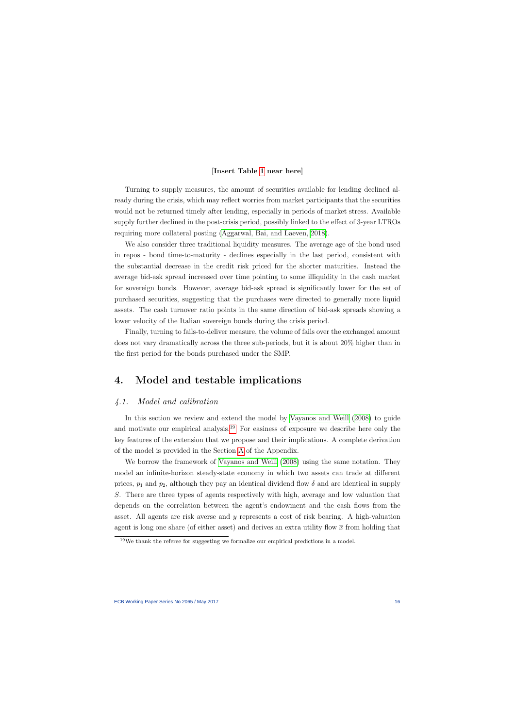[**Insert Table 1 near here**]

Turning to supply measures, the amount of securities available for lending declined already during the crisis, which may reflect worries from market participants that the securities would not be returned timely after lending, especially in periods of market stress. Available supply further declined in the post-crisis period, possibly linked to the effect of 3-year LTROs requiring more collateral posting (Aggarwal, Bai, and Laeven, 2018).

We also consider three traditional liquidity measures. The average age of the bond used in repos - bond time-to-maturity - declines especially in the last period, consistent with the substantial decrease in the credit risk priced for the shorter maturities. Instead the average bid-ask spread increased over time pointing to some illiquidity in the cash market for sovereign bonds. However, average bid-ask spread is significantly lower for the set of purchased securities, suggesting that the purchases were directed to generally more liquid assets. The cash turnover ratio points in the same direction of bid-ask spreads showing a lower velocity of the Italian sovereign bonds during the crisis period.

Finally, turning to fails-to-deliver measure, the volume of fails over the exchanged amount does not vary dramatically across the three sub-periods, but it is about 20% higher than in the first period for the bonds purchased under the SMP.

# 4. Model and testable implications

## *4.1. Model and calibration*

In this section we review and extend the model by Vayanos and Weill (2008) to guide and motivate our empirical analysis.[19] For easiness of exposure we describe here only the key features of the extension that we propose and their implications. A complete derivation of the model is provided in the Section A of the Appendix.

We borrow the framework of Vayanos and Weill (2008) using the same notation. They model an infinite-horizon steady-state economy in which two assets can trade at different prices, $p_1$ and $p_2$, although they pay an identical dividend flow $\delta$ and are identical in supply $S$. There are three types of agents respectively with high, average and low valuation that depends on the correlation between the agent's endowment and the cash flows from the asset. All agents are risk averse and $y$ represents a cost of risk bearing. A high-valuation agent is long one share (of either asset) and derives an extra utility flow $\overline{x}$ from holding that

---

[19] We thank the referee for suggesting we formalize our empirical predictions in a model.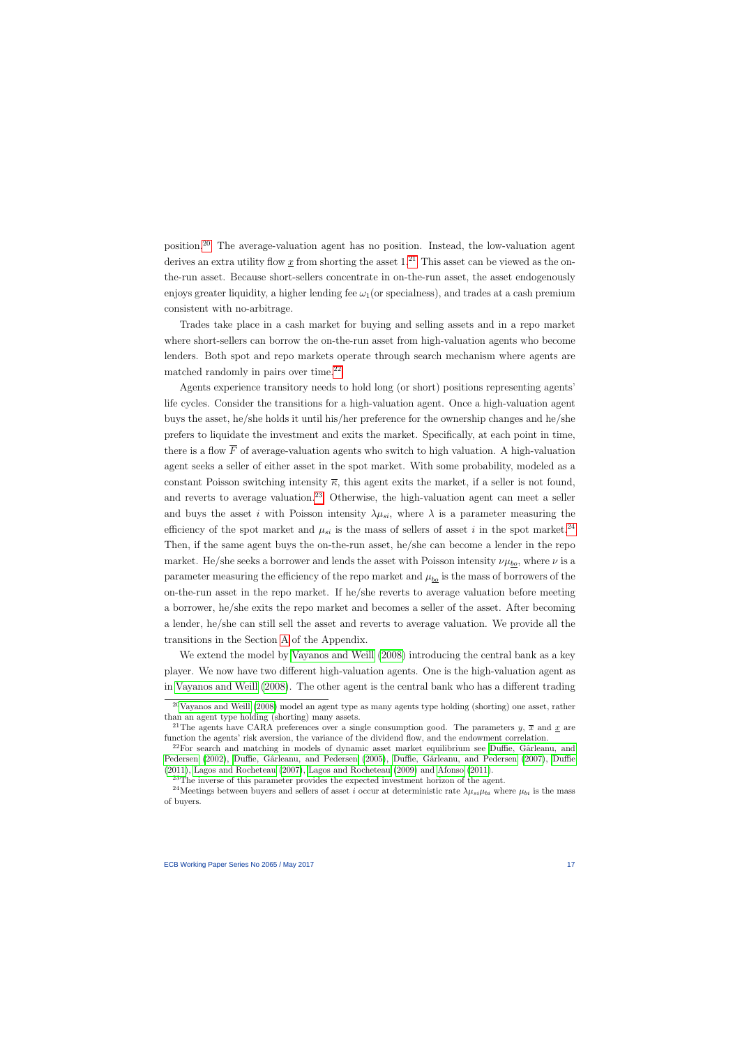position.[20] The average-valuation agent has no position. Instead, the low-valuation agent derives an extra utility flow $\underline{x}$ from shorting the asset 1.[21] This asset can be viewed as the on-the-run asset. Because short-sellers concentrate in on-the-run asset, the asset endogenously enjoys greater liquidity, a higher lending fee $\omega_1$(or specialness), and trades at a cash premium consistent with no-arbitrage.

Trades take place in a cash market for buying and selling assets and in a repo market where short-sellers can borrow the on-the-run asset from high-valuation agents who become lenders. Both spot and repo markets operate through search mechanism where agents are matched randomly in pairs over time.[22]

Agents experience transitory needs to hold long (or short) positions representing agents' life cycles. Consider the transitions for a high-valuation agent. Once a high-valuation agent buys the asset, he/she holds it until his/her preference for the ownership changes and he/she prefers to liquidate the investment and exits the market. Specifically, at each point in time, there is a flow $\overline{F}$ of average-valuation agents who switch to high valuation. A high-valuation agent seeks a seller of either asset in the spot market. With some probability, modeled as a constant Poisson switching intensity $\overline{\kappa}$, this agent exits the market, if a seller is not found, and reverts to average valuation.[23] Otherwise, the high-valuation agent can meet a seller and buys the asset $i$ with Poisson intensity $\lambda\mu_{si}$, where $\lambda$ is a parameter measuring the efficiency of the spot market and $\mu_{si}$ is the mass of sellers of asset $i$ in the spot market.[24] Then, if the same agent buys the on-the-run asset, he/she can become a lender in the repo market. He/she seeks a borrower and lends the asset with Poisson intensity $\nu\mu_{\underline{bo}}$, where $\nu$ is a parameter measuring the efficiency of the repo market and $\mu_{\underline{bo}}$ is the mass of borrowers of the on-the-run asset in the repo market. If he/she reverts to average valuation before meeting a borrower, he/she exits the repo market and becomes a seller of the asset. After becoming a lender, he/she can still sell the asset and reverts to average valuation. We provide all the transitions in the Section A of the Appendix.

We extend the model by Vayanos and Weill (2008) introducing the central bank as a key player. We now have two different high-valuation agents. One is the high-valuation agent as in Vayanos and Weill (2008). The other agent is the central bank who has a different trading

[20] Vayanos and Weill (2008) model an agent type as many agents type holding (shorting) one asset, rather than an agent type holding (shorting) many assets.

[21] The agents have CARA preferences over a single consumption good. The parameters $y$, $\overline{x}$ and $\underline{x}$ are function the agents' risk aversion, the variance of the dividend flow, and the endowment correlation.

[22] For search and matching in models of dynamic asset market equilibrium see Duffie, Gârleanu, and Pedersen (2002), Duffie, Gârleanu, and Pedersen (2005), Duffie, Gârleanu, and Pedersen (2007), Duffie (2011), Lagos and Rocheteau (2007), Lagos and Rocheteau (2009) and Afonso (2011).

[23] The inverse of this parameter provides the expected investment horizon of the agent.

[24] Meetings between buyers and sellers of asset $i$ occur at deterministic rate $\lambda\mu_{si}\mu_{bi}$ where $\mu_{bi}$ is the mass of buyers.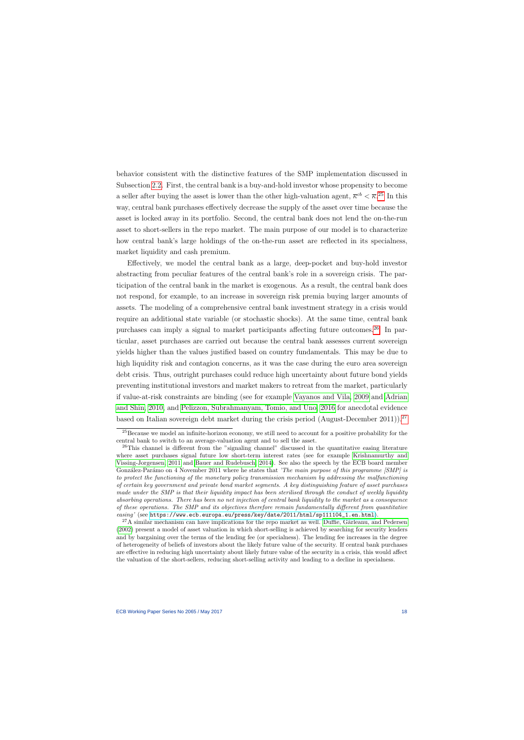behavior consistent with the distinctive features of the SMP implementation discussed in Subsection 2.2. First, the central bank is a buy-and-hold investor whose propensity to become a seller after buying the asset is lower than the other high-valuation agent, $\bar{\kappa}^{cb} < \bar{\kappa}$.[25] In this way, central bank purchases effectively decrease the supply of the asset over time because the asset is locked away in its portfolio. Second, the central bank does not lend the on-the-run asset to short-sellers in the repo market. The main purpose of our model is to characterize how central bank's large holdings of the on-the-run asset are reflected in its specialness, market liquidity and cash premium.

Effectively, we model the central bank as a large, deep-pocket and buy-hold investor abstracting from peculiar features of the central bank's role in a sovereign crisis. The participation of the central bank in the market is exogenous. As a result, the central bank does not respond, for example, to an increase in sovereign risk premia buying larger amounts of assets. The modeling of a comprehensive central bank investment strategy in a crisis would require an additional state variable (or stochastic shocks). At the same time, central bank purchases can imply a signal to market participants affecting future outcomes.[26] In particular, asset purchases are carried out because the central bank assesses current sovereign yields higher than the values justified based on country fundamentals. This may be due to high liquidity risk and contagion concerns, as it was the case during the euro area sovereign debt crisis. Thus, outright purchases could reduce high uncertainty about future bond yields preventing institutional investors and market makers to retreat from the market, particularly if value-at-risk constraints are binding (see for example Vayanos and Vila, 2009 and Adrian and Shin, 2010, and Pelizzon, Subrahmanyam, Tomio, and Uno, 2016 for anecdotal evidence based on Italian sovereign debt market during the crisis period (August-December 2011)).[27]

[25] Because we model an infinite-horizon economy, we still need to account for a positive probability for the central bank to switch to an average-valuation agent and to sell the asset.

[26] This channel is different from the "signaling channel" discussed in the quantitative easing literature where asset purchases signal future low short-term interest rates (see for example Krishnamurthy and Vissing-Jorgensen, 2011 and Bauer and Rudebusch, 2014). See also the speech by the ECB board member González-Parámo on 4 November 2011 where he states that *'The main purpose of this programme [SMP] is to protect the functioning of the monetary policy transmission mechanism by addressing the malfunctioning of certain key government and private bond market segments. A key distinguishing feature of asset purchases made under the SMP is that their liquidity impact has been sterilised through the conduct of weekly liquidity absorbing operations. There has been no net injection of central bank liquidity to the market as a consequence of these operations. The SMP and its objectives therefore remain fundamentally different from quantitative easing'* (see https://www.ecb.europa.eu/press/key/date/2011/html/sp111104_1.en.html).

[27] A similar mechanism can have implications for the repo market as well. Duffie, Gârleanu, and Pedersen (2002) present a model of asset valuation in which short-selling is achieved by searching for security lenders and by bargaining over the terms of the lending fee (or specialness). The lending fee increases in the degree of heterogeneity of beliefs of investors about the likely future value of the security. If central bank purchases are effective in reducing high uncertainty about likely future value of the security in a crisis, this would affect the valuation of the short-sellers, reducing short-selling activity and leading to a decline in specialness.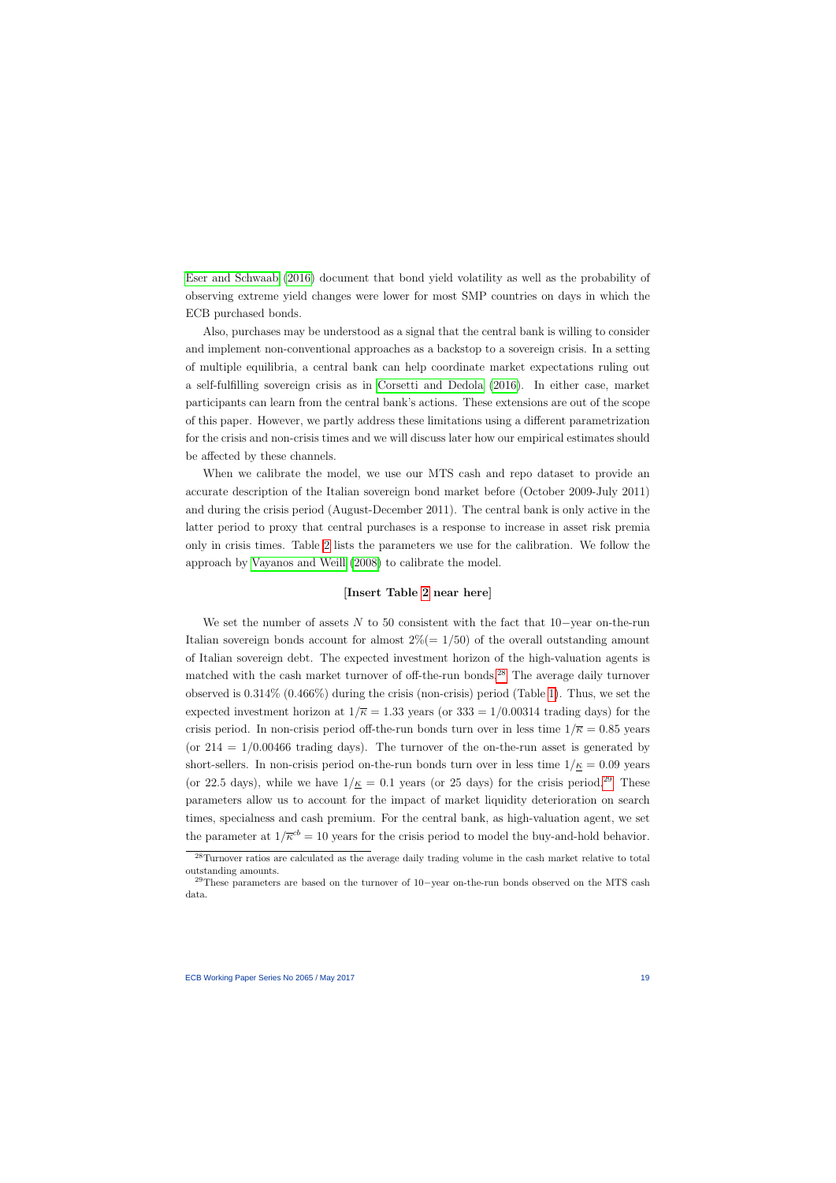Eser and Schwaab (2016) document that bond yield volatility as well as the probability of observing extreme yield changes were lower for most SMP countries on days in which the ECB purchased bonds.

Also, purchases may be understood as a signal that the central bank is willing to consider and implement non-conventional approaches as a backstop to a sovereign crisis. In a setting of multiple equilibria, a central bank can help coordinate market expectations ruling out a self-fulfilling sovereign crisis as in Corsetti and Dedola (2016). In either case, market participants can learn from the central bank's actions. These extensions are out of the scope of this paper. However, we partly address these limitations using a different parametrization for the crisis and non-crisis times and we will discuss later how our empirical estimates should be affected by these channels.

When we calibrate the model, we use our MTS cash and repo dataset to provide an accurate description of the Italian sovereign bond market before (October 2009-July 2011) and during the crisis period (August-December 2011). The central bank is only active in the latter period to proxy that central purchases is a response to increase in asset risk premia only in crisis times. Table 2 lists the parameters we use for the calibration. We follow the approach by Vayanos and Weill (2008) to calibrate the model.

**[Insert Table 2 near here]**

We set the number of assets $N$ to 50 consistent with the fact that 10−year on-the-run Italian sovereign bonds account for almost $2\%(= 1/50)$ of the overall outstanding amount of Italian sovereign debt. The expected investment horizon of the high-valuation agents is matched with the cash market turnover of off-the-run bonds.[28] The average daily turnover observed is 0.314% (0.466%) during the crisis (non-crisis) period (Table 1). Thus, we set the expected investment horizon at $1/\overline{\kappa} = 1.33$ years (or $333 = 1/0.00314$ trading days) for the crisis period. In non-crisis period off-the-run bonds turn over in less time $1/\overline{\kappa} = 0.85$ years (or $214 = 1/0.00466$ trading days). The turnover of the on-the-run asset is generated by short-sellers. In non-crisis period on-the-run bonds turn over in less time $1/\underline{\kappa} = 0.09$ years (or 22.5 days), while we have $1/\underline{\kappa} = 0.1$ years (or 25 days) for the crisis period.[29] These parameters allow us to account for the impact of market liquidity deterioration on search times, specialness and cash premium. For the central bank, as high-valuation agent, we set the parameter at $1/\overline{\kappa}^{cb} = 10$ years for the crisis period to model the buy-and-hold behavior.

[28] Turnover ratios are calculated as the average daily trading volume in the cash market relative to total outstanding amounts.

[29] These parameters are based on the turnover of 10−year on-the-run bonds observed on the MTS cash data.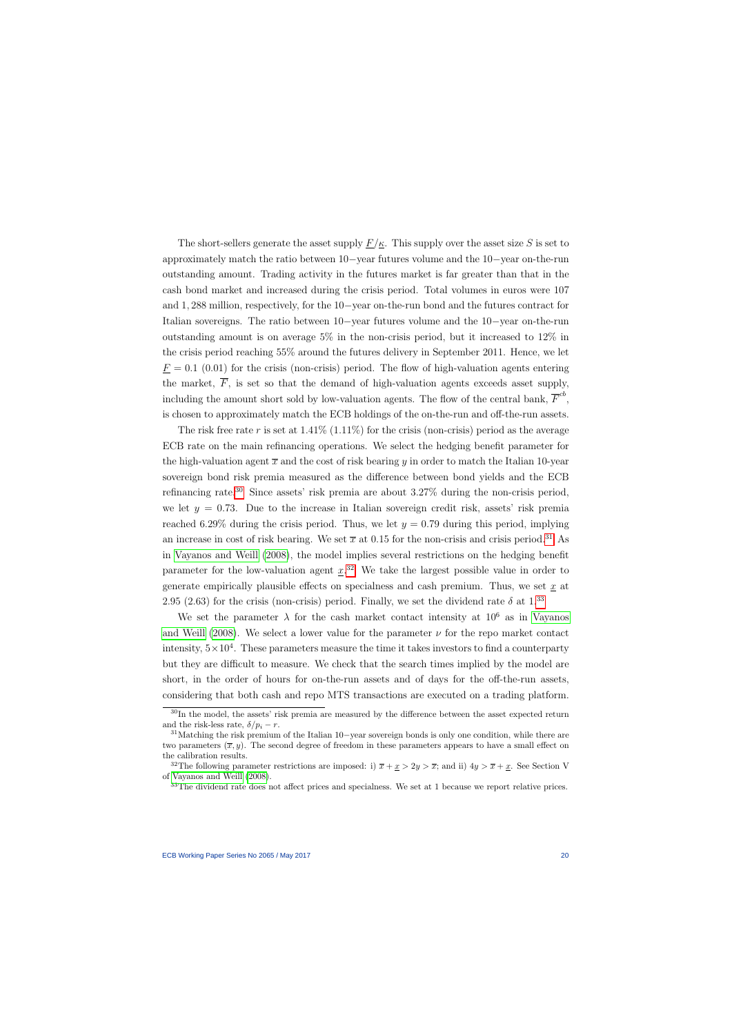The short-sellers generate the asset supply $\underline{F}/\underline{\kappa}$. This supply over the asset size $S$ is set to approximately match the ratio between 10−year futures volume and the 10−year on-the-run outstanding amount. Trading activity in the futures market is far greater than that in the cash bond market and increased during the crisis period. Total volumes in euros were 107 and 1,288 million, respectively, for the 10−year on-the-run bond and the futures contract for Italian sovereigns. The ratio between 10−year futures volume and the 10−year on-the-run outstanding amount is on average 5% in the non-crisis period, but it increased to 12% in the crisis period reaching 55% around the futures delivery in September 2011. Hence, we let $\underline{F} = 0.1$ (0.01) for the crisis (non-crisis) period. The flow of high-valuation agents entering the market, $\overline{F}$, is set so that the demand of high-valuation agents exceeds asset supply, including the amount short sold by low-valuation agents. The flow of the central bank, $\overline{F}^{cb}$, is chosen to approximately match the ECB holdings of the on-the-run and off-the-run assets.

The risk free rate $r$ is set at 1.41% (1.11%) for the crisis (non-crisis) period as the average ECB rate on the main refinancing operations. We select the hedging benefit parameter for the high-valuation agent $\overline{x}$ and the cost of risk bearing $y$ in order to match the Italian 10-year sovereign bond risk premia measured as the difference between bond yields and the ECB refinancing rate.[30] Since assets' risk premia are about 3.27% during the non-crisis period, we let $y = 0.73$. Due to the increase in Italian sovereign credit risk, assets' risk premia reached 6.29% during the crisis period. Thus, we let $y = 0.79$ during this period, implying an increase in cost of risk bearing. We set $\overline{x}$ at 0.15 for the non-crisis and crisis period.[31] As in Vayanos and Weill (2008), the model implies several restrictions on the hedging benefit parameter for the low-valuation agent $\underline{x}$.[32] We take the largest possible value in order to generate empirically plausible effects on specialness and cash premium. Thus, we set $\underline{x}$ at 2.95 (2.63) for the crisis (non-crisis) period. Finally, we set the dividend rate $\delta$ at 1.[33]

We set the parameter $\lambda$ for the cash market contact intensity at $10^6$ as in Vayanos and Weill (2008). We select a lower value for the parameter $\nu$ for the repo market contact intensity, $5 \times 10^4$. These parameters measure the time it takes investors to find a counterparty but they are difficult to measure. We check that the search times implied by the model are short, in the order of hours for on-the-run assets and of days for the off-the-run assets, considering that both cash and repo MTS transactions are executed on a trading platform.

[30] In the model, the assets' risk premia are measured by the difference between the asset expected return and the risk-less rate, $\delta/p_i - r$.

[31] Matching the risk premium of the Italian 10−year sovereign bonds is only one condition, while there are two parameters $(\overline{x}, y)$. The second degree of freedom in these parameters appears to have a small effect on the calibration results.

[32] The following parameter restrictions are imposed: i) $\overline{x} + \underline{x} > 2y > \overline{x}$; and ii) $4y > \overline{x} + \underline{x}$. See Section V of Vayanos and Weill (2008).

[33] The dividend rate does not affect prices and specialness. We set at 1 because we report relative prices.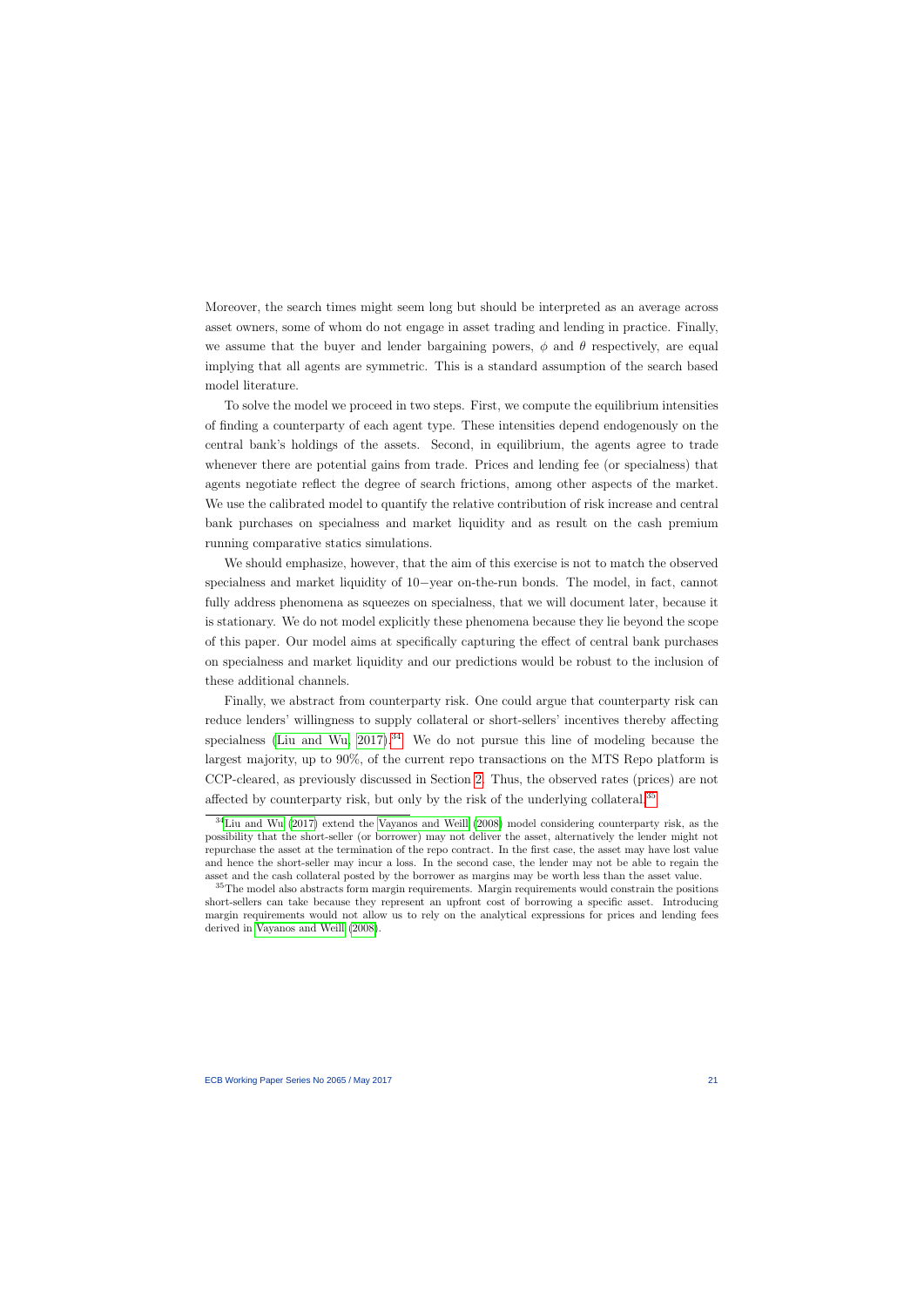Moreover, the search times might seem long but should be interpreted as an average across asset owners, some of whom do not engage in asset trading and lending in practice. Finally, we assume that the buyer and lender bargaining powers, $\phi$ and $\theta$ respectively, are equal implying that all agents are symmetric. This is a standard assumption of the search based model literature.

To solve the model we proceed in two steps. First, we compute the equilibrium intensities of finding a counterparty of each agent type. These intensities depend endogenously on the central bank's holdings of the assets. Second, in equilibrium, the agents agree to trade whenever there are potential gains from trade. Prices and lending fee (or specialness) that agents negotiate reflect the degree of search frictions, among other aspects of the market. We use the calibrated model to quantify the relative contribution of risk increase and central bank purchases on specialness and market liquidity and as result on the cash premium running comparative statics simulations.

We should emphasize, however, that the aim of this exercise is not to match the observed specialness and market liquidity of 10−year on-the-run bonds. The model, in fact, cannot fully address phenomena as squeezes on specialness, that we will document later, because it is stationary. We do not model explicitly these phenomena because they lie beyond the scope of this paper. Our model aims at specifically capturing the effect of central bank purchases on specialness and market liquidity and our predictions would be robust to the inclusion of these additional channels.

Finally, we abstract from counterparty risk. One could argue that counterparty risk can reduce lenders' willingness to supply collateral or short-sellers' incentives thereby affecting specialness (Liu and Wu, 2017).[34] We do not pursue this line of modeling because the largest majority, up to 90%, of the current repo transactions on the MTS Repo platform is CCP-cleared, as previously discussed in Section 2. Thus, the observed rates (prices) are not affected by counterparty risk, but only by the risk of the underlying collateral.[35]

[34] Liu and Wu (2017) extend the Vayanos and Weill (2008) model considering counterparty risk, as the possibility that the short-seller (or borrower) may not deliver the asset, alternatively the lender might not repurchase the asset at the termination of the repo contract. In the first case, the asset may have lost value and hence the short-seller may incur a loss. In the second case, the lender may not be able to regain the asset and the cash collateral posted by the borrower as margins may be worth less than the asset value.

[35] The model also abstracts form margin requirements. Margin requirements would constrain the positions short-sellers can take because they represent an upfront cost of borrowing a specific asset. Introducing margin requirements would not allow us to rely on the analytical expressions for prices and lending fees derived in Vayanos and Weill (2008).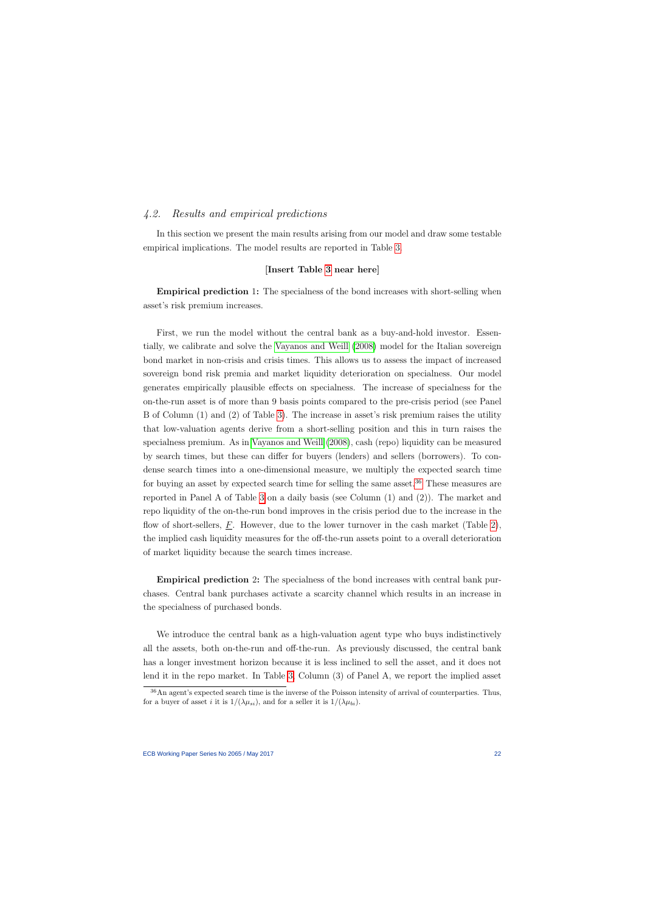### *4.2. Results and empirical predictions*

In this section we present the main results arising from our model and draw some testable empirical implications. The model results are reported in Table 3.

**[Insert Table 3 near here]**

**Empirical prediction 1:** The specialness of the bond increases with short-selling when asset's risk premium increases.

First, we run the model without the central bank as a buy-and-hold investor. Essentially, we calibrate and solve the Vayanos and Weill (2008) model for the Italian sovereign bond market in non-crisis and crisis times. This allows us to assess the impact of increased sovereign bond risk premia and market liquidity deterioration on specialness. Our model generates empirically plausible effects on specialness. The increase of specialness for the on-the-run asset is of more than 9 basis points compared to the pre-crisis period (see Panel B of Column (1) and (2) of Table 3). The increase in asset's risk premium raises the utility that low-valuation agents derive from a short-selling position and this in turn raises the specialness premium. As in Vayanos and Weill (2008), cash (repo) liquidity can be measured by search times, but these can differ for buyers (lenders) and sellers (borrowers). To condense search times into a one-dimensional measure, we multiply the expected search time for buying an asset by expected search time for selling the same asset.[36] These measures are reported in Panel A of Table 3 on a daily basis (see Column (1) and (2)). The market and repo liquidity of the on-the-run bond improves in the crisis period due to the increase in the flow of short-sellers, $\underline{F}$. However, due to the lower turnover in the cash market (Table 2), the implied cash liquidity measures for the off-the-run assets point to a overall deterioration of market liquidity because the search times increase.

**Empirical prediction 2:** The specialness of the bond increases with central bank purchases. Central bank purchases activate a scarcity channel which results in an increase in the specialness of purchased bonds.

We introduce the central bank as a high-valuation agent type who buys indistinctively all the assets, both on-the-run and off-the-run. As previously discussed, the central bank has a longer investment horizon because it is less inclined to sell the asset, and it does not lend it in the repo market. In Table 3, Column (3) of Panel A, we report the implied asset

[36] An agent's expected search time is the inverse of the Poisson intensity of arrival of counterparties. Thus, for a buyer of asset $i$ it is $1/(\lambda \mu_{si})$, and for a seller it is $1/(\lambda \mu_{bi})$.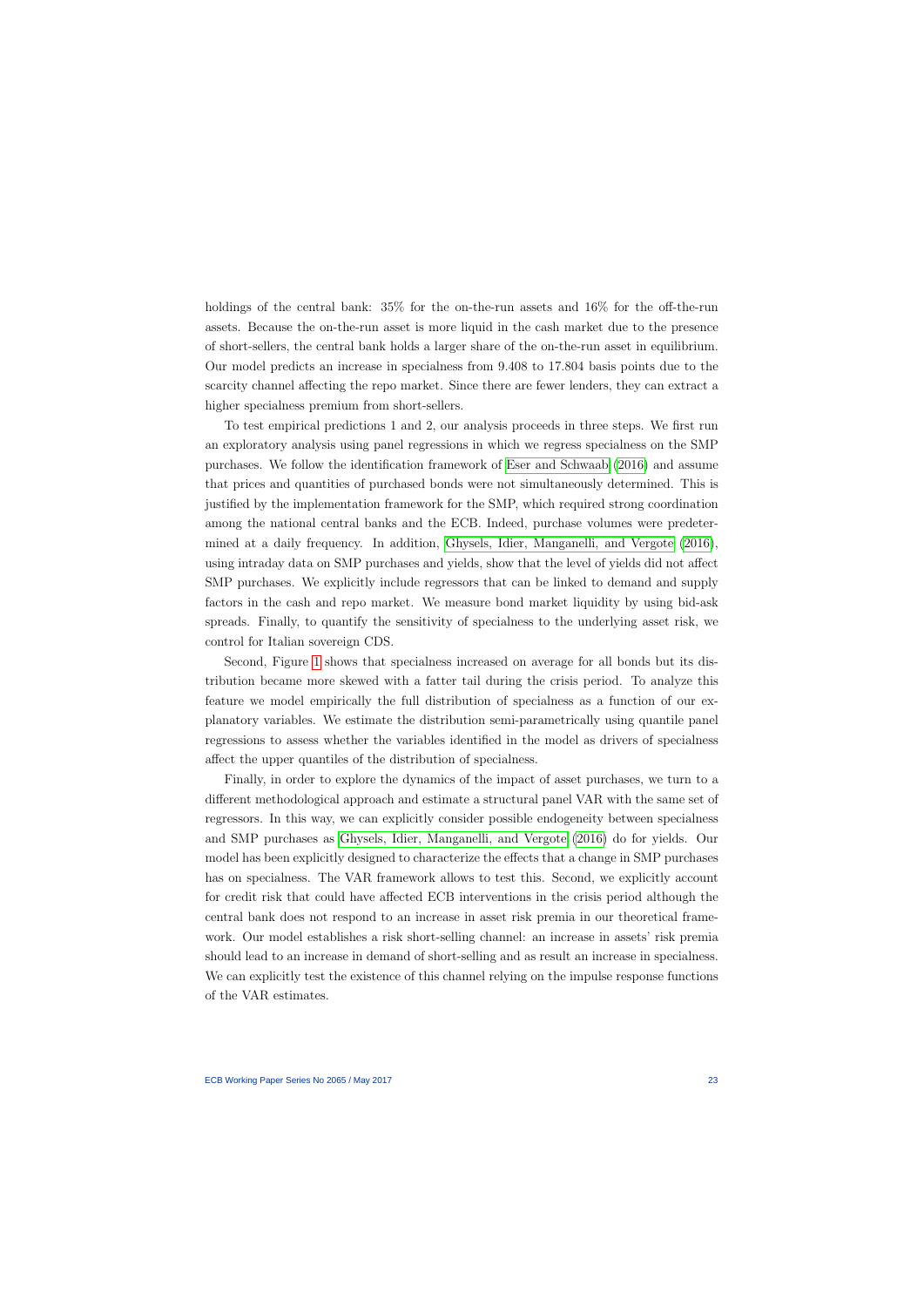holdings of the central bank: 35% for the on-the-run assets and 16% for the off-the-run assets. Because the on-the-run asset is more liquid in the cash market due to the presence of short-sellers, the central bank holds a larger share of the on-the-run asset in equilibrium. Our model predicts an increase in specialness from 9.408 to 17.804 basis points due to the scarcity channel affecting the repo market. Since there are fewer lenders, they can extract a higher specialness premium from short-sellers.

To test empirical predictions 1 and 2, our analysis proceeds in three steps. We first run an exploratory analysis using panel regressions in which we regress specialness on the SMP purchases. We follow the identification framework of Eser and Schwaab (2016) and assume that prices and quantities of purchased bonds were not simultaneously determined. This is justified by the implementation framework for the SMP, which required strong coordination among the national central banks and the ECB. Indeed, purchase volumes were predetermined at a daily frequency. In addition, Ghysels, Idier, Manganelli, and Vergote (2016), using intraday data on SMP purchases and yields, show that the level of yields did not affect SMP purchases. We explicitly include regressors that can be linked to demand and supply factors in the cash and repo market. We measure bond market liquidity by using bid-ask spreads. Finally, to quantify the sensitivity of specialness to the underlying asset risk, we control for Italian sovereign CDS.

Second, Figure 1 shows that specialness increased on average for all bonds but its distribution became more skewed with a fatter tail during the crisis period. To analyze this feature we model empirically the full distribution of specialness as a function of our explanatory variables. We estimate the distribution semi-parametrically using quantile panel regressions to assess whether the variables identified in the model as drivers of specialness affect the upper quantiles of the distribution of specialness.

Finally, in order to explore the dynamics of the impact of asset purchases, we turn to a different methodological approach and estimate a structural panel VAR with the same set of regressors. In this way, we can explicitly consider possible endogeneity between specialness and SMP purchases as Ghysels, Idier, Manganelli, and Vergote (2016) do for yields. Our model has been explicitly designed to characterize the effects that a change in SMP purchases has on specialness. The VAR framework allows to test this. Second, we explicitly account for credit risk that could have affected ECB interventions in the crisis period although the central bank does not respond to an increase in asset risk premia in our theoretical framework. Our model establishes a risk short-selling channel: an increase in assets' risk premia should lead to an increase in demand of short-selling and as result an increase in specialness. We can explicitly test the existence of this channel relying on the impulse response functions of the VAR estimates.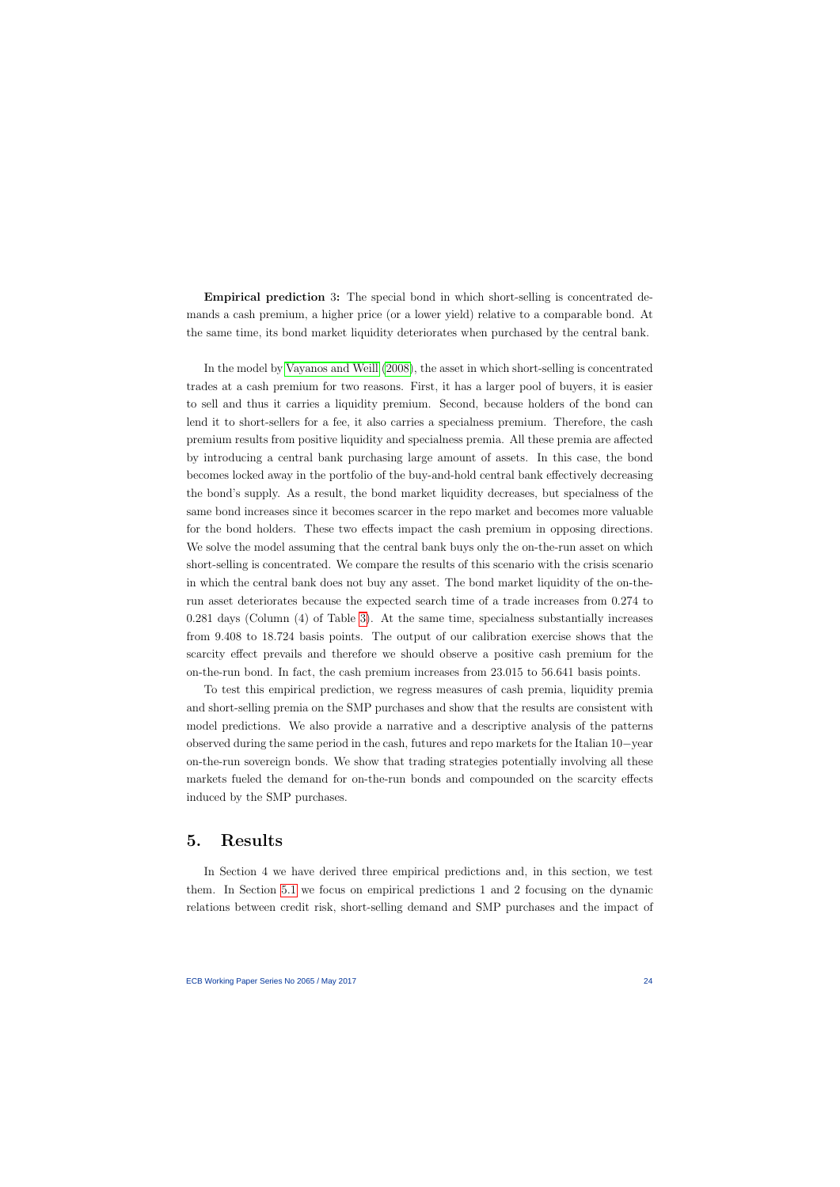**Empirical prediction 3:** The special bond in which short-selling is concentrated demands a cash premium, a higher price (or a lower yield) relative to a comparable bond. At the same time, its bond market liquidity deteriorates when purchased by the central bank.

In the model by Vayanos and Weill (2008), the asset in which short-selling is concentrated trades at a cash premium for two reasons. First, it has a larger pool of buyers, it is easier to sell and thus it carries a liquidity premium. Second, because holders of the bond can lend it to short-sellers for a fee, it also carries a specialness premium. Therefore, the cash premium results from positive liquidity and specialness premia. All these premia are affected by introducing a central bank purchasing large amount of assets. In this case, the bond becomes locked away in the portfolio of the buy-and-hold central bank effectively decreasing the bond's supply. As a result, the bond market liquidity decreases, but specialness of the same bond increases since it becomes scarcer in the repo market and becomes more valuable for the bond holders. These two effects impact the cash premium in opposing directions. We solve the model assuming that the central bank buys only the on-the-run asset on which short-selling is concentrated. We compare the results of this scenario with the crisis scenario in which the central bank does not buy any asset. The bond market liquidity of the on-the-run asset deteriorates because the expected search time of a trade increases from 0.274 to 0.281 days (Column (4) of Table 3). At the same time, specialness substantially increases from 9.408 to 18.724 basis points. The output of our calibration exercise shows that the scarcity effect prevails and therefore we should observe a positive cash premium for the on-the-run bond. In fact, the cash premium increases from 23.015 to 56.641 basis points.

To test this empirical prediction, we regress measures of cash premia, liquidity premia and short-selling premia on the SMP purchases and show that the results are consistent with model predictions. We also provide a narrative and a descriptive analysis of the patterns observed during the same period in the cash, futures and repo markets for the Italian 10−year on-the-run sovereign bonds. We show that trading strategies potentially involving all these markets fueled the demand for on-the-run bonds and compounded on the scarcity effects induced by the SMP purchases.

## 5. Results

In Section 4 we have derived three empirical predictions and, in this section, we test them. In Section 5.1 we focus on empirical predictions 1 and 2 focusing on the dynamic relations between credit risk, short-selling demand and SMP purchases and the impact of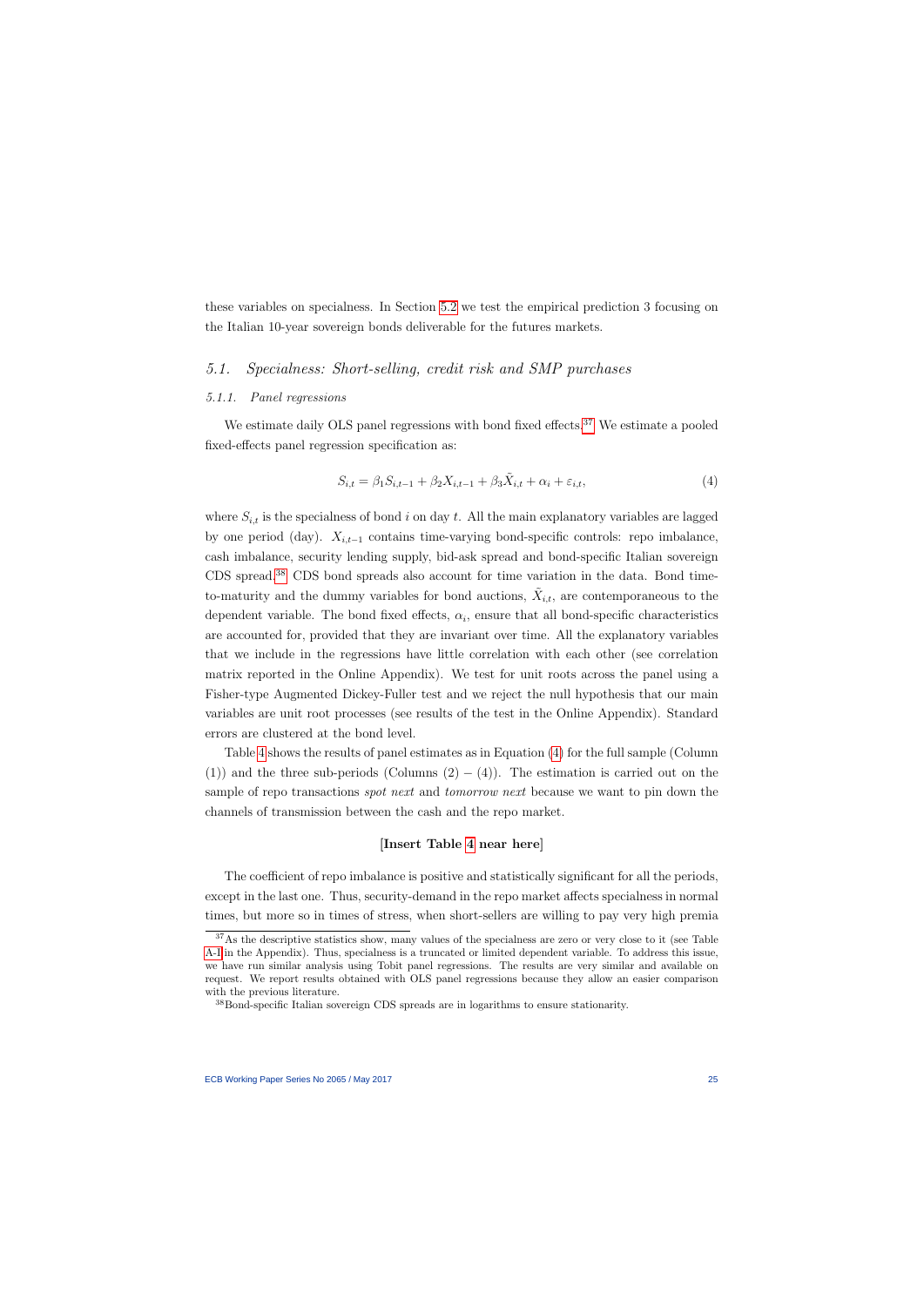these variables on specialness. In Section 5.2 we test the empirical prediction 3 focusing on the Italian 10-year sovereign bonds deliverable for the futures markets.

## 5.1. Specialness: Short-selling, credit risk and SMP purchases

### 5.1.1. Panel regressions

We estimate daily OLS panel regressions with bond fixed effects.[37] We estimate a pooled fixed-effects panel regression specification as:

$$S_{i,t} = \beta_1 S_{i,t-1} + \beta_2 X_{i,t-1} + \beta_3 \tilde{X}_{i,t} + \alpha_i + \varepsilon_{i,t}, \tag{4}$$

where $S_{i,t}$ is the specialness of bond $i$ on day $t$. All the main explanatory variables are lagged by one period (day). $X_{i,t-1}$ contains time-varying bond-specific controls: repo imbalance, cash imbalance, security lending supply, bid-ask spread and bond-specific Italian sovereign CDS spread.[38] CDS bond spreads also account for time variation in the data. Bond time-to-maturity and the dummy variables for bond auctions, $\tilde{X}_{i,t}$, are contemporaneous to the dependent variable. The bond fixed effects, $\alpha_i$, ensure that all bond-specific characteristics are accounted for, provided that they are invariant over time. All the explanatory variables that we include in the regressions have little correlation with each other (see correlation matrix reported in the Online Appendix). We test for unit roots across the panel using a Fisher-type Augmented Dickey-Fuller test and we reject the null hypothesis that our main variables are unit root processes (see results of the test in the Online Appendix). Standard errors are clustered at the bond level.

Table 4 shows the results of panel estimates as in Equation (4) for the full sample (Column (1)) and the three sub-periods (Columns (2) − (4)). The estimation is carried out on the sample of repo transactions *spot next* and *tomorrow next* because we want to pin down the channels of transmission between the cash and the repo market.

**[Insert Table 4 near here]**

The coefficient of repo imbalance is positive and statistically significant for all the periods, except in the last one. Thus, security-demand in the repo market affects specialness in normal times, but more so in times of stress, when short-sellers are willing to pay very high premia

[37] As the descriptive statistics show, many values of the specialness are zero or very close to it (see Table A-I in the Appendix). Thus, specialness is a truncated or limited dependent variable. To address this issue, we have run similar analysis using Tobit panel regressions. The results are very similar and available on request. We report results obtained with OLS panel regressions because they allow an easier comparison with the previous literature.

[38] Bond-specific Italian sovereign CDS spreads are in logarithms to ensure stationarity.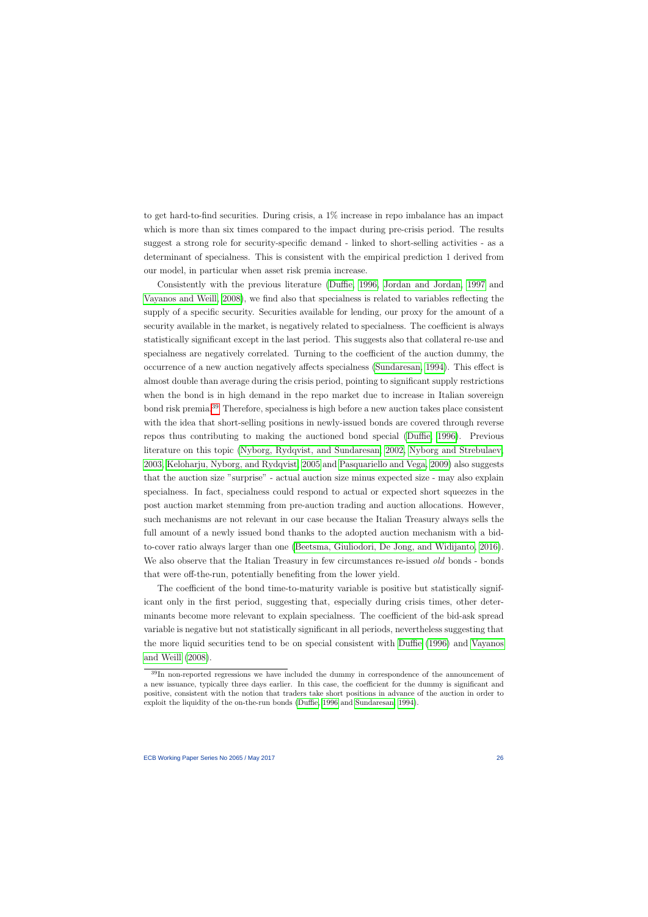to get hard-to-find securities. During crisis, a 1% increase in repo imbalance has an impact which is more than six times compared to the impact during pre-crisis period. The results suggest a strong role for security-specific demand - linked to short-selling activities - as a determinant of specialness. This is consistent with the empirical prediction 1 derived from our model, in particular when asset risk premia increase.

Consistently with the previous literature (Duffie, 1996, Jordan and Jordan, 1997 and Vayanos and Weill, 2008), we find also that specialness is related to variables reflecting the supply of a specific security. Securities available for lending, our proxy for the amount of a security available in the market, is negatively related to specialness. The coefficient is always statistically significant except in the last period. This suggests also that collateral re-use and specialness are negatively correlated. Turning to the coefficient of the auction dummy, the occurrence of a new auction negatively affects specialness (Sundaresan, 1994). This effect is almost double than average during the crisis period, pointing to significant supply restrictions when the bond is in high demand in the repo market due to increase in Italian sovereign bond risk premia.[39] Therefore, specialness is high before a new auction takes place consistent with the idea that short-selling positions in newly-issued bonds are covered through reverse repos thus contributing to making the auctioned bond special (Duffie, 1996). Previous literature on this topic (Nyborg, Rydqvist, and Sundaresan, 2002, Nyborg and Strebulaev, 2003, Keloharju, Nyborg, and Rydqvist, 2005 and Pasquariello and Vega, 2009) also suggests that the auction size "surprise" - actual auction size minus expected size - may also explain specialness. In fact, specialness could respond to actual or expected short squeezes in the post auction market stemming from pre-auction trading and auction allocations. However, such mechanisms are not relevant in our case because the Italian Treasury always sells the full amount of a newly issued bond thanks to the adopted auction mechanism with a bid-to-cover ratio always larger than one (Beetsma, Giuliodori, De Jong, and Widijanto, 2016). We also observe that the Italian Treasury in few circumstances re-issued *old* bonds - bonds that were off-the-run, potentially benefiting from the lower yield.

The coefficient of the bond time-to-maturity variable is positive but statistically significant only in the first period, suggesting that, especially during crisis times, other determinants become more relevant to explain specialness. The coefficient of the bid-ask spread variable is negative but not statistically significant in all periods, nevertheless suggesting that the more liquid securities tend to be on special consistent with Duffie (1996) and Vayanos and Weill (2008).

[39] In non-reported regressions we have included the dummy in correspondence of the announcement of a new issuance, typically three days earlier. In this case, the coefficient for the dummy is significant and positive, consistent with the notion that traders take short positions in advance of the auction in order to exploit the liquidity of the on-the-run bonds (Duffie, 1996 and Sundaresan, 1994).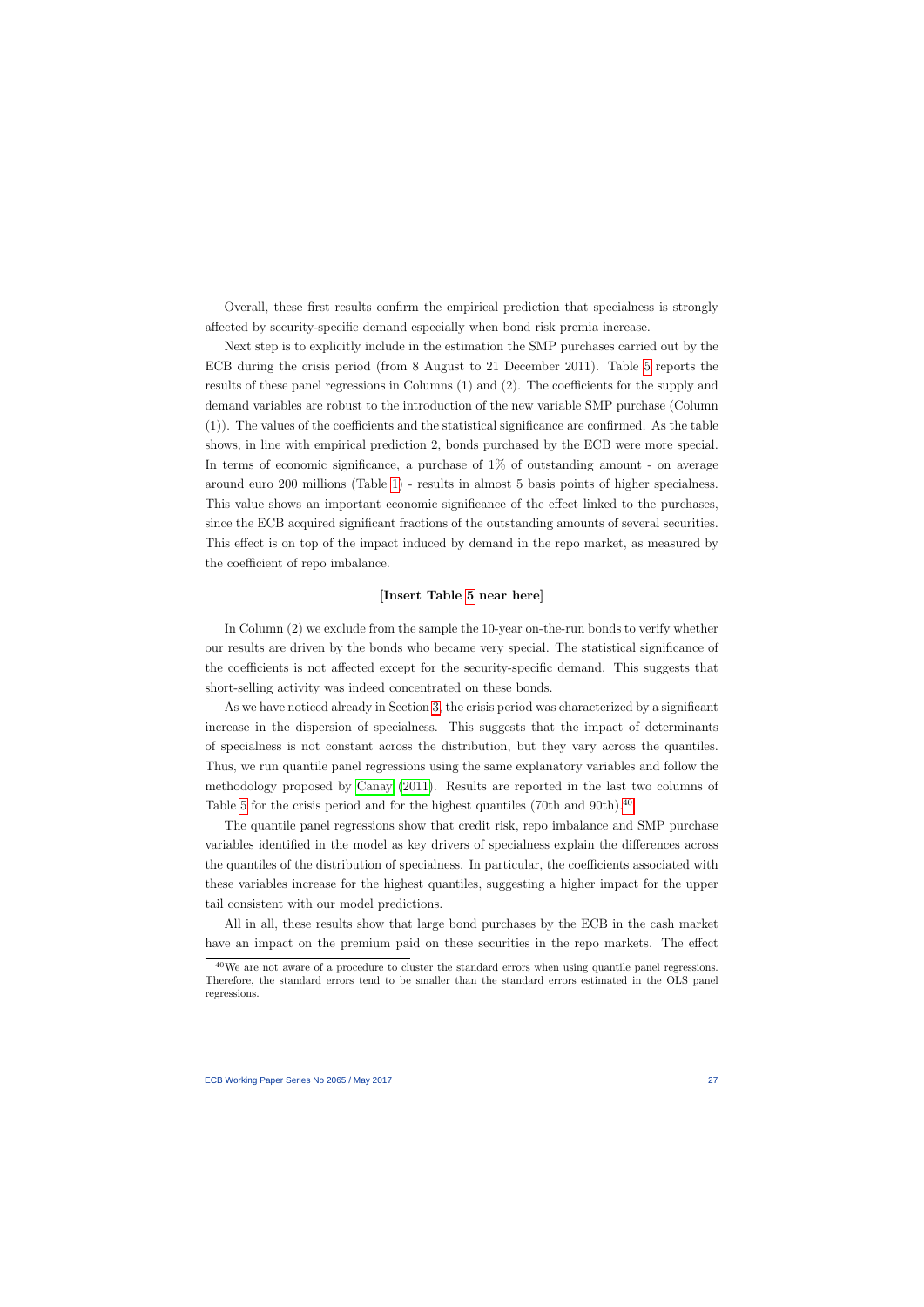Overall, these first results confirm the empirical prediction that specialness is strongly affected by security-specific demand especially when bond risk premia increase.

Next step is to explicitly include in the estimation the SMP purchases carried out by the ECB during the crisis period (from 8 August to 21 December 2011). Table 5 reports the results of these panel regressions in Columns (1) and (2). The coefficients for the supply and demand variables are robust to the introduction of the new variable SMP purchase (Column (1)). The values of the coefficients and the statistical significance are confirmed. As the table shows, in line with empirical prediction 2, bonds purchased by the ECB were more special. In terms of economic significance, a purchase of 1% of outstanding amount - on average around euro 200 millions (Table 1) - results in almost 5 basis points of higher specialness. This value shows an important economic significance of the effect linked to the purchases, since the ECB acquired significant fractions of the outstanding amounts of several securities. This effect is on top of the impact induced by demand in the repo market, as measured by the coefficient of repo imbalance.

**[Insert Table 5 near here]**

In Column (2) we exclude from the sample the 10-year on-the-run bonds to verify whether our results are driven by the bonds who became very special. The statistical significance of the coefficients is not affected except for the security-specific demand. This suggests that short-selling activity was indeed concentrated on these bonds.

As we have noticed already in Section 3, the crisis period was characterized by a significant increase in the dispersion of specialness. This suggests that the impact of determinants of specialness is not constant across the distribution, but they vary across the quantiles. Thus, we run quantile panel regressions using the same explanatory variables and follow the methodology proposed by Canay (2011). Results are reported in the last two columns of Table 5 for the crisis period and for the highest quantiles (70th and 90th).[40]

The quantile panel regressions show that credit risk, repo imbalance and SMP purchase variables identified in the model as key drivers of specialness explain the differences across the quantiles of the distribution of specialness. In particular, the coefficients associated with these variables increase for the highest quantiles, suggesting a higher impact for the upper tail consistent with our model predictions.

All in all, these results show that large bond purchases by the ECB in the cash market have an impact on the premium paid on these securities in the repo markets. The effect

[40] We are not aware of a procedure to cluster the standard errors when using quantile panel regressions. Therefore, the standard errors tend to be smaller than the standard errors estimated in the OLS panel regressions.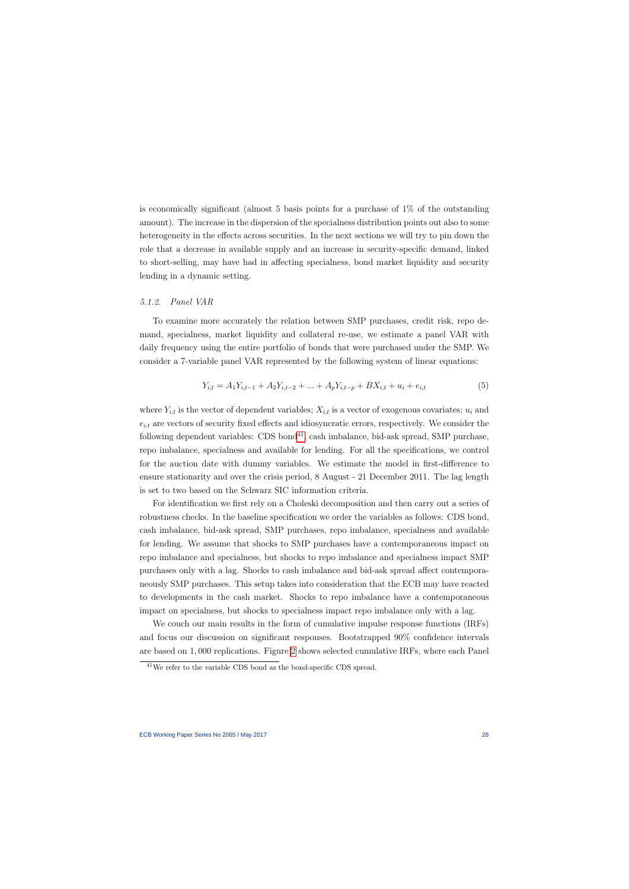is economically significant (almost 5 basis points for a purchase of 1% of the outstanding amount). The increase in the dispersion of the specialness distribution points out also to some heterogeneity in the effects across securities. In the next sections we will try to pin down the role that a decrease in available supply and an increase in security-specific demand, linked to short-selling, may have had in affecting specialness, bond market liquidity and security lending in a dynamic setting.

#### *5.1.2. Panel VAR*

To examine more accurately the relation between SMP purchases, credit risk, repo demand, specialness, market liquidity and collateral re-use, we estimate a panel VAR with daily frequency using the entire portfolio of bonds that were purchased under the SMP. We consider a 7-variable panel VAR represented by the following system of linear equations:

$$Y_{i,t} = A_1 Y_{i,t-1} + A_2 Y_{i,t-2} + ... + A_p Y_{i,t-p} + BX_{i,t} + u_i + e_{i,t} \tag{5}$$

where $Y_{i,t}$ is the vector of dependent variables; $X_{i,t}$ is a vector of exogenous covariates; $u_i$ and $e_{i,t}$ are vectors of security fixed effects and idiosyncratic errors, respectively. We consider the following dependent variables: CDS bond[41], cash imbalance, bid-ask spread, SMP purchase, repo imbalance, specialness and available for lending. For all the specifications, we control for the auction date with dummy variables. We estimate the model in first-difference to ensure stationarity and over the crisis period, 8 August - 21 December 2011. The lag length is set to two based on the Schwarz SIC information criteria.

For identification we first rely on a Choleski decomposition and then carry out a series of robustness checks. In the baseline specification we order the variables as follows: CDS bond, cash imbalance, bid-ask spread, SMP purchases, repo imbalance, specialness and available for lending. We assume that shocks to SMP purchases have a contemporaneous impact on repo imbalance and specialness, but shocks to repo imbalance and specialness impact SMP purchases only with a lag. Shocks to cash imbalance and bid-ask spread affect contemporaneously SMP purchases. This setup takes into consideration that the ECB may have reacted to developments in the cash market. Shocks to repo imbalance have a contemporaneous impact on specialness, but shocks to specialness impact repo imbalance only with a lag.

We couch our main results in the form of cumulative impulse response functions (IRFs) and focus our discussion on significant responses. Bootstrapped 90% confidence intervals are based on 1,000 replications. Figure 2 shows selected cumulative IRFs, where each Panel

[41] We refer to the variable CDS bond as the bond-specific CDS spread.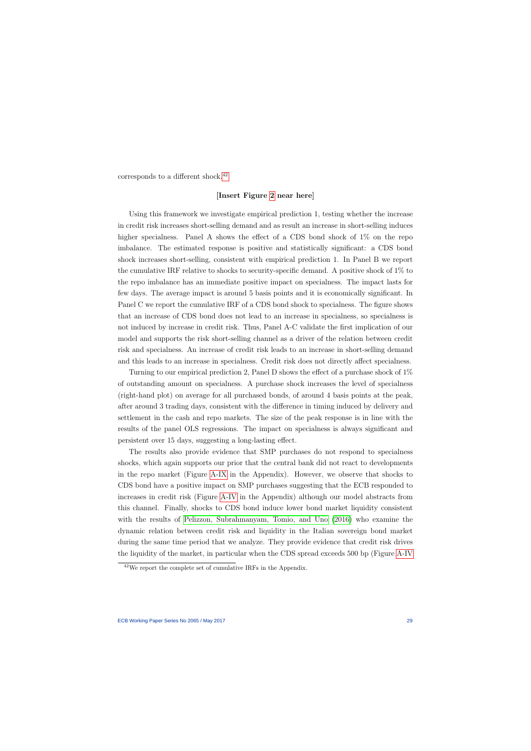corresponds to a different shock.[42]

**[Insert Figure 2 near here]**

Using this framework we investigate empirical prediction 1, testing whether the increase in credit risk increases short-selling demand and as result an increase in short-selling induces higher specialness. Panel A shows the effect of a CDS bond shock of 1% on the repo imbalance. The estimated response is positive and statistically significant: a CDS bond shock increases short-selling, consistent with empirical prediction 1. In Panel B we report the cumulative IRF relative to shocks to security-specific demand. A positive shock of 1% to the repo imbalance has an immediate positive impact on specialness. The impact lasts for few days. The average impact is around 5 basis points and it is economically significant. In Panel C we report the cumulative IRF of a CDS bond shock to specialness. The figure shows that an increase of CDS bond does not lead to an increase in specialness, so specialness is not induced by increase in credit risk. Thus, Panel A-C validate the first implication of our model and supports the risk short-selling channel as a driver of the relation between credit risk and specialness. An increase of credit risk leads to an increase in short-selling demand and this leads to an increase in specialness. Credit risk does not directly affect specialness.

Turning to our empirical prediction 2, Panel D shows the effect of a purchase shock of 1% of outstanding amount on specialness. A purchase shock increases the level of specialness (right-hand plot) on average for all purchased bonds, of around 4 basis points at the peak, after around 3 trading days, consistent with the difference in timing induced by delivery and settlement in the cash and repo markets. The size of the peak response is in line with the results of the panel OLS regressions. The impact on specialness is always significant and persistent over 15 days, suggesting a long-lasting effect.

The results also provide evidence that SMP purchases do not respond to specialness shocks, which again supports our prior that the central bank did not react to developments in the repo market (Figure A-IX in the Appendix). However, we observe that shocks to CDS bond have a positive impact on SMP purchases suggesting that the ECB responded to increases in credit risk (Figure A-IV in the Appendix) although our model abstracts from this channel. Finally, shocks to CDS bond induce lower bond market liquidity consistent with the results of Pelizzon, Subrahmanyam, Tomio, and Uno (2016) who examine the dynamic relation between credit risk and liquidity in the Italian sovereign bond market during the same time period that we analyze. They provide evidence that credit risk drives the liquidity of the market, in particular when the CDS spread exceeds 500 bp (Figure A-IV

[42] We report the complete set of cumulative IRFs in the Appendix.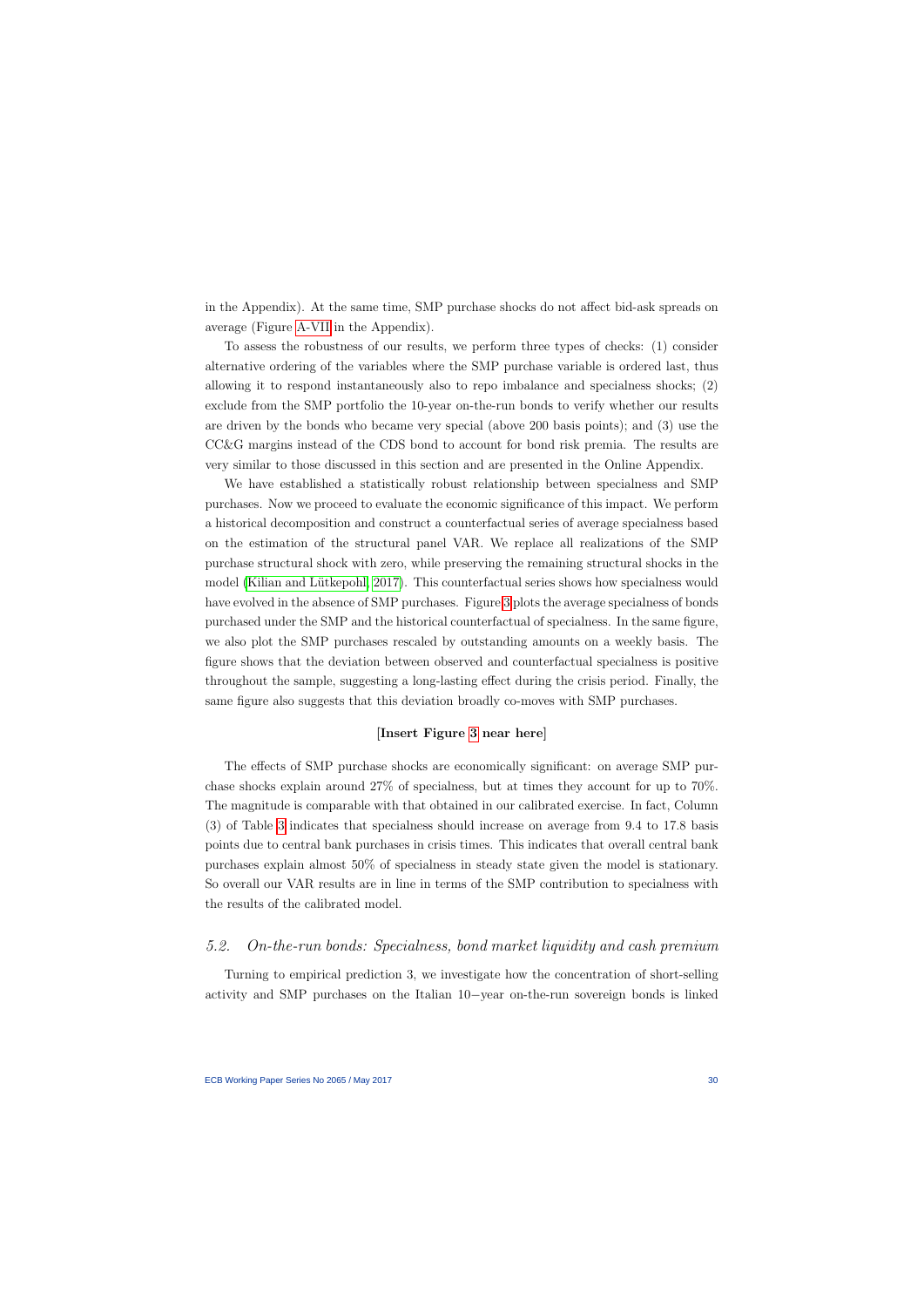in the Appendix). At the same time, SMP purchase shocks do not affect bid-ask spreads on average (Figure A-VII in the Appendix).

To assess the robustness of our results, we perform three types of checks: (1) consider alternative ordering of the variables where the SMP purchase variable is ordered last, thus allowing it to respond instantaneously also to repo imbalance and specialness shocks; (2) exclude from the SMP portfolio the 10-year on-the-run bonds to verify whether our results are driven by the bonds who became very special (above 200 basis points); and (3) use the CC&G margins instead of the CDS bond to account for bond risk premia. The results are very similar to those discussed in this section and are presented in the Online Appendix.

We have established a statistically robust relationship between specialness and SMP purchases. Now we proceed to evaluate the economic significance of this impact. We perform a historical decomposition and construct a counterfactual series of average specialness based on the estimation of the structural panel VAR. We replace all realizations of the SMP purchase structural shock with zero, while preserving the remaining structural shocks in the model (Kilian and Lütkepohl, 2017). This counterfactual series shows how specialness would have evolved in the absence of SMP purchases. Figure 3 plots the average specialness of bonds purchased under the SMP and the historical counterfactual of specialness. In the same figure, we also plot the SMP purchases rescaled by outstanding amounts on a weekly basis. The figure shows that the deviation between observed and counterfactual specialness is positive throughout the sample, suggesting a long-lasting effect during the crisis period. Finally, the same figure also suggests that this deviation broadly co-moves with SMP purchases.

**[Insert Figure 3 near here]**

The effects of SMP purchase shocks are economically significant: on average SMP purchase shocks explain around 27% of specialness, but at times they account for up to 70%. The magnitude is comparable with that obtained in our calibrated exercise. In fact, Column (3) of Table 3 indicates that specialness should increase on average from 9.4 to 17.8 basis points due to central bank purchases in crisis times. This indicates that overall central bank purchases explain almost 50% of specialness in steady state given the model is stationary. So overall our VAR results are in line in terms of the SMP contribution to specialness with the results of the calibrated model.

## *5.2. On-the-run bonds: Specialness, bond market liquidity and cash premium*

Turning to empirical prediction 3, we investigate how the concentration of short-selling activity and SMP purchases on the Italian 10−year on-the-run sovereign bonds is linked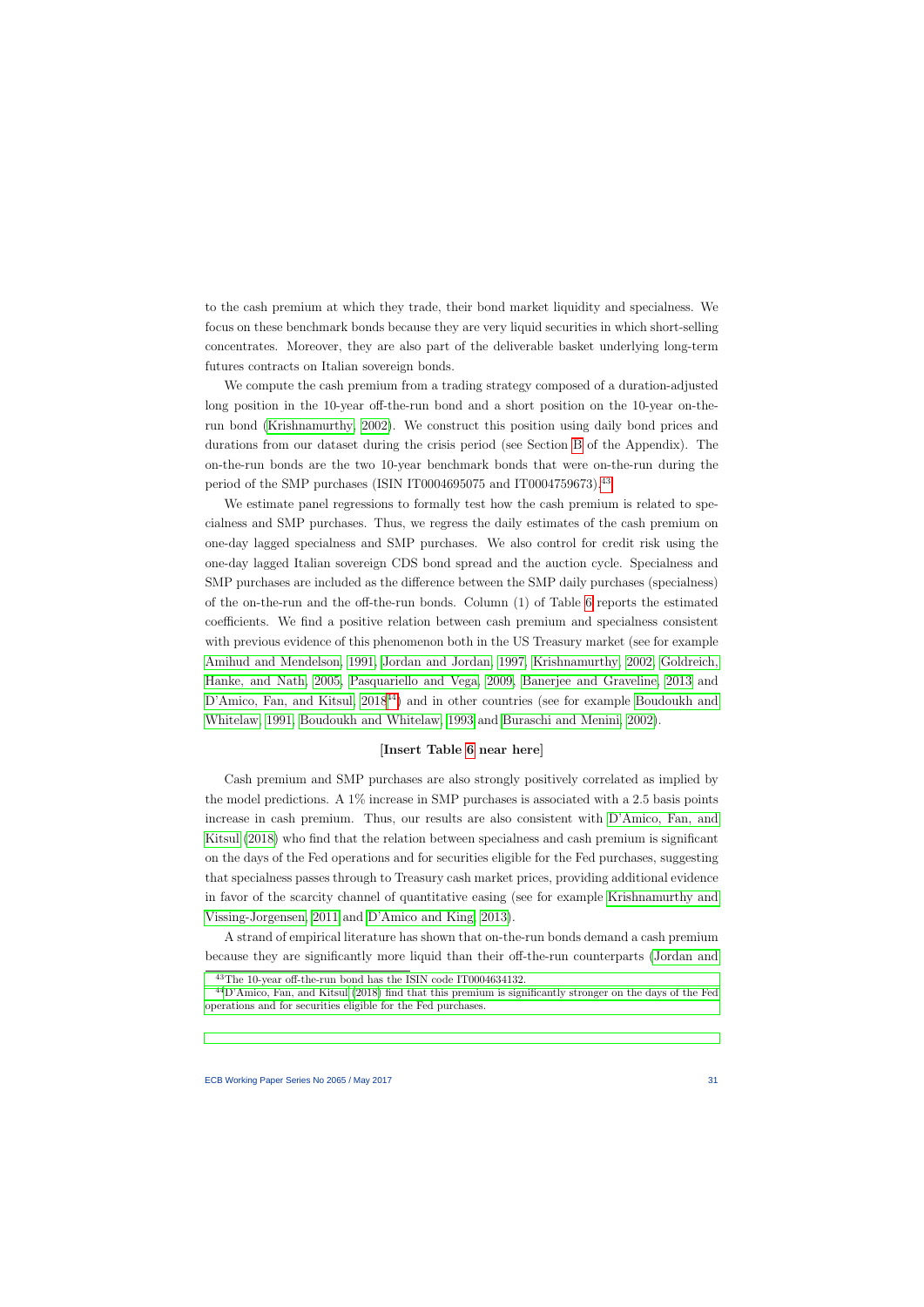to the cash premium at which they trade, their bond market liquidity and specialness. We focus on these benchmark bonds because they are very liquid securities in which short-selling concentrates. Moreover, they are also part of the deliverable basket underlying long-term futures contracts on Italian sovereign bonds.

We compute the cash premium from a trading strategy composed of a duration-adjusted long position in the 10-year off-the-run bond and a short position on the 10-year on-the-run bond (Krishnamurthy, 2002). We construct this position using daily bond prices and durations from our dataset during the crisis period (see Section B of the Appendix). The on-the-run bonds are the two 10-year benchmark bonds that were on-the-run during the period of the SMP purchases (ISIN IT0004695075 and IT0004759673).[43]

We estimate panel regressions to formally test how the cash premium is related to specialness and SMP purchases. Thus, we regress the daily estimates of the cash premium on one-day lagged specialness and SMP purchases. We also control for credit risk using the one-day lagged Italian sovereign CDS bond spread and the auction cycle. Specialness and SMP purchases are included as the difference between the SMP daily purchases (specialness) of the on-the-run and the off-the-run bonds. Column (1) of Table 6 reports the estimated coefficients. We find a positive relation between cash premium and specialness consistent with previous evidence of this phenomenon both in the US Treasury market (see for example Amihud and Mendelson, 1991, Jordan and Jordan, 1997, Krishnamurthy, 2002, Goldreich, Hanke, and Nath, 2005, Pasquariello and Vega, 2009, Banerjee and Graveline, 2013 and D'Amico, Fan, and Kitsul, 2018[44]) and in other countries (see for example Boudoukh and Whitelaw, 1991, Boudoukh and Whitelaw, 1993 and Buraschi and Menini, 2002).

**[Insert Table 6 near here]**

Cash premium and SMP purchases are also strongly positively correlated as implied by the model predictions. A 1% increase in SMP purchases is associated with a 2.5 basis points increase in cash premium. Thus, our results are also consistent with D'Amico, Fan, and Kitsul (2018) who find that the relation between specialness and cash premium is significant on the days of the Fed operations and for securities eligible for the Fed purchases, suggesting that specialness passes through to Treasury cash market prices, providing additional evidence in favor of the scarcity channel of quantitative easing (see for example Krishnamurthy and Vissing-Jorgensen, 2011 and D'Amico and King, 2013).

A strand of empirical literature has shown that on-the-run bonds demand a cash premium because they are significantly more liquid than their off-the-run counterparts (Jordan and

[43] The 10-year off-the-run bond has the ISIN code IT0004634132.

[44] D'Amico, Fan, and Kitsul (2018) find that this premium is significantly stronger on the days of the Fed operations and for securities eligible for the Fed purchases.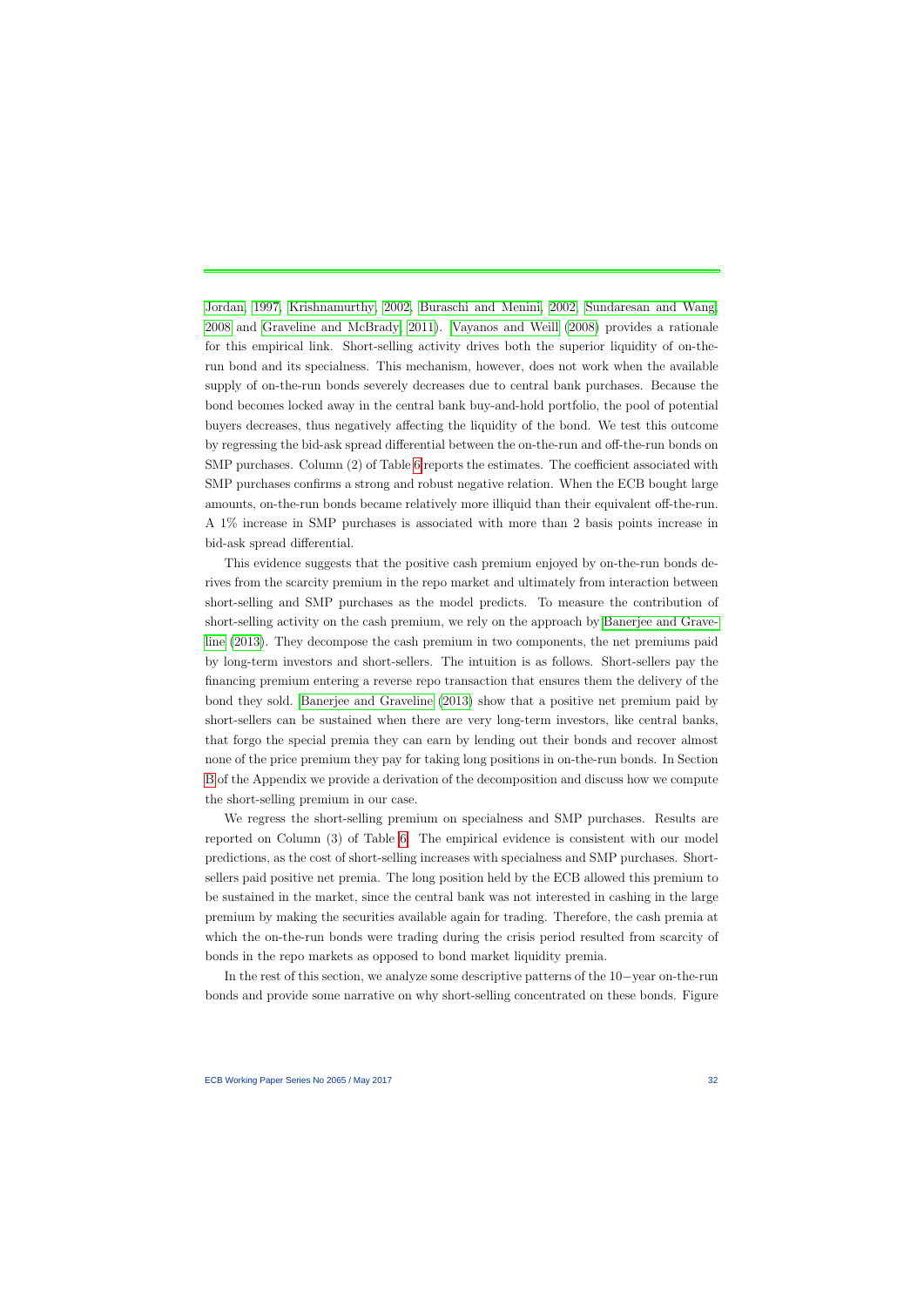Jordan, 1997; Krishnamurthy, 2002; Buraschi and Menini, 2002; Sundaresan and Wang, 2008 and Graveline and McBrady, 2011). Vayanos and Weill (2008) provides a rationale for this empirical link. Short-selling activity drives both the superior liquidity of on-the-run bond and its specialness. This mechanism, however, does not work when the available supply of on-the-run bonds severely decreases due to central bank purchases. Because the bond becomes locked away in the central bank buy-and-hold portfolio, the pool of potential buyers decreases, thus negatively affecting the liquidity of the bond. We test this outcome by regressing the bid-ask spread differential between the on-the-run and off-the-run bonds on SMP purchases. Column (2) of Table 6 reports the estimates. The coefficient associated with SMP purchases confirms a strong and robust negative relation. When the ECB bought large amounts, on-the-run bonds became relatively more illiquid than their equivalent off-the-run. A 1% increase in SMP purchases is associated with more than 2 basis points increase in bid-ask spread differential.

This evidence suggests that the positive cash premium enjoyed by on-the-run bonds derives from the scarcity premium in the repo market and ultimately from interaction between short-selling and SMP purchases as the model predicts. To measure the contribution of short-selling activity on the cash premium, we rely on the approach by Banerjee and Graveline (2013). They decompose the cash premium in two components, the net premiums paid by long-term investors and short-sellers. The intuition is as follows. Short-sellers pay the financing premium entering a reverse repo transaction that ensures them the delivery of the bond they sold. Banerjee and Graveline (2013) show that a positive net premium paid by short-sellers can be sustained when there are very long-term investors, like central banks, that forgo the special premia they can earn by lending out their bonds and recover almost none of the price premium they pay for taking long positions in on-the-run bonds. In Section B of the Appendix we provide a derivation of the decomposition and discuss how we compute the short-selling premium in our case.

We regress the short-selling premium on specialness and SMP purchases. Results are reported on Column (3) of Table 6. The empirical evidence is consistent with our model predictions, as the cost of short-selling increases with specialness and SMP purchases. Short-sellers paid positive net premia. The long position held by the ECB allowed this premium to be sustained in the market, since the central bank was not interested in cashing in the large premium by making the securities available again for trading. Therefore, the cash premia at which the on-the-run bonds were trading during the crisis period resulted from scarcity of bonds in the repo markets as opposed to bond market liquidity premia.

In the rest of this section, we analyze some descriptive patterns of the 10−year on-the-run bonds and provide some narrative on why short-selling concentrated on these bonds. Figure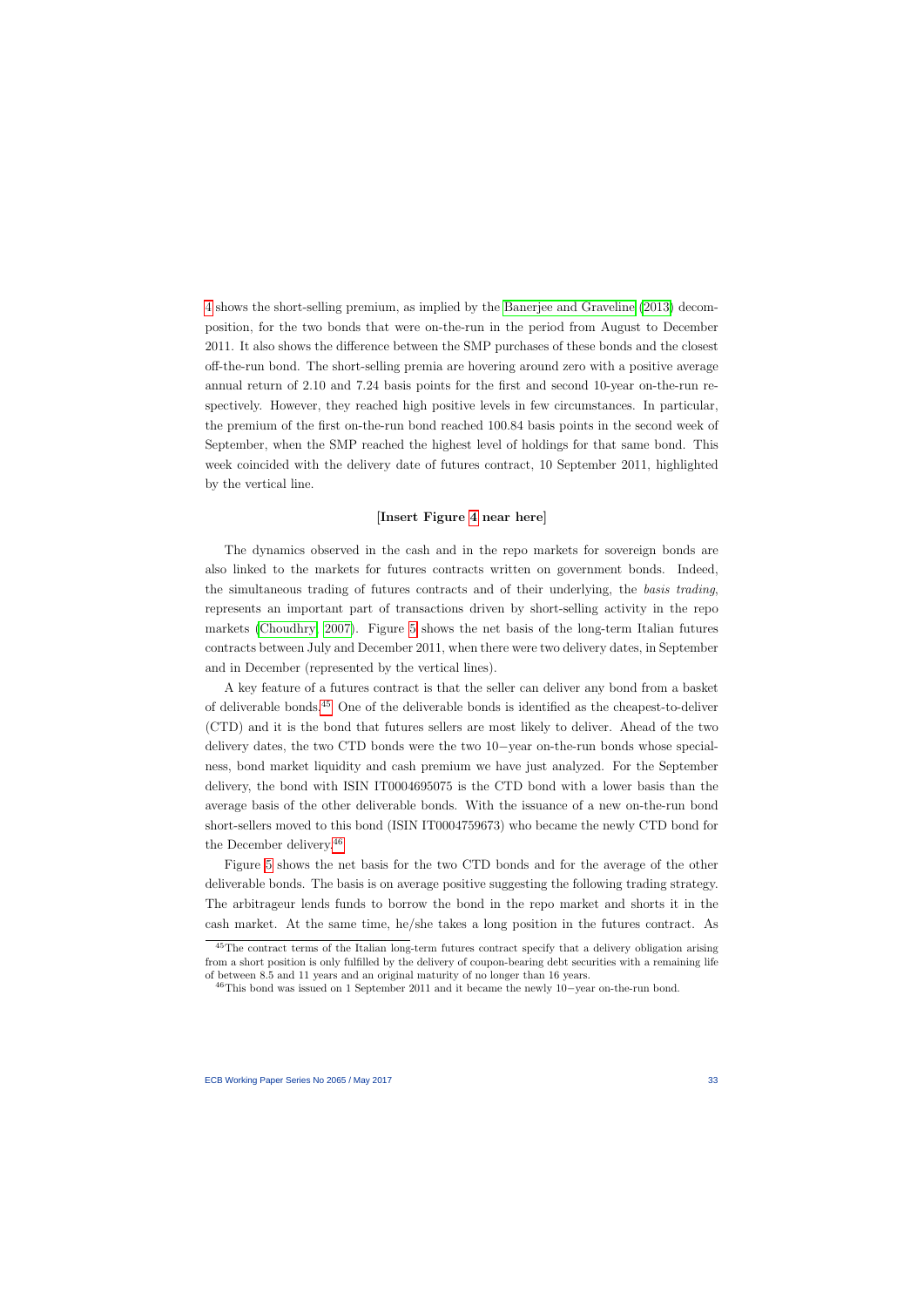4 shows the short-selling premium, as implied by the Banerjee and Graveline (2013) decomposition, for the two bonds that were on-the-run in the period from August to December 2011. It also shows the difference between the SMP purchases of these bonds and the closest off-the-run bond. The short-selling premia are hovering around zero with a positive average annual return of 2.10 and 7.24 basis points for the first and second 10-year on-the-run respectively. However, they reached high positive levels in few circumstances. In particular, the premium of the first on-the-run bond reached 100.84 basis points in the second week of September, when the SMP reached the highest level of holdings for that same bond. This week coincided with the delivery date of futures contract, 10 September 2011, highlighted by the vertical line.

**[Insert Figure 4 near here]**

The dynamics observed in the cash and in the repo markets for sovereign bonds are also linked to the markets for futures contracts written on government bonds. Indeed, the simultaneous trading of futures contracts and of their underlying, the *basis trading*, represents an important part of transactions driven by short-selling activity in the repo markets (Choudhry, 2007). Figure 5 shows the net basis of the long-term Italian futures contracts between July and December 2011, when there were two delivery dates, in September and in December (represented by the vertical lines).

A key feature of a futures contract is that the seller can deliver any bond from a basket of deliverable bonds.[45] One of the deliverable bonds is identified as the cheapest-to-deliver (CTD) and it is the bond that futures sellers are most likely to deliver. Ahead of the two delivery dates, the two CTD bonds were the two 10−year on-the-run bonds whose specialness, bond market liquidity and cash premium we have just analyzed. For the September delivery, the bond with ISIN IT0004695075 is the CTD bond with a lower basis than the average basis of the other deliverable bonds. With the issuance of a new on-the-run bond short-sellers moved to this bond (ISIN IT0004759673) who became the newly CTD bond for the December delivery.[46]

Figure 5 shows the net basis for the two CTD bonds and for the average of the other deliverable bonds. The basis is on average positive suggesting the following trading strategy. The arbitrageur lends funds to borrow the bond in the repo market and shorts it in the cash market. At the same time, he/she takes a long position in the futures contract. As

[45] The contract terms of the Italian long-term futures contract specify that a delivery obligation arising from a short position is only fulfilled by the delivery of coupon-bearing debt securities with a remaining life of between 8.5 and 11 years and an original maturity of no longer than 16 years.

[46] This bond was issued on 1 September 2011 and it became the newly 10−year on-the-run bond.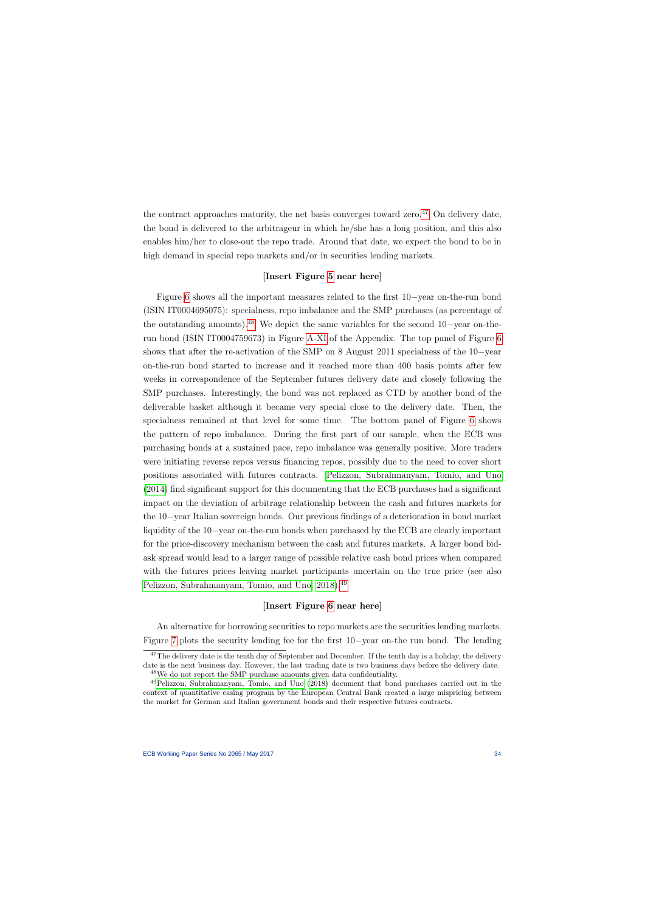the contract approaches maturity, the net basis converges toward zero.[47] On delivery date, the bond is delivered to the arbitrageur in which he/she has a long position, and this also enables him/her to close-out the repo trade. Around that date, we expect the bond to be in high demand in special repo markets and/or in securities lending markets.

**[Insert Figure 5 near here]**

Figure 6 shows all the important measures related to the first 10−year on-the-run bond (ISIN IT0004695075): specialness, repo imbalance and the SMP purchases (as percentage of the outstanding amounts).[48] We depict the same variables for the second 10−year on-the-run bond (ISIN IT0004759673) in Figure A-XI of the Appendix. The top panel of Figure 6 shows that after the re-activation of the SMP on 8 August 2011 specialness of the 10−year on-the-run bond started to increase and it reached more than 400 basis points after few weeks in correspondence of the September futures delivery date and closely following the SMP purchases. Interestingly, the bond was not replaced as CTD by another bond of the deliverable basket although it became very special close to the delivery date. Then, the specialness remained at that level for some time. The bottom panel of Figure 6 shows the pattern of repo imbalance. During the first part of our sample, when the ECB was purchasing bonds at a sustained pace, repo imbalance was generally positive. More traders were initiating reverse repos versus financing repos, possibly due to the need to cover short positions associated with futures contracts. Pelizzon, Subrahmanyam, Tomio, and Uno (2014) find significant support for this documenting that the ECB purchases had a significant impact on the deviation of arbitrage relationship between the cash and futures markets for the 10−year Italian sovereign bonds. Our previous findings of a deterioration in bond market liquidity of the 10−year on-the-run bonds when purchased by the ECB are clearly important for the price-discovery mechanism between the cash and futures markets. A larger bond bid-ask spread would lead to a larger range of possible relative cash bond prices when compared with the futures prices leaving market participants uncertain on the true price (see also Pelizzon, Subrahmanyam, Tomio, and Uno, 2018).[49]

**[Insert Figure 6 near here]**

An alternative for borrowing securities to repo markets are the securities lending markets. Figure 7 plots the security lending fee for the first 10−year on-the run bond. The lending

[47] The delivery date is the tenth day of September and December. If the tenth day is a holiday, the delivery date is the next business day. However, the last trading date is two business days before the delivery date.

[48] We do not report the SMP purchase amounts given data confidentiality.

[49] Pelizzon, Subrahmanyam, Tomio, and Uno (2018) document that bond purchases carried out in the context of quantitative easing program by the European Central Bank created a large mispricing between the market for German and Italian government bonds and their respective futures contracts.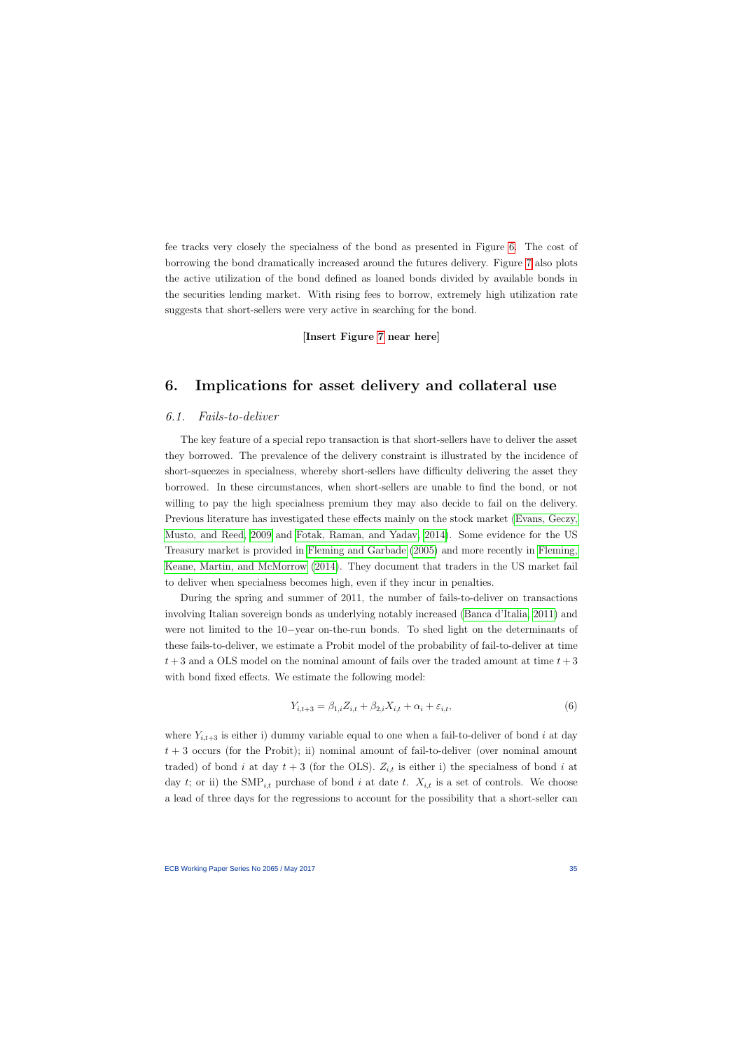fee tracks very closely the specialness of the bond as presented in Figure 6. The cost of borrowing the bond dramatically increased around the futures delivery. Figure 7 also plots the active utilization of the bond defined as loaned bonds divided by available bonds in the securities lending market. With rising fees to borrow, extremely high utilization rate suggests that short-sellers were very active in searching for the bond.

**[Insert Figure 7 near here]**

## 6. Implications for asset delivery and collateral use

### *6.1. Fails-to-deliver*

The key feature of a special repo transaction is that short-sellers have to deliver the asset they borrowed. The prevalence of the delivery constraint is illustrated by the incidence of short-squeezes in specialness, whereby short-sellers have difficulty delivering the asset they borrowed. In these circumstances, when short-sellers are unable to find the bond, or not willing to pay the high specialness premium they may also decide to fail on the delivery. Previous literature has investigated these effects mainly on the stock market (Evans, Geczy, Musto, and Reed, 2009 and Fotak, Raman, and Yadav, 2014). Some evidence for the US Treasury market is provided in Fleming and Garbade (2005) and more recently in Fleming, Keane, Martin, and McMorrow (2014). They document that traders in the US market fail to deliver when specialness becomes high, even if they incur in penalties.

During the spring and summer of 2011, the number of fails-to-deliver on transactions involving Italian sovereign bonds as underlying notably increased (Banca d'Italia, 2011) and were not limited to the 10−year on-the-run bonds. To shed light on the determinants of these fails-to-deliver, we estimate a Probit model of the probability of fail-to-deliver at time $t+3$ and a OLS model on the nominal amount of fails over the traded amount at time $t+3$ with bond fixed effects. We estimate the following model:

$$Y_{i,t+3} = \beta_{1,i} Z_{i,t} + \beta_{2,i} X_{i,t} + \alpha_i + \varepsilon_{i,t}, \tag{6}$$

where $Y_{i,t+3}$ is either i) dummy variable equal to one when a fail-to-deliver of bond $i$ at day $t+3$ occurs (for the Probit); ii) nominal amount of fail-to-deliver (over nominal amount traded) of bond $i$ at day $t+3$ (for the OLS). $Z_{i,t}$ is either i) the specialness of bond $i$ at day $t$; or ii) the $\text{SMP}_{i,t}$ purchase of bond $i$ at date $t$. $X_{i,t}$ is a set of controls. We choose a lead of three days for the regressions to account for the possibility that a short-seller can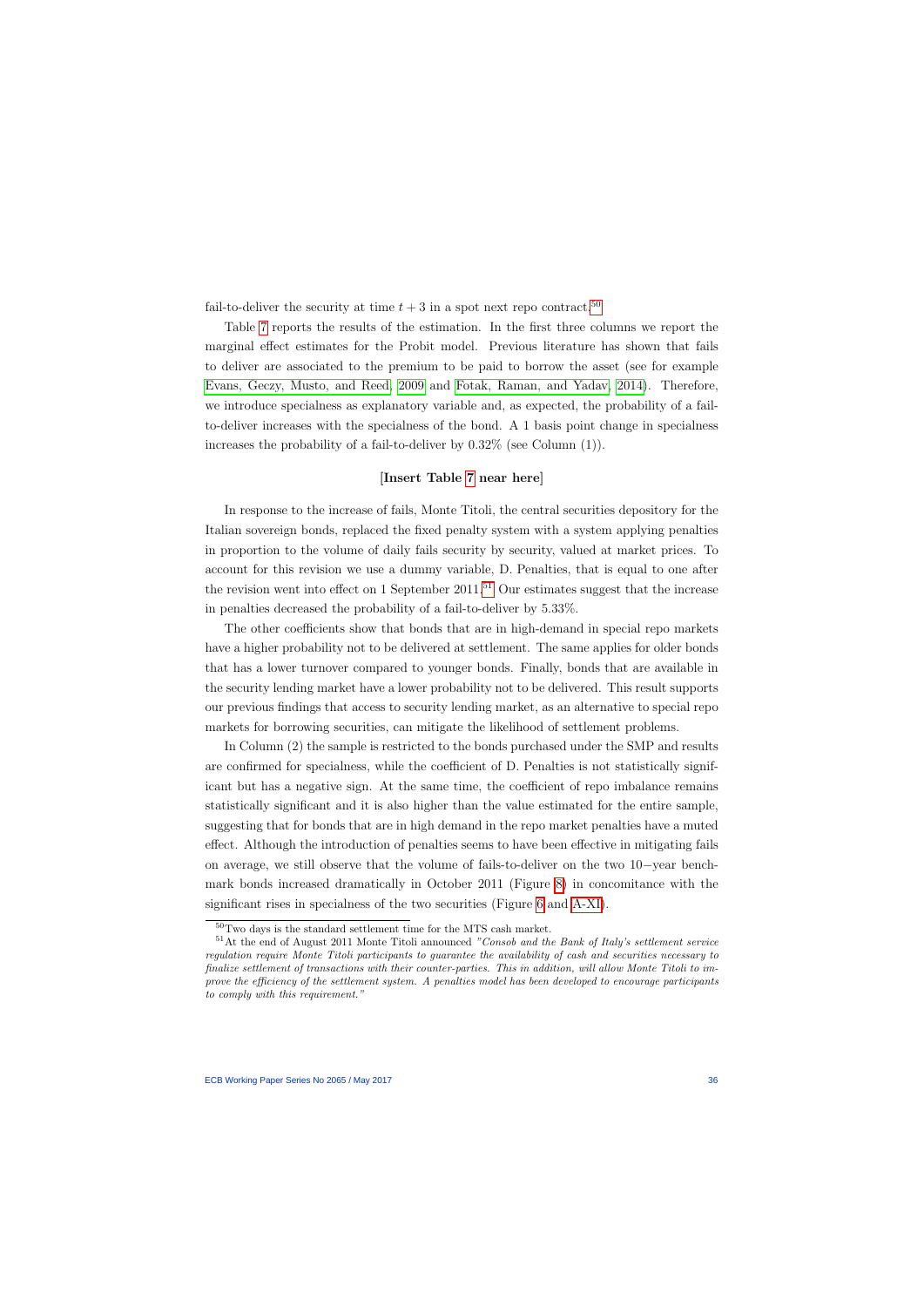fail-to-deliver the security at time $t+3$ in a spot next repo contract.[50]

Table 7 reports the results of the estimation. In the first three columns we report the marginal effect estimates for the Probit model. Previous literature has shown that fails to deliver are associated to the premium to be paid to borrow the asset (see for example Evans, Geczy, Musto, and Reed, 2009 and Fotak, Raman, and Yadav, 2014). Therefore, we introduce specialness as explanatory variable and, as expected, the probability of a fail-to-deliver increases with the specialness of the bond. A 1 basis point change in specialness increases the probability of a fail-to-deliver by 0.32% (see Column (1)).

**[Insert Table 7 near here]**

In response to the increase of fails, Monte Titoli, the central securities depository for the Italian sovereign bonds, replaced the fixed penalty system with a system applying penalties in proportion to the volume of daily fails security by security, valued at market prices. To account for this revision we use a dummy variable, D. Penalties, that is equal to one after the revision went into effect on 1 September 2011.[51] Our estimates suggest that the increase in penalties decreased the probability of a fail-to-deliver by 5.33%.

The other coefficients show that bonds that are in high-demand in special repo markets have a higher probability not to be delivered at settlement. The same applies for older bonds that has a lower turnover compared to younger bonds. Finally, bonds that are available in the security lending market have a lower probability not to be delivered. This result supports our previous findings that access to security lending market, as an alternative to special repo markets for borrowing securities, can mitigate the likelihood of settlement problems.

In Column (2) the sample is restricted to the bonds purchased under the SMP and results are confirmed for specialness, while the coefficient of D. Penalties is not statistically significant but has a negative sign. At the same time, the coefficient of repo imbalance remains statistically significant and it is also higher than the value estimated for the entire sample, suggesting that for bonds that are in high demand in the repo market penalties have a muted effect. Although the introduction of penalties seems to have been effective in mitigating fails on average, we still observe that the volume of fails-to-deliver on the two 10−year benchmark bonds increased dramatically in October 2011 (Figure 8) in concomitance with the significant rises in specialness of the two securities (Figure 6 and A-XI).

[50] Two days is the standard settlement time for the MTS cash market.

[51] At the end of August 2011 Monte Titoli announced *"Consob and the Bank of Italy's settlement service regulation require Monte Titoli participants to guarantee the availability of cash and securities necessary to finalize settlement of transactions with their counter-parties. This in addition, will allow Monte Titoli to improve the efficiency of the settlement system. A penalties model has been developed to encourage participants to comply with this requirement."*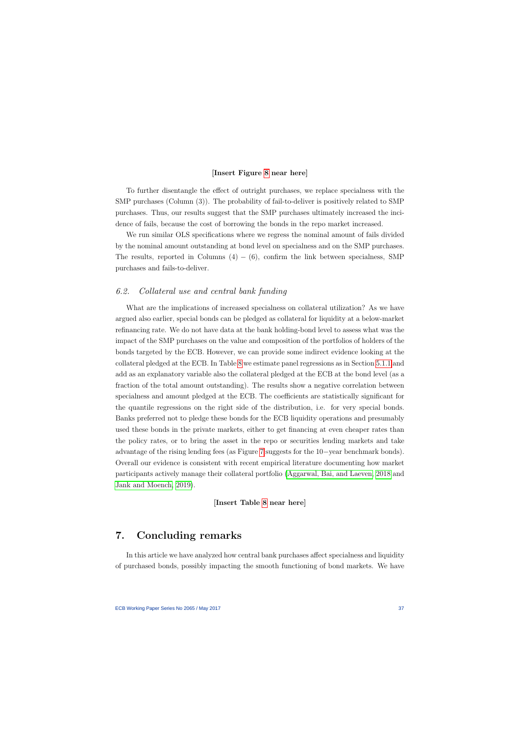[**Insert Figure 8 near here**]

To further disentangle the effect of outright purchases, we replace specialness with the SMP purchases (Column (3)). The probability of fail-to-deliver is positively related to SMP purchases. Thus, our results suggest that the SMP purchases ultimately increased the incidence of fails, because the cost of borrowing the bonds in the repo market increased.

We run similar OLS specifications where we regress the nominal amount of fails divided by the nominal amount outstanding at bond level on specialness and on the SMP purchases. The results, reported in Columns (4) − (6), confirm the link between specialness, SMP purchases and fails-to-deliver.

### *6.2. Collateral use and central bank funding*

What are the implications of increased specialness on collateral utilization? As we have argued also earlier, special bonds can be pledged as collateral for liquidity at a below-market refinancing rate. We do not have data at the bank holding-bond level to assess what was the impact of the SMP purchases on the value and composition of the portfolios of holders of the bonds targeted by the ECB. However, we can provide some indirect evidence looking at the collateral pledged at the ECB. In Table 8 we estimate panel regressions as in Section 5.1.1 and add as an explanatory variable also the collateral pledged at the ECB at the bond level (as a fraction of the total amount outstanding). The results show a negative correlation between specialness and amount pledged at the ECB. The coefficients are statistically significant for the quantile regressions on the right side of the distribution, i.e. for very special bonds. Banks preferred not to pledge these bonds for the ECB liquidity operations and presumably used these bonds in the private markets, either to get financing at even cheaper rates than the policy rates, or to bring the asset in the repo or securities lending markets and take advantage of the rising lending fees (as Figure 7 suggests for the 10−year benchmark bonds). Overall our evidence is consistent with recent empirical literature documenting how market participants actively manage their collateral portfolio (Aggarwal, Bai, and Laeven, 2018 and Jank and Moench, 2019).

[**Insert Table 8 near here**]

## 7. Concluding remarks

In this article we have analyzed how central bank purchases affect specialness and liquidity of purchased bonds, possibly impacting the smooth functioning of bond markets. We have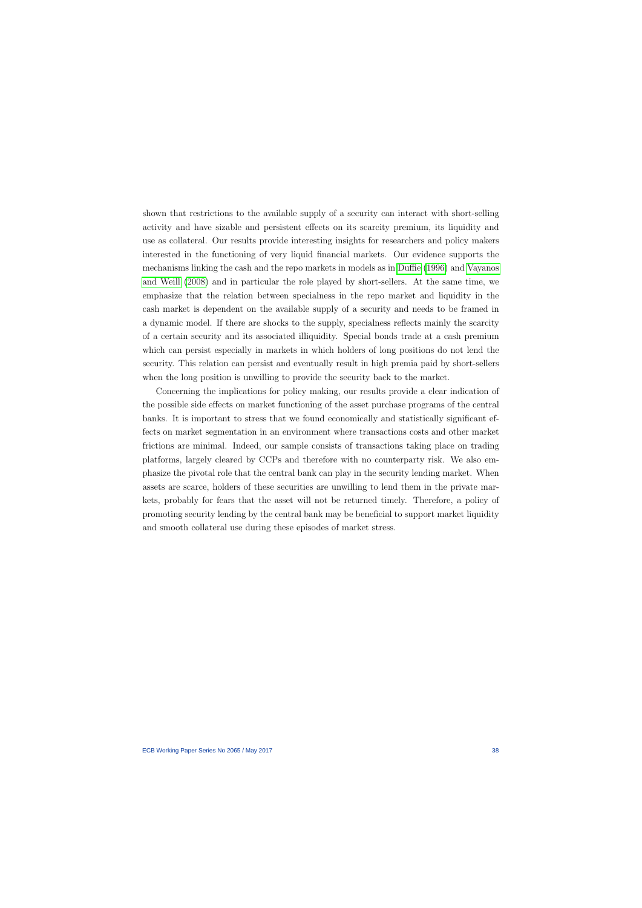shown that restrictions to the available supply of a security can interact with short-selling activity and have sizable and persistent effects on its scarcity premium, its liquidity and use as collateral. Our results provide interesting insights for researchers and policy makers interested in the functioning of very liquid financial markets. Our evidence supports the mechanisms linking the cash and the repo markets in models as in Duffie (1996) and Vayanos and Weill (2008) and in particular the role played by short-sellers. At the same time, we emphasize that the relation between specialness in the repo market and liquidity in the cash market is dependent on the available supply of a security and needs to be framed in a dynamic model. If there are shocks to the supply, specialness reflects mainly the scarcity of a certain security and its associated illiquidity. Special bonds trade at a cash premium which can persist especially in markets in which holders of long positions do not lend the security. This relation can persist and eventually result in high premia paid by short-sellers when the long position is unwilling to provide the security back to the market.

Concerning the implications for policy making, our results provide a clear indication of the possible side effects on market functioning of the asset purchase programs of the central banks. It is important to stress that we found economically and statistically significant effects on market segmentation in an environment where transactions costs and other market frictions are minimal. Indeed, our sample consists of transactions taking place on trading platforms, largely cleared by CCPs and therefore with no counterparty risk. We also emphasize the pivotal role that the central bank can play in the security lending market. When assets are scarce, holders of these securities are unwilling to lend them in the private markets, probably for fears that the asset will not be returned timely. Therefore, a policy of promoting security lending by the central bank may be beneficial to support market liquidity and smooth collateral use during these episodes of market stress.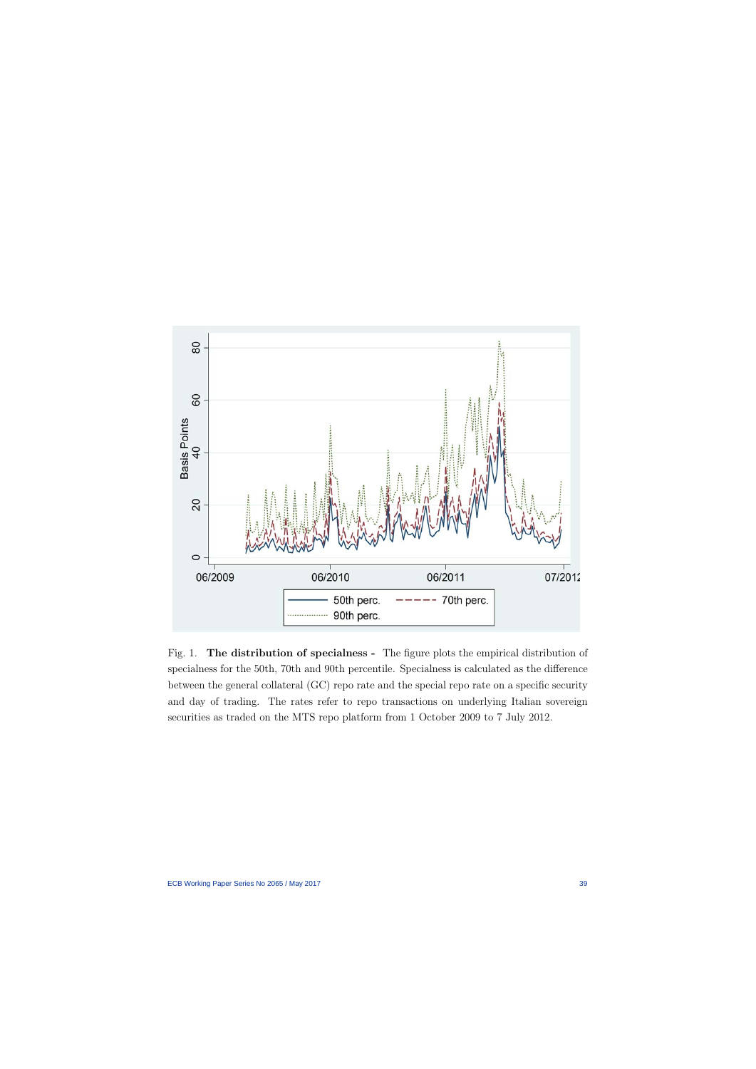Fig. 1. **The distribution of specialness -** The figure plots the empirical distribution of specialness for the 50th, 70th and 90th percentile. Specialness is calculated as the difference between the general collateral (GC) repo rate and the special repo rate on a specific security and day of trading. The rates refer to repo transactions on underlying Italian sovereign securities as traded on the MTS repo platform from 1 October 2009 to 7 July 2012.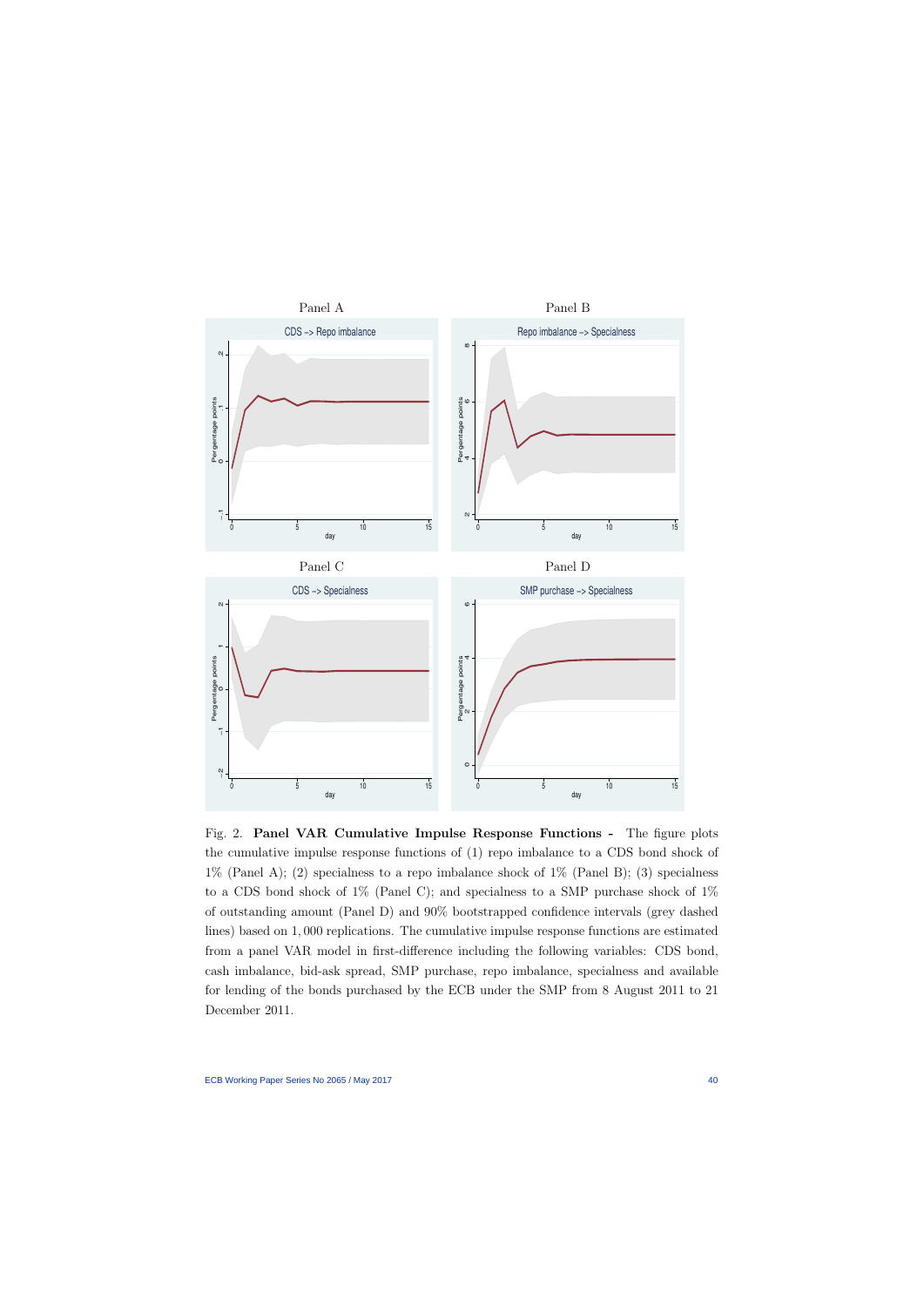Panel A

Panel B

Panel C

Panel D

Fig. 2. **Panel VAR Cumulative Impulse Response Functions -** The figure plots the cumulative impulse response functions of (1) repo imbalance to a CDS bond shock of 1% (Panel A); (2) specialness to a repo imbalance shock of 1% (Panel B); (3) specialness to a CDS bond shock of 1% (Panel C); and specialness to a SMP purchase shock of 1% of outstanding amount (Panel D) and 90% bootstrapped confidence intervals (grey dashed lines) based on 1,000 replications. The cumulative impulse response functions are estimated from a panel VAR model in first-difference including the following variables: CDS bond, cash imbalance, bid-ask spread, SMP purchase, repo imbalance, specialness and available for lending of the bonds purchased by the ECB under the SMP from 8 August 2011 to 21 December 2011.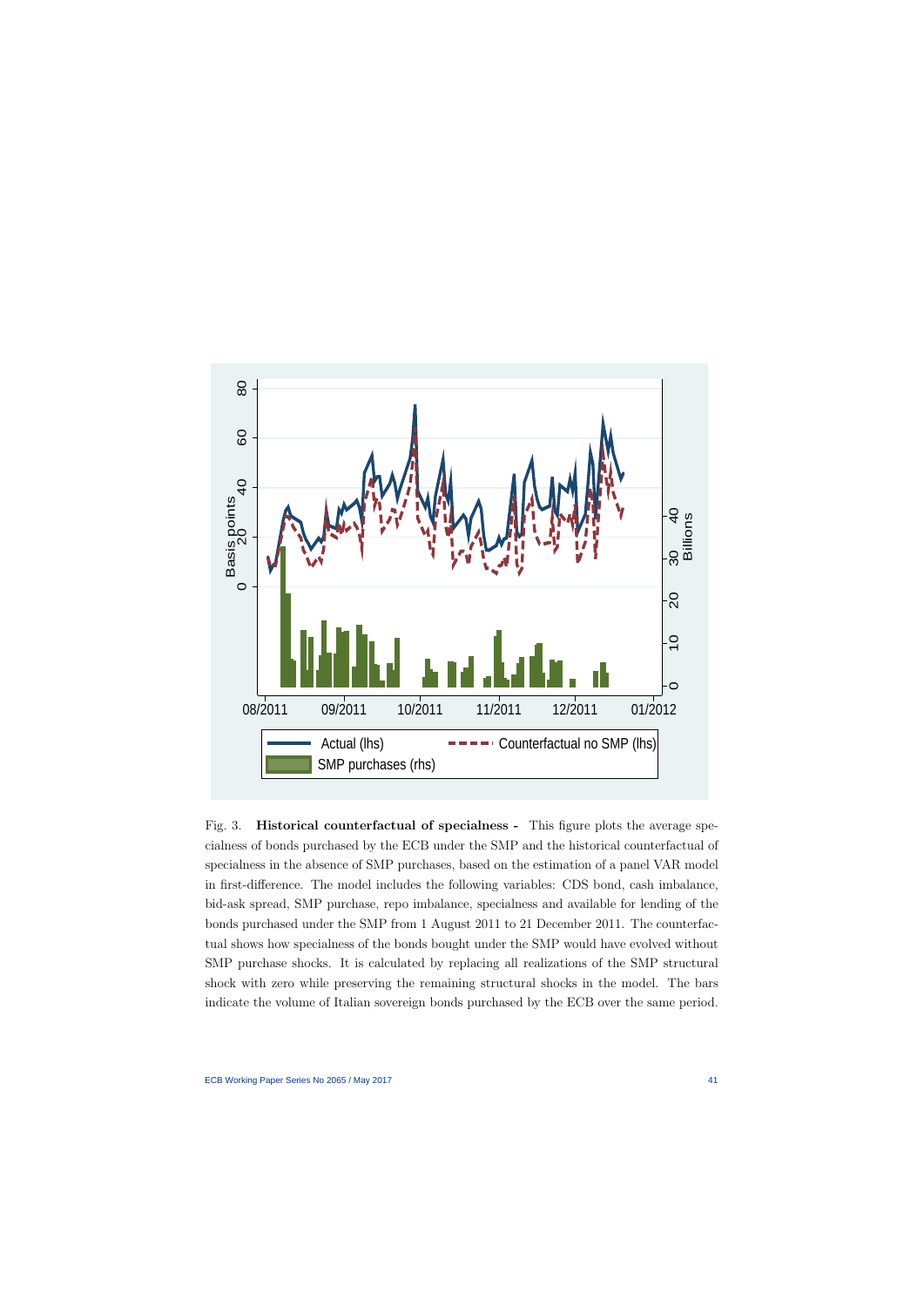Fig. 3. **Historical counterfactual of specialness -** This figure plots the average specialness of bonds purchased by the ECB under the SMP and the historical counterfactual of specialness in the absence of SMP purchases, based on the estimation of a panel VAR model in first-difference. The model includes the following variables: CDS bond, cash imbalance, bid-ask spread, SMP purchase, repo imbalance, specialness and available for lending of the bonds purchased under the SMP from 1 August 2011 to 21 December 2011. The counterfactual shows how specialness of the bonds bought under the SMP would have evolved without SMP purchase shocks. It is calculated by replacing all realizations of the SMP structural shock with zero while preserving the remaining structural shocks in the model. The bars indicate the volume of Italian sovereign bonds purchased by the ECB over the same period.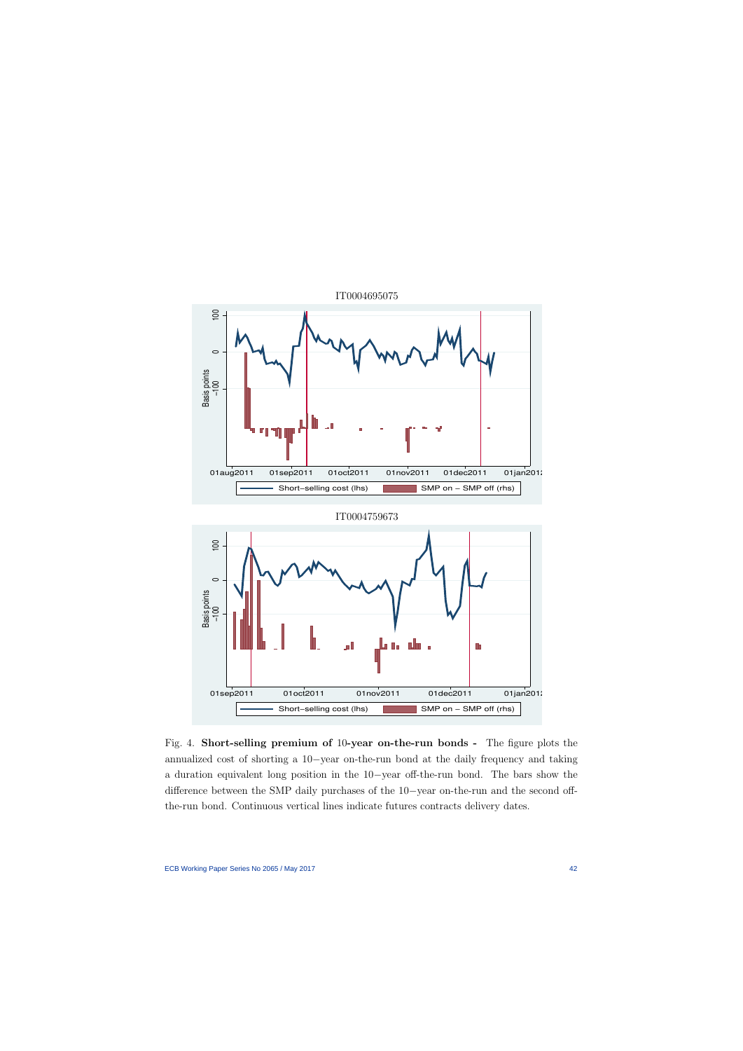IT0004695075

IT0004759673

Fig. 4. **Short-selling premium of 10-year on-the-run bonds -** The figure plots the annualized cost of shorting a 10−year on-the-run bond at the daily frequency and taking a duration equivalent long position in the 10−year off-the-run bond. The bars show the difference between the SMP daily purchases of the 10−year on-the-run and the second off-the-run bond. Continuous vertical lines indicate futures contracts delivery dates.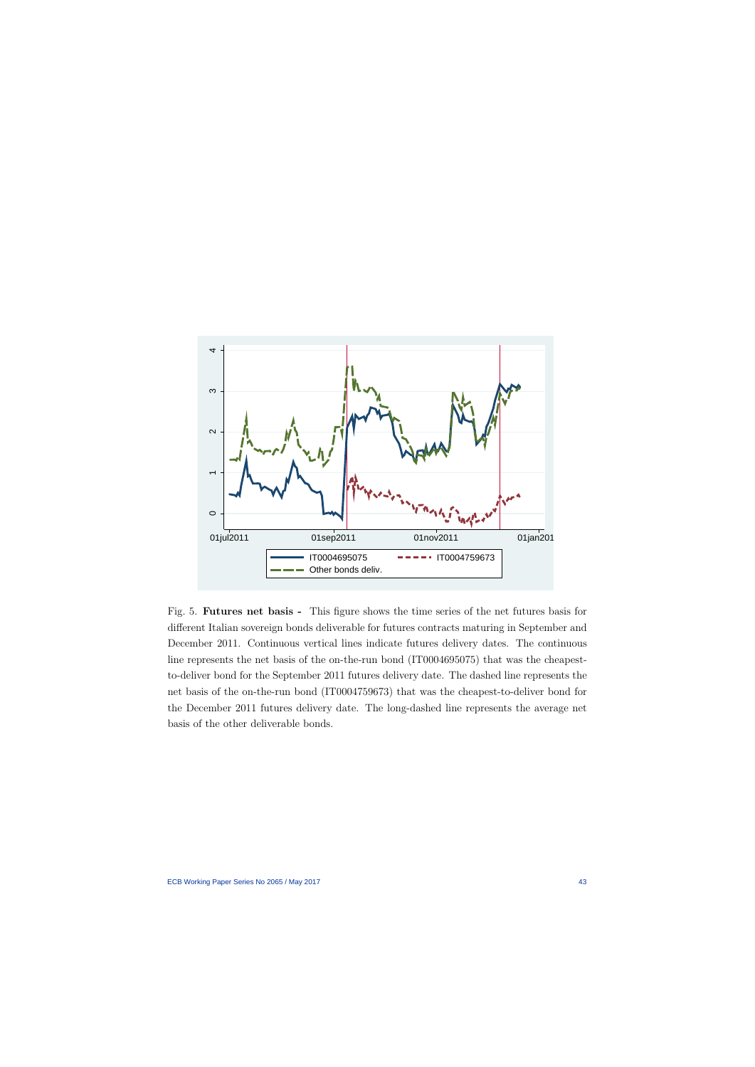Fig. 5. **Futures net basis -** This figure shows the time series of the net futures basis for different Italian sovereign bonds deliverable for futures contracts maturing in September and December 2011. Continuous vertical lines indicate futures delivery dates. The continuous line represents the net basis of the on-the-run bond (IT0004695075) that was the cheapest-to-deliver bond for the September 2011 futures delivery date. The dashed line represents the net basis of the on-the-run bond (IT0004759673) that was the cheapest-to-deliver bond for the December 2011 futures delivery date. The long-dashed line represents the average net basis of the other deliverable bonds.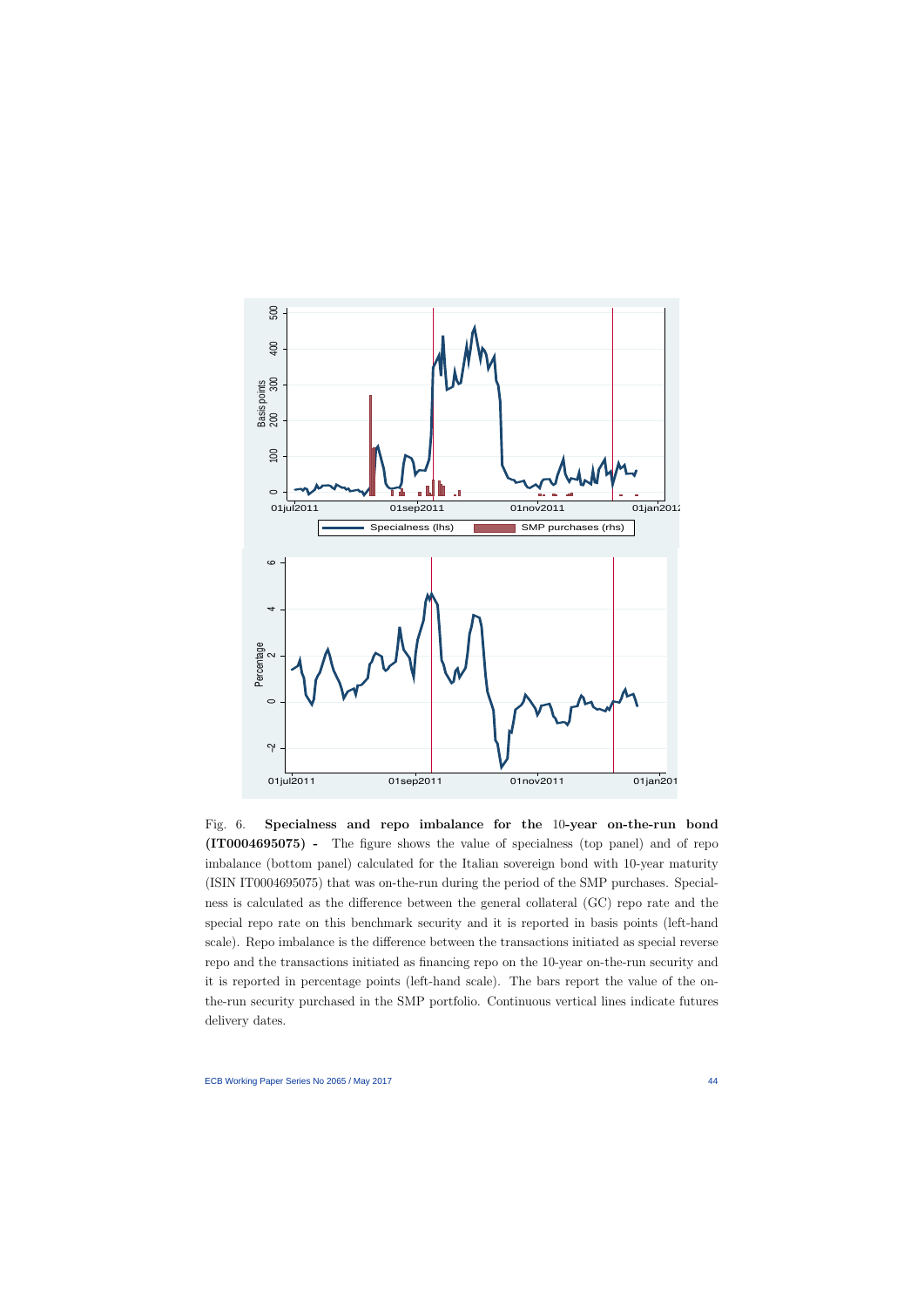Fig. 6. **Specialness and repo imbalance for the 10-year on-the-run bond (IT0004695075) -** The figure shows the value of specialness (top panel) and of repo imbalance (bottom panel) calculated for the Italian sovereign bond with 10-year maturity (ISIN IT0004695075) that was on-the-run during the period of the SMP purchases. Specialness is calculated as the difference between the general collateral (GC) repo rate and the special repo rate on this benchmark security and it is reported in basis points (left-hand scale). Repo imbalance is the difference between the transactions initiated as special reverse repo and the transactions initiated as financing repo on the 10-year on-the-run security and it is reported in percentage points (left-hand scale). The bars report the value of the on-the-run security purchased in the SMP portfolio. Continuous vertical lines indicate futures delivery dates.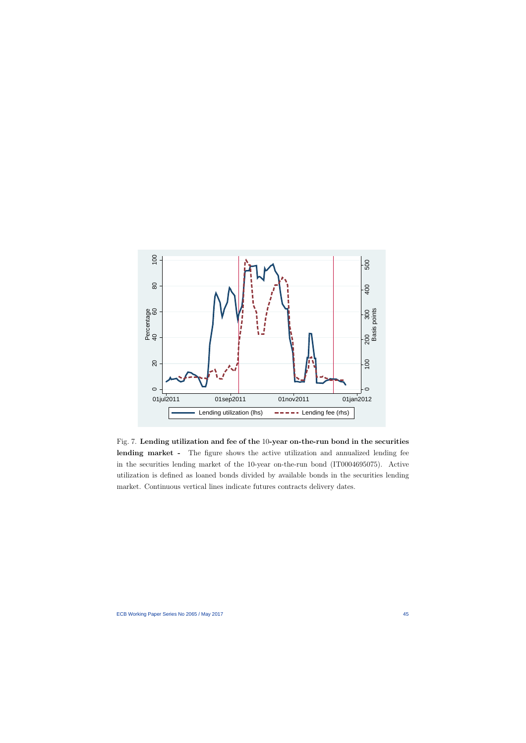Fig. 7. **Lending utilization and fee of the 10-year on-the-run bond in the securities lending market -** The figure shows the active utilization and annualized lending fee in the securities lending market of the 10-year on-the-run bond (IT0004695075). Active utilization is defined as loaned bonds divided by available bonds in the securities lending market. Continuous vertical lines indicate futures contracts delivery dates.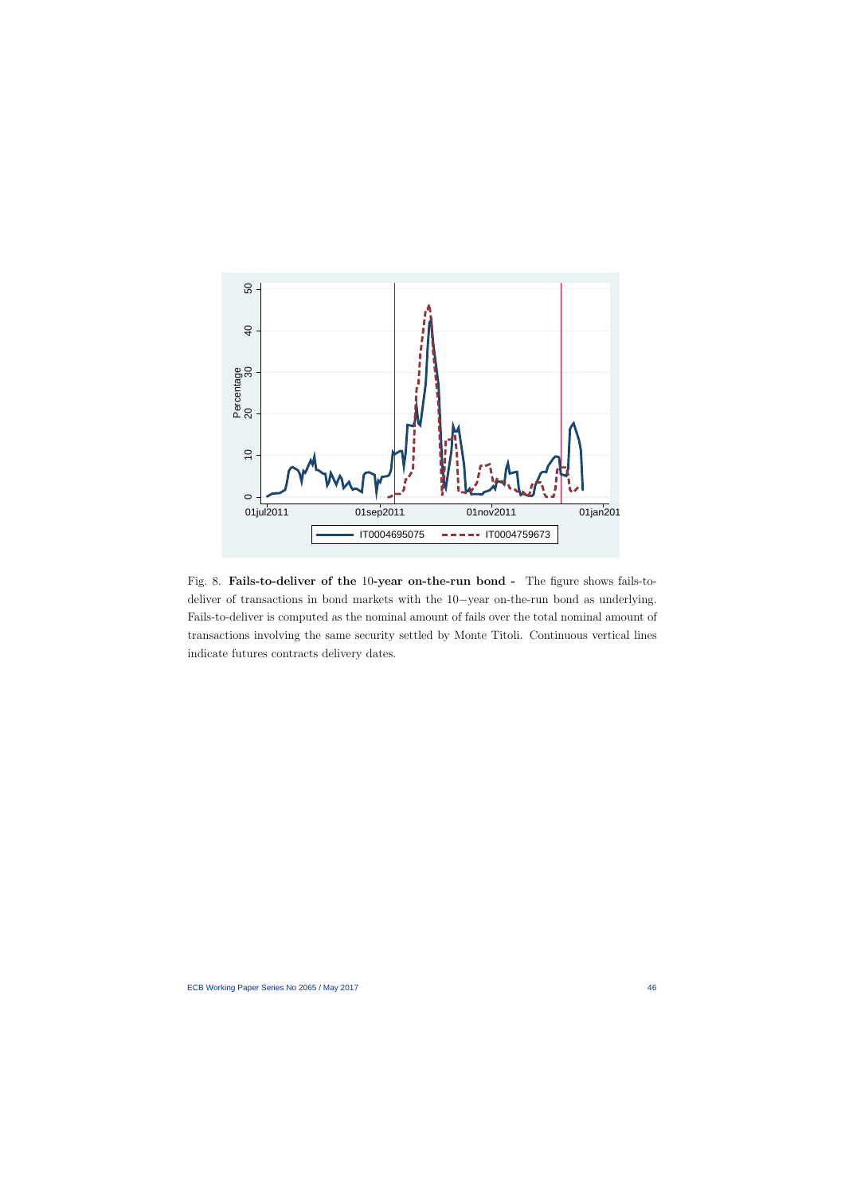Fig. 8. **Fails-to-deliver of the 10-year on-the-run bond -** The figure shows fails-to-deliver of transactions in bond markets with the 10−year on-the-run bond as underlying. Fails-to-deliver is computed as the nominal amount of fails over the total nominal amount of transactions involving the same security settled by Monte Titoli. Continuous vertical lines indicate futures contracts delivery dates.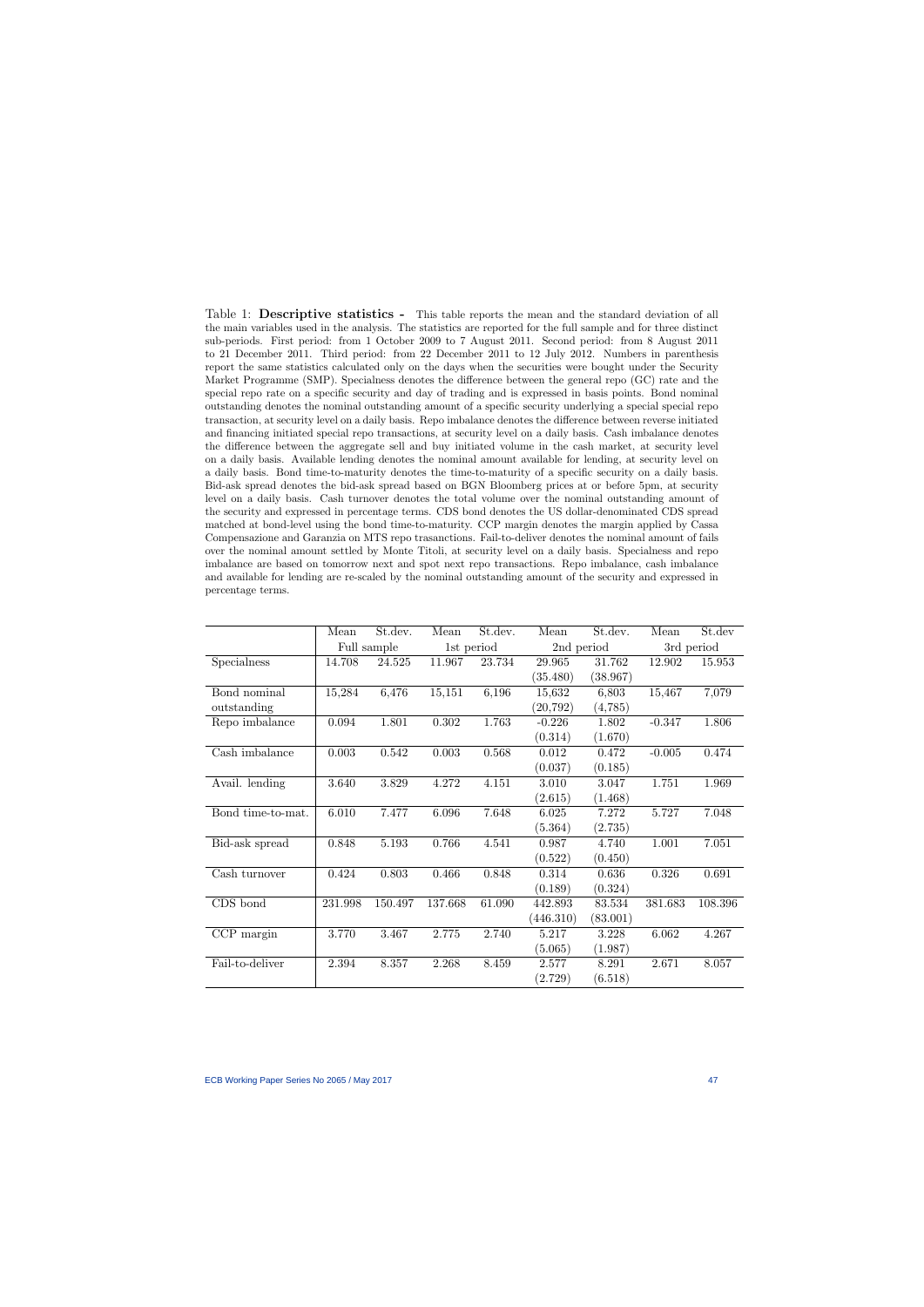Table 1: **Descriptive statistics -** This table reports the mean and the standard deviation of all the main variables used in the analysis. The statistics are reported for the full sample and for three distinct sub-periods. First period: from 1 October 2009 to 7 August 2011. Second period: from 8 August 2011 to 21 December 2011. Third period: from 22 December 2011 to 12 July 2012. Numbers in parenthesis report the same statistics calculated only on the days when the securities were bought under the Security Market Programme (SMP). Specialness denotes the difference between the general repo (GC) rate and the special repo rate on a specific security and day of trading and is expressed in basis points. Bond nominal outstanding denotes the nominal outstanding amount of a specific security underlying a special special repo transaction, at security level on a daily basis. Repo imbalance denotes the difference between reverse initiated and financing initiated special repo transactions, at security level on a daily basis. Cash imbalance denotes the difference between the aggregate sell and buy initiated volume in the cash market, at security level on a daily basis. Available lending denotes the nominal amount available for lending, at security level on a daily basis. Bond time-to-maturity denotes the time-to-maturity of a specific security on a daily basis. Bid-ask spread denotes the bid-ask spread based on BGN Bloomberg prices at or before 5pm, at security level on a daily basis. Cash turnover denotes the total volume over the nominal outstanding amount of the security and expressed in percentage terms. CDS bond denotes the US dollar-denominated CDS spread matched at bond-level using the bond time-to-maturity. CCP margin denotes the margin applied by Cassa Compensazione and Garanzia on MTS repo trasanctions. Fail-to-deliver denotes the nominal amount of fails over the nominal amount settled by Monte Titoli, at security level on a daily basis. Specialness and repo imbalance are based on tomorrow next and spot next repo transactions. Repo imbalance, cash imbalance and available for lending are re-scaled by the nominal outstanding amount of the security and expressed in percentage terms.

| | Mean | St.dev. | Mean | St.dev. | Mean | St.dev. | Mean | St.dev |
|---|---|---|---|---|---|---|---|---|
| | Full sample | | 1st period | | 2nd period | | 3rd period | |
| Specialness | 14.708 | 24.525 | 11.967 | 23.734 | 29.965 | 31.762 | 12.902 | 15.953 |
| | | | | | (35.480) | (38.967) | | |
| Bond nominal outstanding | 15,284 | 6,476 | 15,151 | 6,196 | 15,632 | 6,803 | 15,467 | 7,079 |
| | | | | | (20,792) | (4,785) | | |
| Repo imbalance | 0.094 | 1.801 | 0.302 | 1.763 | -0.226 | 1.802 | -0.347 | 1.806 |
| | | | | | (0.314) | (1.670) | | |
| Cash imbalance | 0.003 | 0.542 | 0.003 | 0.568 | 0.012 | 0.472 | -0.005 | 0.474 |
| | | | | | (0.037) | (0.185) | | |
| Avail. lending | 3.640 | 3.829 | 4.272 | 4.151 | 3.010 | 3.047 | 1.751 | 1.969 |
| | | | | | (2.615) | (1.468) | | |
| Bond time-to-mat. | 6.010 | 7.477 | 6.096 | 7.648 | 6.025 | 7.272 | 5.727 | 7.048 |
| | | | | | (5.364) | (2.735) | | |
| Bid-ask spread | 0.848 | 5.193 | 0.766 | 4.541 | 0.987 | 4.740 | 1.001 | 7.051 |
| | | | | | (0.522) | (0.450) | | |
| Cash turnover | 0.424 | 0.803 | 0.466 | 0.848 | 0.314 | 0.636 | 0.326 | 0.691 |
| | | | | | (0.189) | (0.324) | | |
| CDS bond | 231.998 | 150.497 | 137.668 | 61.090 | 442.893 | 83.534 | 381.683 | 108.396 |
| | | | | | (446.310) | (83.001) | | |
| CCP margin | 3.770 | 3.467 | 2.775 | 2.740 | 5.217 | 3.228 | 6.062 | 4.267 |
| | | | | | (5.065) | (1.987) | | |
| Fail-to-deliver | 2.394 | 8.357 | 2.268 | 8.459 | 2.577 | 8.291 | 2.671 | 8.057 |
| | | | | | (2.729) | (6.518) | | |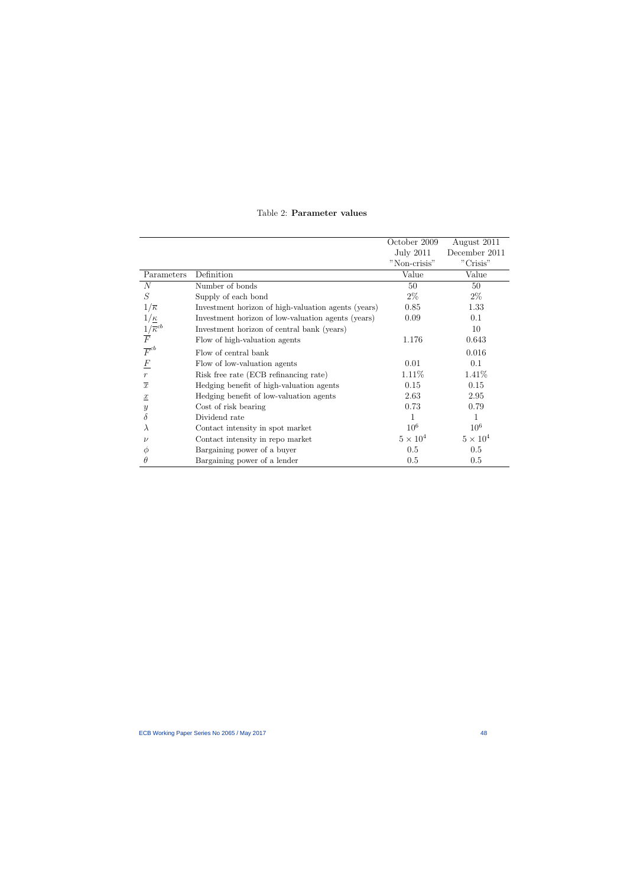Table 2: **Parameter values**

| | | October 2009 | August 2011 |
|---|---|---|---|
| | | July 2011 | December 2011 |
| | | "Non-crisis" | "Crisis" |
| Parameters | Definition | Value | Value |
| $N$ | Number of bonds | 50 | 50 |
| $S$ | Supply of each bond | 2% | 2% |
| $1/\overline{\kappa}$ | Investment horizon of high-valuation agents (years) | 0.85 | 1.33 |
| $1/\underline{\kappa}$ | Investment horizon of low-valuation agents (years) | 0.09 | 0.1 |
| $1/\overline{\kappa}^{cb}$ | Investment horizon of central bank (years) | | 10 |
| $\overline{F}$ | Flow of high-valuation agents | 1.176 | 0.643 |
| $\overline{F}^{cb}$ | Flow of central bank | | 0.016 |
| $\underline{F}$ | Flow of low-valuation agents | 0.01 | 0.1 |
| $r$ | Risk free rate (ECB refinancing rate) | 1.11% | 1.41% |
| $\overline{x}$ | Hedging benefit of high-valuation agents | 0.15 | 0.15 |
| $\underline{x}$ | Hedging benefit of low-valuation agents | 2.63 | 2.95 |
| $y$ | Cost of risk bearing | 0.73 | 0.79 |
| $\delta$ | Dividend rate | 1 | 1 |
| $\lambda$ | Contact intensity in spot market | $10^6$ | $10^6$ |
| $\nu$ | Contact intensity in repo market | $5 \times 10^4$ | $5 \times 10^4$ |
| $\phi$ | Bargaining power of a buyer | 0.5 | 0.5 |
| $\theta$ | Bargaining power of a lender | 0.5 | 0.5 |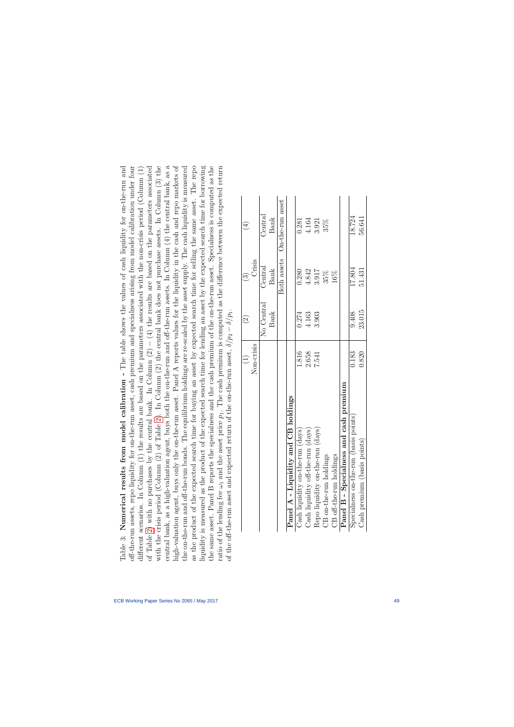Table 3: **Numerical results from model calibration -** The table shows the values of cash liquidity for on-the-run and off-the-run assets, repo liquidity for on-the-run asset, cash premium and specialness arising from model calibration under four different scenarios. In Column (1) the results are based on the parameters associated with the non-crisis period (Column (1) of Table 2) with no purchases by the central bank. In Column (2) – (4) the results are based on the parameters associated with the crisis period (Column (2) of Table 2). In Column (2) the central bank does not purchase assets. In Column (3) the central bank, as a high-valuation agent, buys both the on-the-run and off-the-run assets. In Column (4) the central bank, as a high-valuation agent, buys only the on-the-run asset. Panel A reports values for the liquidity in the cash and repo markets of the on-the-run and off-the-run bonds. The equilibrium holdings are re-scaled by the asset supply. The cash liquidity is measured as the product of the expected search time for buying an asset by expected search time for selling the same asset. The repo liquidity is measured as the product of time of the expected search time for lending an asset by the expected search time for borrowing the same asset. Panel B reports the specialness and the cash premium of the on-the-run asset. Specialness is computed as the ratio of the lending fee $\omega_1$ and the asset price $p_1$. The cash premium is computed as the difference between the expected return of the off-the-run asset and expected return of the on-the-run asset, $\delta/p_2 - \delta/p_1$.

| | (1) | (2) | (3) | (4) |
|---|---|---|---|---|
| | Non-crisis | | Crisis | |
| | | No Central Bank | Central Bank | Central Bank |
| | | | Both assets | On-the-run asset |
| **Panel A - Liquidity and CB holdings** | | | | |
| Cash liquidity on-the-run (days) | 1.816 | 0.274 | 0.280 | 0.281 |
| Cash liquidity off-the-run (days) | 2.658 | 4.163 | 4.842 | 4.164 |
| Repo liquidity on-the-run (days) | 7.541 | 3.903 | 3.917 | 3.921 |
| CB on-the-run holdings | | | 35% | 35% |
| CB off-the-run holdings | | | 16% | |
| **Panel B - Specialness and cash premium** | | | | |
| Specialness on-the-run (basis points) | 0.183 | 9.408 | 17.804 | 18.724 |
| Cash premium (basis points) | 0.820 | 23.015 | 51.431 | 56.641 |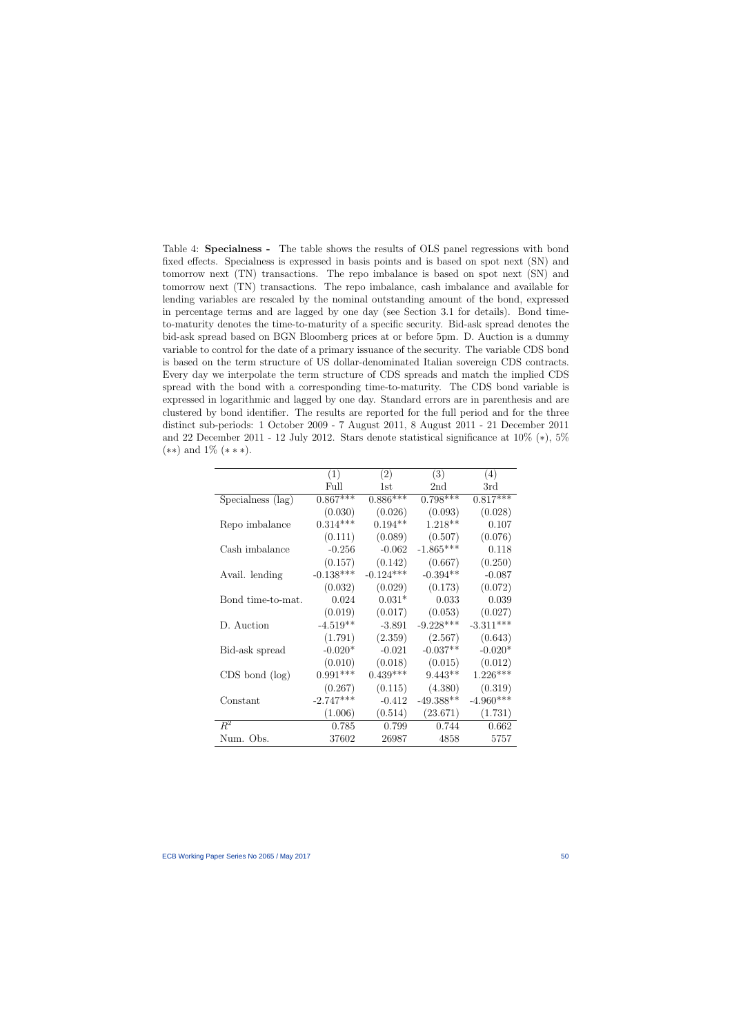Table 4: **Specialness -** The table shows the results of OLS panel regressions with bond fixed effects. Specialness is expressed in basis points and is based on spot next (SN) and tomorrow next (TN) transactions. The repo imbalance is based on spot next (SN) and tomorrow next (TN) transactions. The repo imbalance, cash imbalance and available for lending variables are rescaled by the nominal outstanding amount of the bond, expressed in percentage terms and are lagged by one day (see Section 3.1 for details). Bond time-to-maturity denotes the time-to-maturity of a specific security. Bid-ask spread denotes the bid-ask spread based on BGN Bloomberg prices at or before 5pm. D. Auction is a dummy variable to control for the date of a primary issuance of the security. The variable CDS bond is based on the term structure of US dollar-denominated Italian sovereign CDS contracts. Every day we interpolate the term structure of CDS spreads and match the implied CDS spread with the bond with a corresponding time-to-maturity. The CDS bond variable is expressed in logarithmic and lagged by one day. Standard errors are in parenthesis and are clustered by bond identifier. The results are reported for the full period and for the three distinct sub-periods: 1 October 2009 - 7 August 2011, 8 August 2011 - 21 December 2011 and 22 December 2011 - 12 July 2012. Stars denote statistical significance at 10% (∗), 5% (∗∗) and 1% (∗ ∗ ∗).

| | (1) | (2) | (3) | (4) |
|---|---|---|---|---|
| | Full | 1st | 2nd | 3rd |
| Specialness (lag) | 0.867*** | 0.886*** | 0.798*** | 0.817*** |
| | (0.030) | (0.026) | (0.093) | (0.028) |
| Repo imbalance | 0.314*** | 0.194** | 1.218** | 0.107 |
| | (0.111) | (0.089) | (0.507) | (0.076) |
| Cash imbalance | -0.256 | -0.062 | -1.865*** | 0.118 |
| | (0.157) | (0.142) | (0.667) | (0.250) |
| Avail. lending | -0.138*** | -0.124*** | -0.394** | -0.087 |
| | (0.032) | (0.029) | (0.173) | (0.072) |
| Bond time-to-mat. | 0.024 | 0.031* | 0.033 | 0.039 |
| | (0.019) | (0.017) | (0.053) | (0.027) |
| D. Auction | -4.519** | -3.891 | -9.228*** | -3.311*** |
| | (1.791) | (2.359) | (2.567) | (0.643) |
| Bid-ask spread | -0.020* | -0.021 | -0.037** | -0.020* |
| | (0.010) | (0.018) | (0.015) | (0.012) |
| CDS bond (log) | 0.991*** | 0.439*** | 9.443** | 1.226*** |
| | (0.267) | (0.115) | (4.380) | (0.319) |
| Constant | -2.747*** | -0.412 | -49.388** | -4.960*** |
| | (1.006) | (0.514) | (23.671) | (1.731) |
| $R^2$ | 0.785 | 0.799 | 0.744 | 0.662 |
| Num. Obs. | 37602 | 26987 | 4858 | 5757 |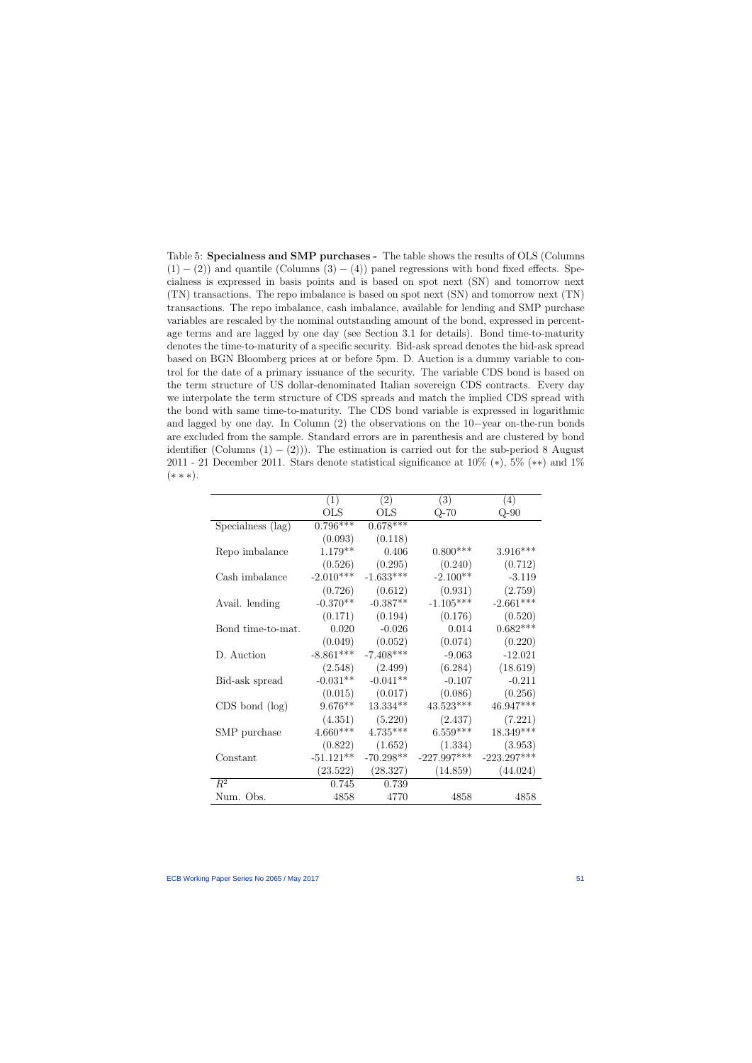Table 5: **Specialness and SMP purchases -** The table shows the results of OLS (Columns (1) − (2)) and quantile (Columns (3) − (4)) panel regressions with bond fixed effects. Specialness is expressed in basis points and is based on spot next (SN) and tomorrow next (TN) transactions. The repo imbalance is based on spot next (SN) and tomorrow next (TN) transactions. The repo imbalance, cash imbalance, available for lending and SMP purchase variables are rescaled by the nominal outstanding amount of the bond, expressed in percentage terms and are lagged by one day (see Section 3.1 for details). Bond time-to-maturity denotes the time-to-maturity of a specific security. Bid-ask spread denotes the bid-ask spread based on BGN Bloomberg prices at or before 5pm. D. Auction is a dummy variable to control for the date of a primary issuance of the security. The variable CDS bond is based on the term structure of US dollar-denominated Italian sovereign CDS contracts. Every day we interpolate the term structure of CDS spreads and match the implied CDS spread with the bond with same time-to-maturity. The CDS bond variable is expressed in logarithmic and lagged by one day. In Column (2) the observations on the 10−year on-the-run bonds are excluded from the sample. Standard errors are in parenthesis and are clustered by bond identifier (Columns (1) − (2)). The estimation is carried out for the sub-period 8 August 2011 - 21 December 2011. Stars denote statistical significance at 10% (∗), 5% (∗∗) and 1% (∗ ∗ ∗).

| | (1) | (2) | (3) | (4) |
|---|---|---|---|---|
| | OLS | OLS | Q-70 | Q-90 |
| Specialness (lag) | 0.796*** | 0.678*** | | |
| | (0.093) | (0.118) | | |
| Repo imbalance | 1.179** | 0.406 | 0.800*** | 3.916*** |
| | (0.526) | (0.295) | (0.240) | (0.712) |
| Cash imbalance | -2.010*** | -1.633*** | -2.100** | -3.119 |
| | (0.726) | (0.612) | (0.931) | (2.759) |
| Avail. lending | -0.370** | -0.387** | -1.105*** | -2.661*** |
| | (0.171) | (0.194) | (0.176) | (0.520) |
| Bond time-to-mat. | 0.020 | -0.026 | 0.014 | 0.682*** |
| | (0.049) | (0.052) | (0.074) | (0.220) |
| D. Auction | -8.861*** | -7.408*** | -9.063 | -12.021 |
| | (2.548) | (2.499) | (6.284) | (18.619) |
| Bid-ask spread | -0.031** | -0.041** | -0.107 | -0.211 |
| | (0.015) | (0.017) | (0.086) | (0.256) |
| CDS bond (log) | 9.676** | 13.334** | 43.523*** | 46.947*** |
| | (4.351) | (5.220) | (2.437) | (7.221) |
| SMP purchase | 4.660*** | 4.735*** | 6.559*** | 18.349*** |
| | (0.822) | (1.652) | (1.334) | (3.953) |
| Constant | -51.121** | -70.298** | -227.997*** | -223.297*** |
| | (23.522) | (28.327) | (14.859) | (44.024) |
| $R^2$ | 0.745 | 0.739 | | |
| Num. Obs. | 4858 | 4770 | 4858 | 4858 |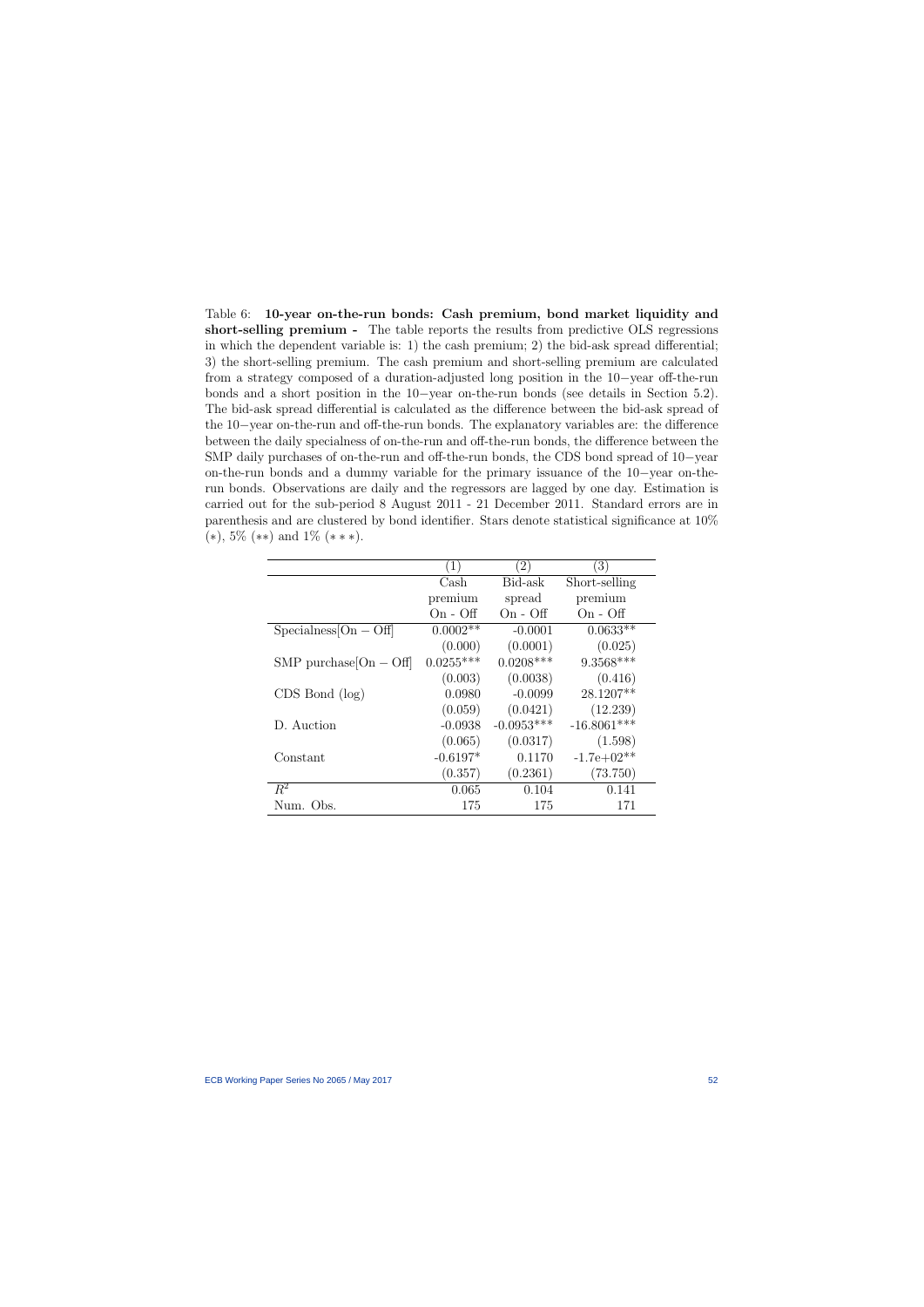Table 6: **10-year on-the-run bonds: Cash premium, bond market liquidity and short-selling premium -** The table reports the results from predictive OLS regressions in which the dependent variable is: 1) the cash premium; 2) the bid-ask spread differential; 3) the short-selling premium. The cash premium and short-selling premium are calculated from a strategy composed of a duration-adjusted long position in the 10−year off-the-run bonds and a short position in the 10−year on-the-run bonds (see details in Section 5.2). The bid-ask spread differential is calculated as the difference between the bid-ask spread of the 10−year on-the-run and off-the-run bonds. The explanatory variables are: the difference between the daily specialness of on-the-run and off-the-run bonds, the difference between the SMP daily purchases of on-the-run and off-the-run bonds, the CDS bond spread of 10−year on-the-run bonds and a dummy variable for the primary issuance of the 10−year on-the-run bonds. Observations are daily and the regressors are lagged by one day. Estimation is carried out for the sub-period 8 August 2011 - 21 December 2011. Standard errors are in parenthesis and are clustered by bond identifier. Stars denote statistical significance at 10% (∗), 5% (∗∗) and 1% (∗ ∗ ∗).

| | (1) | (2) | (3) |
|---|---|---|---|
| | Cash premium On - Off | Bid-ask spread On - Off | Short-selling premium On - Off |
| Specialness[On − Off] | 0.0002** | -0.0001 | 0.0633** |
| | (0.000) | (0.0001) | (0.025) |
| SMP purchase[On − Off] | 0.0255*** | 0.0208*** | 9.3568*** |
| | (0.003) | (0.0038) | (0.416) |
| CDS Bond (log) | 0.0980 | -0.0099 | 28.1207** |
| | (0.059) | (0.0421) | (12.239) |
| D. Auction | -0.0938 | -0.0953*** | -16.8061*** |
| | (0.065) | (0.0317) | (1.598) |
| Constant | -0.6197* | 0.1170 | -1.7e+02** |
| | (0.357) | (0.2361) | (73.750) |
| $R^2$ | 0.065 | 0.104 | 0.141 |
| Num. Obs. | 175 | 175 | 171 |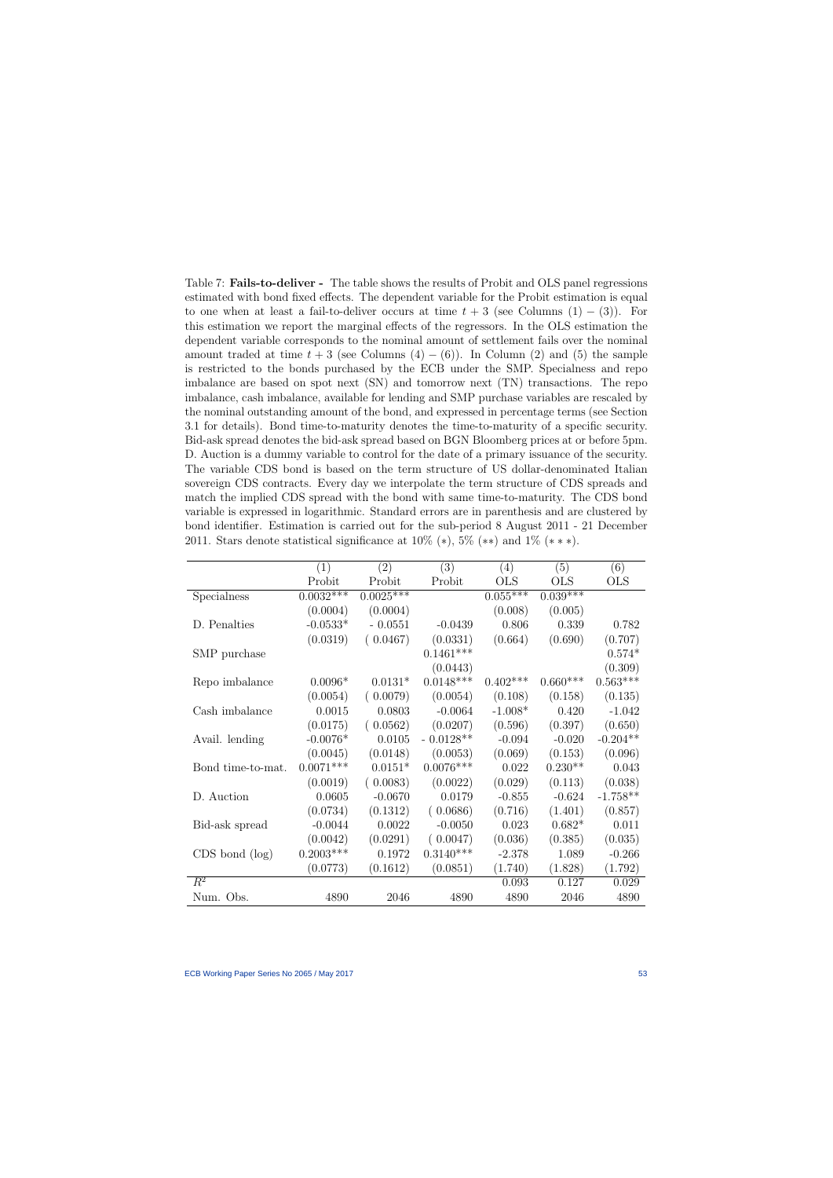Table 7: **Fails-to-deliver -** The table shows the results of Probit and OLS panel regressions estimated with bond fixed effects. The dependent variable for the Probit estimation is equal to one when at least a fail-to-deliver occurs at time $t+3$ (see Columns $(1)-(3)$). For this estimation we report the marginal effects of the regressors. In the OLS estimation the dependent variable corresponds to the nominal amount of settlement fails over the nominal amount traded at time $t+3$ (see Columns $(4)-(6)$). In Column (2) and (5) the sample is restricted to the bonds purchased by the ECB under the SMP. Specialness and repo imbalance are based on spot next (SN) and tomorrow next (TN) transactions. The repo imbalance, cash imbalance, available for lending and SMP purchase variables are rescaled by the nominal outstanding amount of the bond, and expressed in percentage terms (see Section 3.1 for details). Bond time-to-maturity denotes the time-to-maturity of a specific security. Bid-ask spread denotes the bid-ask spread based on BGN Bloomberg prices at or before 5pm. D. Auction is a dummy variable to control for the date of a primary issuance of the security. The variable CDS bond is based on the term structure of US dollar-denominated Italian sovereign CDS contracts. Every day we interpolate the term structure of CDS spreads and match the implied CDS spread with the bond with same time-to-maturity. The CDS bond variable is expressed in logarithmic. Standard errors are in parenthesis and are clustered by bond identifier. Estimation is carried out for the sub-period 8 August 2011 - 21 December 2011. Stars denote statistical significance at 10% $(*)$, 5% $(**)$ and 1% $(***)$.

| | (1) | (2) | (3) | (4) | (5) | (6) |
|---|---|---|---|---|---|---|
| | Probit | Probit | Probit | OLS | OLS | OLS |
| Specialness | 0.0032*** | 0.0025*** | | 0.055*** | 0.039*** | |
| | (0.0004) | (0.0004) | | (0.008) | (0.005) | |
| D. Penalties | -0.0533* | - 0.0551 | -0.0439 | 0.806 | 0.339 | 0.782 |
| | (0.0319) | ( 0.0467) | (0.0331) | (0.664) | (0.690) | (0.707) |
| SMP purchase | | | 0.1461*** | | | 0.574* |
| | | | (0.0443) | | | (0.309) |
| Repo imbalance | 0.0096* | 0.0131* | 0.0148*** | 0.402*** | 0.660*** | 0.563*** |
| | (0.0054) | ( 0.0079) | (0.0054) | (0.108) | (0.158) | (0.135) |
| Cash imbalance | 0.0015 | 0.0803 | -0.0064 | -1.008* | 0.420 | -1.042 |
| | (0.0175) | ( 0.0562) | (0.0207) | (0.596) | (0.397) | (0.650) |
| Avail. lending | -0.0076* | 0.0105 | - 0.0128** | -0.094 | -0.020 | -0.204** |
| | (0.0045) | (0.0148) | (0.0053) | (0.069) | (0.153) | (0.096) |
| Bond time-to-mat. | 0.0071*** | 0.0151* | 0.0076*** | 0.022 | 0.230** | 0.043 |
| | (0.0019) | ( 0.0083) | (0.0022) | (0.029) | (0.113) | (0.038) |
| D. Auction | 0.0605 | -0.0670 | 0.0179 | -0.855 | -0.624 | -1.758** |
| | (0.0734) | (0.1312) | ( 0.0686) | (0.716) | (1.401) | (0.857) |
| Bid-ask spread | -0.0044 | 0.0022 | -0.0050 | 0.023 | 0.682* | 0.011 |
| | (0.0042) | (0.0291) | ( 0.0047) | (0.036) | (0.385) | (0.035) |
| CDS bond (log) | 0.2003*** | 0.1972 | 0.3140*** | -2.378 | 1.089 | -0.266 |
| | (0.0773) | (0.1612) | (0.0851) | (1.740) | (1.828) | (1.792) |
| $R^2$ | | | | 0.093 | 0.127 | 0.029 |
| Num. Obs. | 4890 | 2046 | 4890 | 4890 | 2046 | 4890 |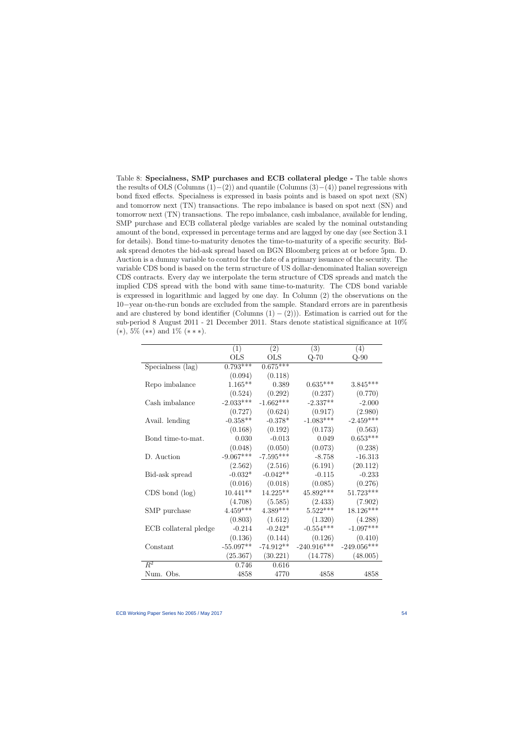Table 8: **Specialness, SMP purchases and ECB collateral pledge -** The table shows the results of OLS (Columns (1)−(2)) and quantile (Columns (3)−(4)) panel regressions with bond fixed effects. Specialness is expressed in basis points and is based on spot next (SN) and tomorrow next (TN) transactions. The repo imbalance is based on spot next (SN) and tomorrow next (TN) transactions. The repo imbalance, cash imbalance, available for lending, SMP purchase and ECB collateral pledge variables are scaled by the nominal outstanding amount of the bond, expressed in percentage terms and are lagged by one day (see Section 3.1 for details). Bond time-to-maturity denotes the time-to-maturity of a specific security. Bid-ask spread denotes the bid-ask spread based on BGN Bloomberg prices at or before 5pm. D. Auction is a dummy variable to control for the date of a primary issuance of the security. The variable CDS bond is based on the term structure of US dollar-denominated Italian sovereign CDS contracts. Every day we interpolate the term structure of CDS spreads and match the implied CDS spread with the bond with same time-to-maturity. The CDS bond variable is expressed in logarithmic and lagged by one day. In Column (2) the observations on the 10−year on-the-run bonds are excluded from the sample. Standard errors are in parenthesis and are clustered by bond identifier (Columns (1) − (2))). Estimation is carried out for the sub-period 8 August 2011 - 21 December 2011. Stars denote statistical significance at 10% (∗), 5% (∗∗) and 1% (∗ ∗ ∗).

| | (1) | (2) | (3) | (4) |
|---|---|---|---|---|
| | OLS | OLS | Q-70 | Q-90 |
| Specialness (lag) | 0.793*** | 0.675*** | | |
| | (0.094) | (0.118) | | |
| Repo imbalance | 1.165** | 0.389 | 0.635*** | 3.845*** |
| | (0.524) | (0.292) | (0.237) | (0.770) |
| Cash imbalance | -2.033*** | -1.662*** | -2.337** | -2.000 |
| | (0.727) | (0.624) | (0.917) | (2.980) |
| Avail. lending | -0.358** | -0.378* | -1.083*** | -2.459*** |
| | (0.168) | (0.192) | (0.173) | (0.563) |
| Bond time-to-mat. | 0.030 | -0.013 | 0.049 | 0.653*** |
| | (0.048) | (0.050) | (0.073) | (0.238) |
| D. Auction | -9.067*** | -7.595*** | -8.758 | -16.313 |
| | (2.562) | (2.516) | (6.191) | (20.112) |
| Bid-ask spread | -0.032* | -0.042** | -0.115 | -0.233 |
| | (0.016) | (0.018) | (0.085) | (0.276) |
| CDS bond (log) | 10.441** | 14.225** | 45.892*** | 51.723*** |
| | (4.708) | (5.585) | (2.433) | (7.902) |
| SMP purchase | 4.459*** | 4.389*** | 5.522*** | 18.126*** |
| | (0.803) | (1.612) | (1.320) | (4.288) |
| ECB collateral pledge | -0.214 | -0.242* | -0.554*** | -1.097*** |
| | (0.136) | (0.144) | (0.126) | (0.410) |
| Constant | -55.097** | -74.912** | -240.916*** | -249.056*** |
| | (25.367) | (30.221) | (14.778) | (48.005) |
| $R^2$ | 0.746 | 0.616 | | |
| Num. Obs. | 4858 | 4770 | 4858 | 4858 |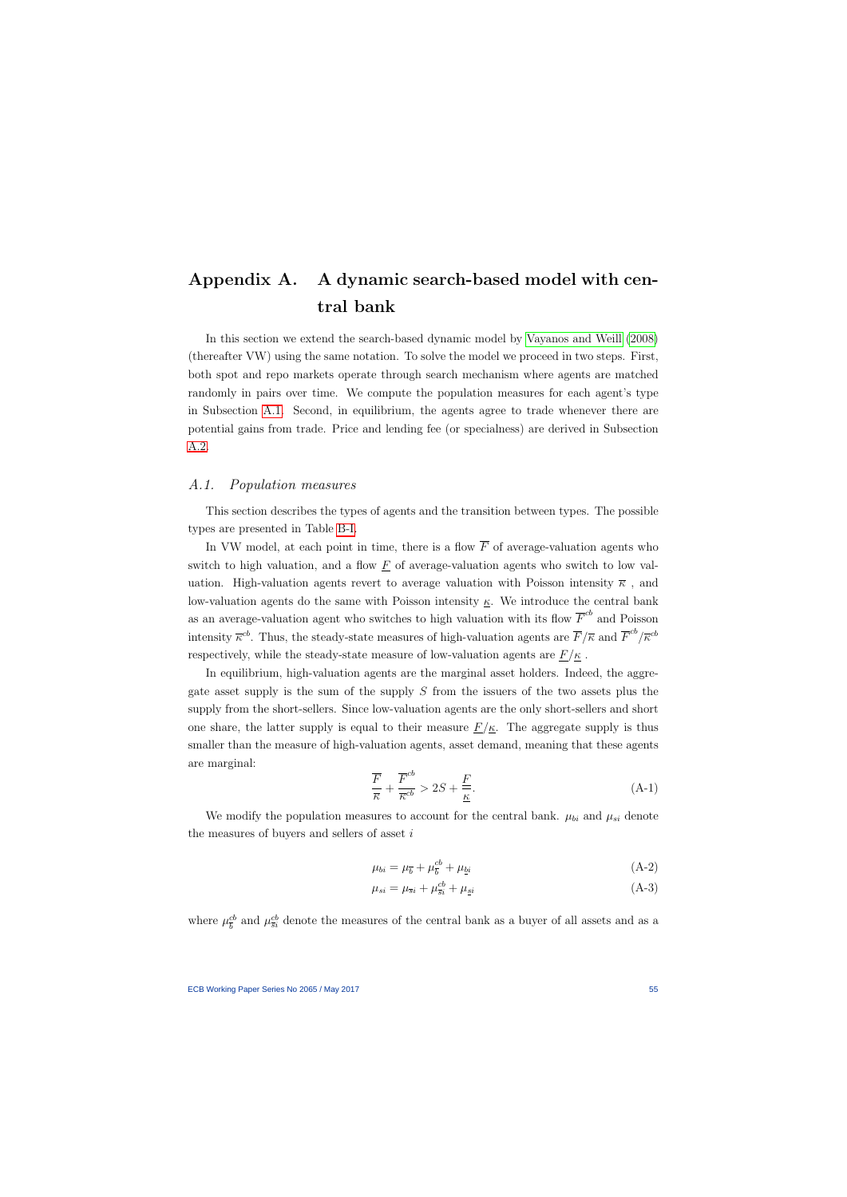# Appendix A. A dynamic search-based model with central bank

In this section we extend the search-based dynamic model by Vayanos and Weill (2008) (thereafter VW) using the same notation. To solve the model we proceed in two steps. First, both spot and repo markets operate through search mechanism where agents are matched randomly in pairs over time. We compute the population measures for each agent's type in Subsection A.1. Second, in equilibrium, the agents agree to trade whenever there are potential gains from trade. Price and lending fee (or specialness) are derived in Subsection A.2.

## A.1. Population measures

This section describes the types of agents and the transition between types. The possible types are presented in Table B-I.

In VW model, at each point in time, there is a flow $\overline{F}$ of average-valuation agents who switch to high valuation, and a flow $\underline{F}$ of average-valuation agents who switch to low valuation. High-valuation agents revert to average valuation with Poisson intensity $\overline{\kappa}$ , and low-valuation agents do the same with Poisson intensity $\underline{\kappa}$. We introduce the central bank as an average-valuation agent who switches to high valuation with its flow $\overline{F}^{cb}$ and Poisson intensity $\overline{\kappa}^{cb}$. Thus, the steady-state measures of high-valuation agents are $\overline{F}/\overline{\kappa}$ and $\overline{F}^{cb}/\overline{\kappa}^{cb}$ respectively, while the steady-state measure of low-valuation agents are $\underline{F}/\underline{\kappa}$ .

In equilibrium, high-valuation agents are the marginal asset holders. Indeed, the aggregate asset supply is the sum of the supply $S$ from the issuers of the two assets plus the supply from the short-sellers. Since low-valuation agents are the only short-sellers and short one share, the latter supply is equal to their measure $\underline{F}/\underline{\kappa}$. The aggregate supply is thus smaller than the measure of high-valuation agents, asset demand, meaning that these agents are marginal:

$$\frac{\overline{F}}{\overline{\kappa}} + \frac{\overline{F}^{cb}}{\overline{\kappa}^{cb}} > 2S + \frac{\underline{F}}{\underline{\kappa}}. \tag{A-1}$$

We modify the population measures to account for the central bank. $\mu_{bi}$ and $\mu_{si}$ denote the measures of buyers and sellers of asset $i$

$$\mu_{bi} = \mu_{\overline{b}} + \mu_{\overline{b}}^{cb} + \mu_{\underline{b}i} \tag{A-2}$$

$$\mu_{si} = \mu_{\overline{s}i} + \mu_{\overline{s}i}^{cb} + \mu_{\underline{s}i} \tag{A-3}$$

where $\mu_{\overline{b}}^{cb}$ and $\mu_{\overline{s}i}^{cb}$ denote the measures of the central bank as a buyer of all assets and as a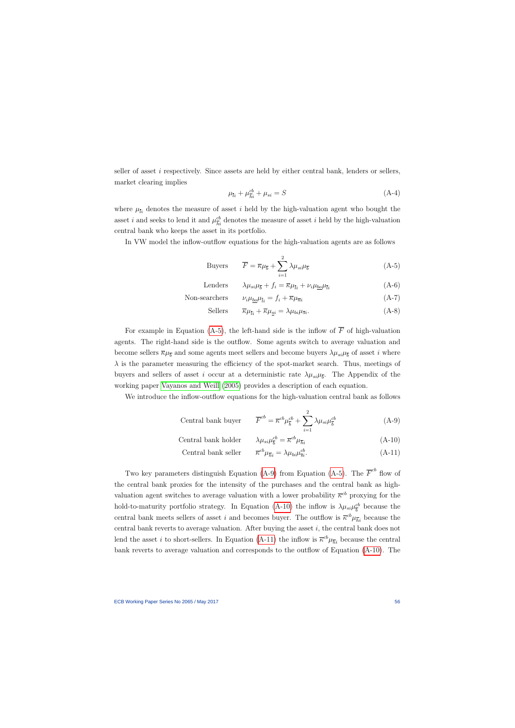seller of asset $i$ respectively. Since assets are held by either central bank, lenders or sellers, market clearing implies

$$\mu_{\overline{l}i} + \mu^{cb}_{\overline{h}i} + \mu_{si} = S \tag{A-4}$$

where $\mu_{\overline{l}i}$ denotes the measure of asset $i$ held by the high-valuation agent who bought the asset $i$ and seeks to lend it and $\mu^{cb}_{\overline{h}i}$ denotes the measure of asset $i$ held by the high-valuation central bank who keeps the asset in its portfolio.

In VW model the inflow-outflow equations for the high-valuation agents are as follows

$$\text{Buyers} \qquad \overline{F} = \overline{\kappa}\mu_{\overline{b}} + \sum_{i=1}^{2} \lambda\mu_{si}\mu_{\overline{b}} \tag{A-5}$$

$$\text{Lenders} \qquad \lambda\mu_{si}\mu_{\overline{b}} + f_i = \overline{\kappa}\mu_{\overline{l}i} + \nu_i\mu_{\underline{bo}}\mu_{\overline{l}i} \tag{A-6}$$

$$\text{Non-searchers} \qquad \nu_i\mu_{\underline{bo}}\mu_{\overline{l}i} = f_i + \overline{\kappa}\mu_{\overline{n}i} \tag{A-7}$$

$$\text{Sellers} \qquad \overline{\kappa}\mu_{\overline{l}i} + \overline{\kappa}\mu_{\underline{s}i} = \lambda\mu_{bi}\mu_{\overline{s}i}. \tag{A-8}$$

For example in Equation (A-5), the left-hand side is the inflow of $\overline{F}$ of high-valuation agents. The right-hand side is the outflow. Some agents switch to average valuation and become sellers $\overline{\kappa}\mu_{\overline{b}}$ and some agents meet sellers and become buyers $\lambda\mu_{si}\mu_{\overline{b}}$ of asset $i$ where $\lambda$ is the parameter measuring the efficiency of the spot-market search. Thus, meetings of buyers and sellers of asset $i$ occur at a deterministic rate $\lambda\mu_{si}\mu_{\overline{b}}$. The Appendix of the working paper Vayanos and Weill (2005) provides a description of each equation.

We introduce the inflow-outflow equations for the high-valuation central bank as follows

$$\text{Central bank buyer} \qquad \overline{F}^{cb} = \overline{\kappa}^{cb}\mu^{cb}_{\overline{b}} + \sum_{i=1}^{2} \lambda\mu_{si}\mu^{cb}_{\overline{b}} \tag{A-9}$$

$$\text{Central bank holder} \qquad \lambda\mu_{si}\mu^{cb}_{\overline{b}} = \overline{\kappa}^{cb}\mu_{\overline{h}i} \tag{A-10}$$

$$\text{Central bank seller} \qquad \overline{\kappa}^{cb}\mu_{\overline{h}i} = \lambda\mu_{bi}\mu^{cb}_{\overline{s}i}. \tag{A-11}$$

Two key parameters distinguish Equation (A-9) from Equation (A-5). The $\overline{F}^{cb}$ flow of the central bank proxies for the intensity of the purchases and the central bank as high-valuation agent switches to average valuation with a lower probability $\overline{\kappa}^{cb}$ proxying for the hold-to-maturity portfolio strategy. In Equation (A-10) the inflow is $\lambda\mu_{si}\mu^{cb}_{\overline{b}}$ because the central bank meets sellers of asset $i$ and becomes buyer. The outflow is $\overline{\kappa}^{cb}\mu_{\overline{h}i}$ because the central bank reverts to average valuation. After buying the asset $i$, the central bank does not lend the asset $i$ to short-sellers. In Equation (A-11) the inflow is $\overline{\kappa}^{cb}\mu_{\overline{h}i}$ because the central bank reverts to average valuation and corresponds to the outflow of Equation (A-10). The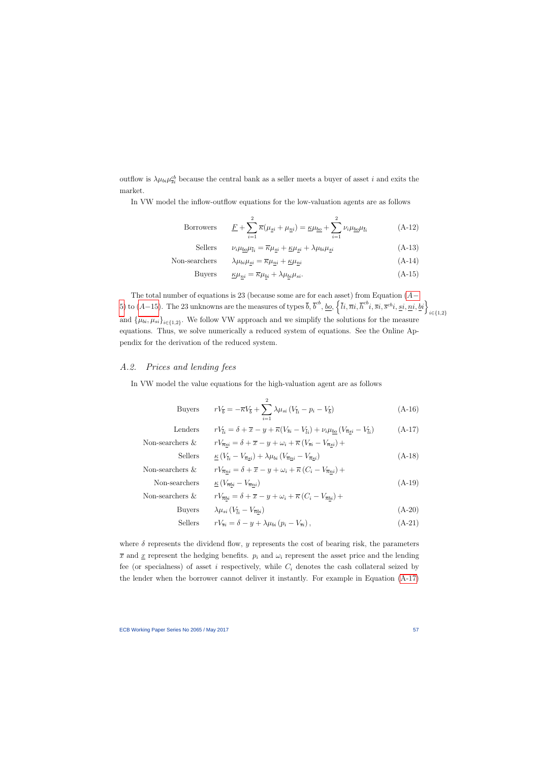outflow is $\lambda\mu_{bi}\mu^{cb}_{\overline{s}i}$ because the central bank as a seller meets a buyer of asset $i$ and exits the market.

In VW model the inflow-outflow equations for the low-valuation agents are as follows

$$\text{Borrowers} \qquad \underline{F} + \sum_{i=1}^{2} \overline{\kappa}(\mu_{\underline{s}i} + \mu_{\underline{n}i}) = \underline{\kappa}\mu_{\underline{bo}} + \sum_{i=1}^{2} \nu_i \mu_{\underline{bo}} \mu_{\overline{l}i} \tag{A-12}$$

$$\text{Sellers} \qquad \nu_i \mu_{\underline{bo}} \mu_{\overline{l}i} = \overline{\kappa}\mu_{\underline{s}i} + \underline{\kappa}\mu_{\underline{s}i} + \lambda\mu_{bi}\mu_{\underline{s}i} \tag{A-13}$$

$$\text{Non-searchers} \qquad \lambda\mu_{bi}\mu_{\underline{s}i} = \overline{\kappa}\mu_{\underline{n}i} + \underline{\kappa}\mu_{\underline{n}i} \tag{A-14}$$

$$\text{Buyers} \qquad \underline{\kappa}\mu_{\underline{n}i} = \overline{\kappa}\mu_{\underline{b}i} + \lambda\mu_{\underline{b}i}\mu_{si}. \tag{A-15}$$

The total number of equations is 23 (because some are for each asset) from Equation (A−5) to (A−15). The 23 unknowns are the measures of types $\overline{b}$, $\overline{b}^{cb}$, $\underline{bo}$, $\left\{\overline{l}i, \overline{n}i, \overline{n}^{cb}i, \overline{s}i, \overline{s}^{cb}i, \underline{s}i, \underline{n}i, \underline{b}i\right\}_{i\in\{1,2\}}$ and $\{\mu_{bi}, \mu_{si}\}_{i\in\{1,2\}}$. We follow VW approach and we simplify the solutions for the measure equations. Thus, we solve numerically a reduced system of equations. See the Online Appendix for the derivation of the reduced system.

## A.2. Prices and lending fees

In VW model the value equations for the high-valuation agent are as follows

$$\text{Buyers} \qquad rV_{\overline{b}} = -\overline{\kappa}V_{\overline{b}} + \sum_{i=1}^{2} \lambda\mu_{si}\left(V_{\overline{l}i} - p_i - V_{\overline{b}}\right) \tag{A-16}$$

$$\text{Lenders} \qquad rV_{\overline{l}i} = \delta + \overline{x} - y + \overline{\kappa}(V_{\overline{s}i} - V_{\overline{l}i}) + \nu_i\mu_{\underline{bo}}\left(V_{\overline{n}\underline{s}i} - V_{\overline{l}i}\right) \tag{A-17}$$

$$\begin{aligned}\text{Non-searchers \&} \qquad & rV_{\overline{n}\underline{s}i} = \delta + \overline{x} - y + \omega_i + \overline{\kappa}\left(V_{\overline{s}i} - V_{\overline{n}\underline{s}i}\right) + \\ \text{Sellers} \qquad & \underline{\kappa}\left(V_{\overline{l}i} - V_{\overline{n}\underline{s}i}\right) + \lambda\mu_{bi}\left(V_{\overline{n}\underline{n}i} - V_{\overline{n}\underline{s}i}\right)\end{aligned} \tag{A-18}$$

$$\begin{aligned}\text{Non-searchers \&} \qquad & rV_{\overline{n}\underline{n}i} = \delta + \overline{x} - y + \omega_i + \overline{\kappa}\left(C_i - V_{\overline{n}\underline{n}i}\right) + \\ \text{Non-searchers} \qquad & \underline{\kappa}\left(V_{\overline{n}\underline{b}i} - V_{\overline{n}\underline{n}i}\right)\end{aligned} \tag{A-19}$$

$$\begin{aligned}\text{Non-searchers \&} \qquad & rV_{\overline{n}\underline{b}i} = \delta + \overline{x} - y + \omega_i + \overline{\kappa}\left(C_i - V_{\overline{n}\underline{b}i}\right) + \\ \text{Buyers} \qquad & \lambda\mu_{si}\left(V_{\overline{l}i} - V_{\overline{n}\underline{b}i}\right)\end{aligned} \tag{A-20}$$

$$\text{Sellers} \qquad rV_{\overline{s}i} = \delta - y + \lambda\mu_{bi}\left(p_i - V_{\overline{s}i}\right), \tag{A-21}$$

where $\delta$ represents the dividend flow, $y$ represents the cost of bearing risk, the parameters $\overline{x}$ and $\underline{x}$ represent the hedging benefits. $p_i$ and $\omega_i$ represent the asset price and the lending fee (or specialness) of asset $i$ respectively, while $C_i$ denotes the cash collateral seized by the lender when the borrower cannot deliver it instantly. For example in Equation (A-17)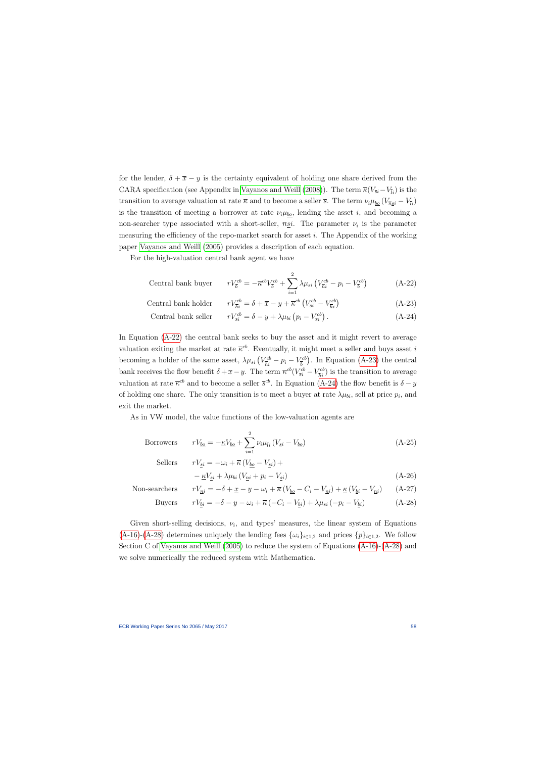for the lender, $\delta + \overline{x} - y$ is the certainty equivalent of holding one share derived from the CARA specification (see Appendix in Vayanos and Weill (2008)). The term $\overline{\kappa}(V_{\overline{s}i} - V_{\overline{l}i})$ is the transition to average valuation at rate $\overline{\kappa}$ and to become a seller $\overline{s}$. The term $\nu_i \mu_{\underline{bo}} (V_{\overline{n}\underline{s}i} - V_{\overline{l}i})$ is the transition of meeting a borrower at rate $\nu_i \mu_{\underline{bo}}$, lending the asset $i$, and becoming a non-searcher type associated with a short-seller, $\overline{n}\underline{s}i$. The parameter $\nu_i$ is the parameter measuring the efficiency of the repo-market search for asset $i$. The Appendix of the working paper Vayanos and Weill (2005) provides a description of each equation.

For the high-valuation central bank agent we have

$$\text{Central bank buyer} \qquad rV_{\overline{b}}^{cb} = -\overline{\kappa}^{cb} V_{\overline{b}}^{cb} + \sum_{i=1}^{2} \lambda \mu_{si} \left( V_{\overline{h}i}^{cb} - p_i - V_{\overline{b}}^{cb} \right) \tag{A-22}$$

$$\text{Central bank holder} \qquad rV_{\overline{h}i}^{cb} = \delta + \overline{x} - y + \overline{\kappa}^{cb} \left( V_{\overline{s}i}^{cb} - V_{\overline{h}i}^{cb} \right) \tag{A-23}$$

$$\text{Central bank seller} \qquad rV_{\overline{s}i}^{cb} = \delta - y + \lambda \mu_{bi} \left( p_i - V_{\overline{s}i}^{cb} \right). \tag{A-24}$$

In Equation (A-22) the central bank seeks to buy the asset and it might revert to average valuation exiting the market at rate $\overline{\kappa}^{cb}$. Eventually, it might meet a seller and buys asset $i$ becoming a holder of the same asset, $\lambda \mu_{si} \left( V_{\overline{h}i}^{cb} - p_i - V_{\overline{b}}^{cb} \right)$. In Equation (A-23) the central bank receives the flow benefit $\delta + \overline{x} - y$. The term $\overline{\kappa}^{cb}(V_{\overline{s}i}^{cb} - V_{\overline{h}i}^{cb})$ is the transition to average valuation at rate $\overline{\kappa}^{cb}$ and to become a seller $\overline{s}^{cb}$. In Equation (A-24) the flow benefit is $\delta - y$ of holding one share. The only transition is to meet a buyer at rate $\lambda \mu_{bi}$, sell at price $p_i$, and exit the market.

As in VW model, the value functions of the low-valuation agents are

$$\text{Borrowers} \qquad rV_{\underline{bo}} = -\underline{\kappa} V_{\underline{bo}} + \sum_{i=1}^{2} \nu_i \mu_{\overline{l}i} \left( V_{\underline{s}i} - V_{\underline{bo}} \right) \tag{A-25}$$

$$\text{Sellers} \qquad rV_{\underline{s}i} = -\omega_i + \overline{\kappa} \left( V_{\underline{bo}} - V_{\underline{s}i} \right) + \\ - \underline{\kappa} V_{\underline{s}i} + \lambda \mu_{bi} \left( V_{\underline{n}i} + p_i - V_{\underline{s}i} \right) \tag{A-26}$$

$$\text{Non-searchers} \qquad rV_{\underline{n}i} = -\delta + \underline{x} - y - \omega_i + \overline{\kappa} \left( V_{\underline{bo}} - C_i - V_{\underline{n}i} \right) + \underline{\kappa} \left( V_{\underline{b}i} - V_{\underline{n}i} \right) \tag{A-27}$$

$$\text{Buyers} \qquad rV_{\underline{b}i} = -\delta - y - \omega_i + \overline{\kappa} \left( -C_i - V_{\underline{b}i} \right) + \lambda \mu_{si} \left( -p_i - V_{\underline{b}i} \right) \tag{A-28}$$

Given short-selling decisions, $\nu_i$, and types' measures, the linear system of Equations (A-16)-(A-28) determines uniquely the lending fees $\{\omega_i\}_{i \in 1,2}$ and prices $\{p\}_{i \in 1,2}$. We follow Section C of Vayanos and Weill (2005) to reduce the system of Equations (A-16)-(A-28) and we solve numerically the reduced system with Mathematica.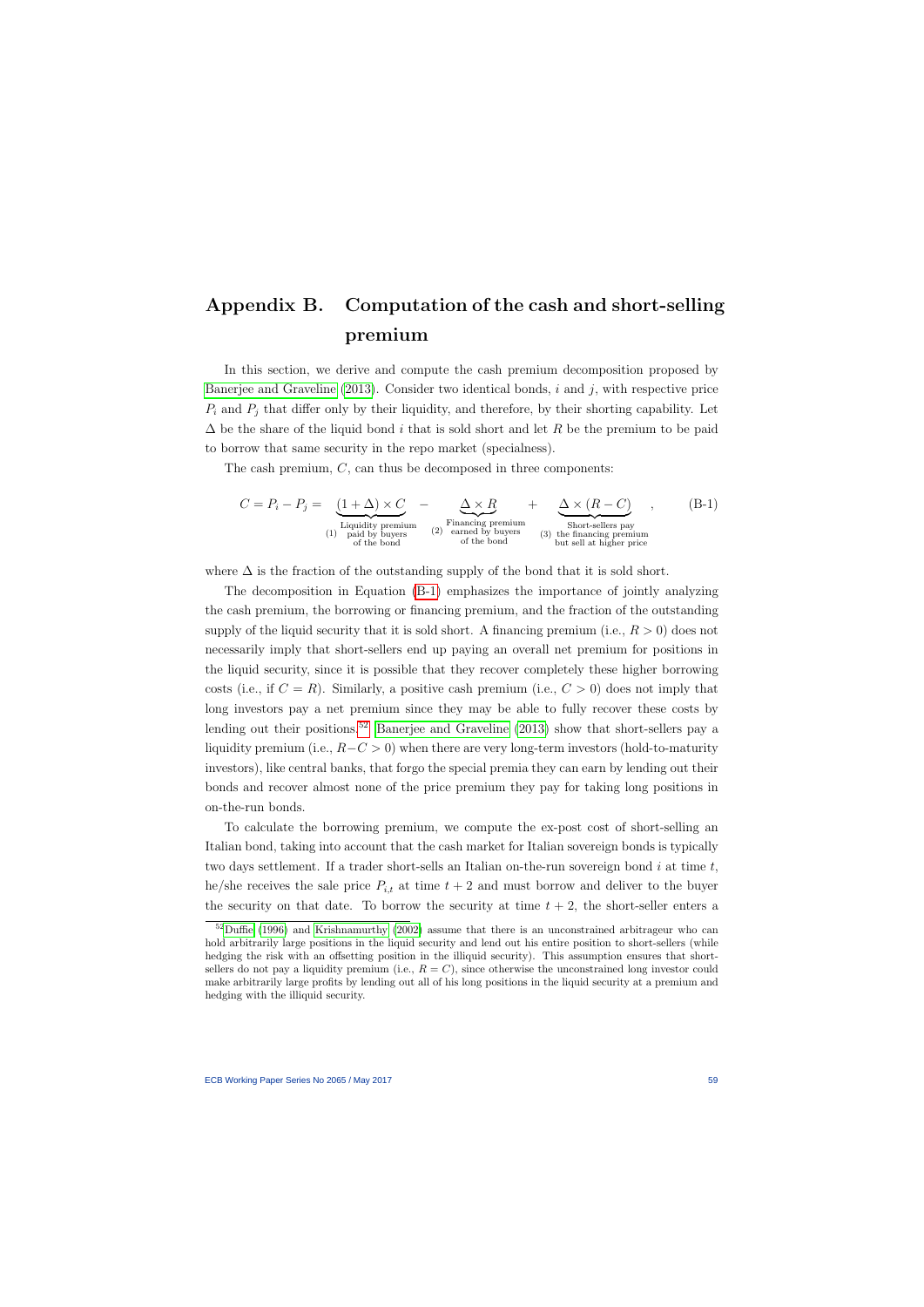# Appendix B. Computation of the cash and short-selling premium

In this section, we derive and compute the cash premium decomposition proposed by Banerjee and Graveline (2013). Consider two identical bonds, $i$ and $j$, with respective price $P_i$ and $P_j$ that differ only by their liquidity, and therefore, by their shorting capability. Let $\Delta$ be the share of the liquid bond $i$ that is sold short and let $R$ be the premium to be paid to borrow that same security in the repo market (specialness).

The cash premium, $C$, can thus be decomposed in three components:

$$C = P_i - P_j = \underbrace{(1+\Delta) \times C}_{\substack{\text{Liquidity premium} \\ \text{(1) paid by buyers} \\ \text{of the bond}}} - \underbrace{\Delta \times R}_{\substack{\text{Financing premium} \\ \text{(2) earned by buyers} \\ \text{of the bond}}} + \underbrace{\Delta \times (R - C)}_{\substack{\text{Short-sellers pay} \\ \text{(3) the financing premium} \\ \text{but sell at higher price}}}, \tag{B-1}$$

where $\Delta$ is the fraction of the outstanding supply of the bond that it is sold short.

The decomposition in Equation (B-1) emphasizes the importance of jointly analyzing the cash premium, the borrowing or financing premium, and the fraction of the outstanding supply of the liquid security that it is sold short. A financing premium (i.e., $R > 0$) does not necessarily imply that short-sellers end up paying an overall net premium for positions in the liquid security, since it is possible that they recover completely these higher borrowing costs (i.e., if $C = R$). Similarly, a positive cash premium (i.e., $C > 0$) does not imply that long investors pay a net premium since they may be able to fully recover these costs by lending out their positions.[52] Banerjee and Graveline (2013) show that short-sellers pay a liquidity premium (i.e., $R-C > 0$) when there are very long-term investors (hold-to-maturity investors), like central banks, that forgo the special premia they can earn by lending out their bonds and recover almost none of the price premium they pay for taking long positions in on-the-run bonds.

To calculate the borrowing premium, we compute the ex-post cost of short-selling an Italian bond, taking into account that the cash market for Italian sovereign bonds is typically two days settlement. If a trader short-sells an Italian on-the-run sovereign bond $i$ at time $t$, he/she receives the sale price $P_{i,t}$ at time $t+2$ and must borrow and deliver to the buyer the security on that date. To borrow the security at time $t+2$, the short-seller enters a

[52] Duffie (1996) and Krishnamurthy (2002) assume that there is an unconstrained arbitrageur who can hold arbitrarily large positions in the liquid security and lend out his entire position to short-sellers (while hedging the risk with an offsetting position in the illiquid security). This assumption ensures that short-sellers do not pay a liquidity premium (i.e., $R = C$), since otherwise the unconstrained long investor could make arbitrarily large profits by lending out all of his long positions in the liquid security at a premium and hedging with the illiquid security.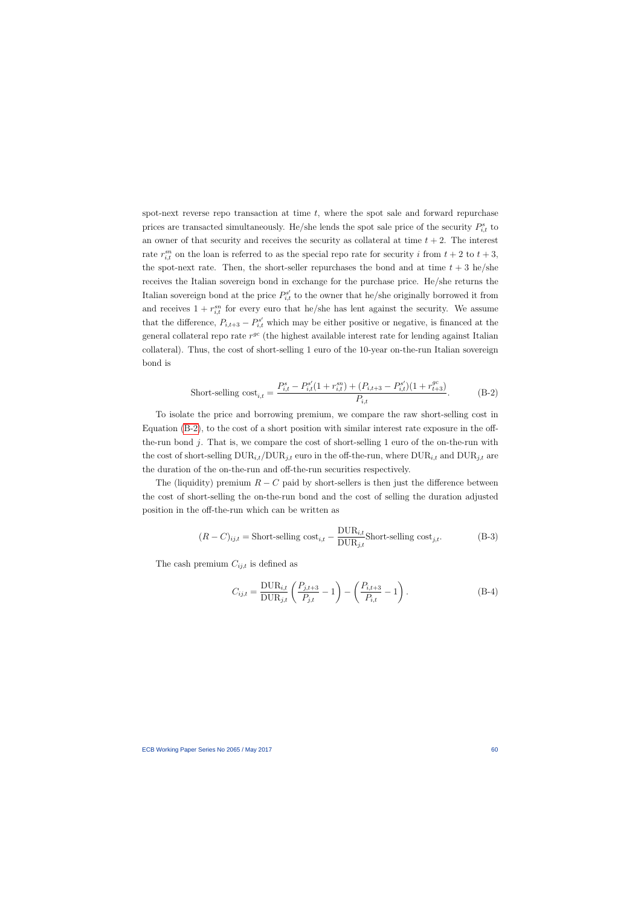spot-next reverse repo transaction at time $t$, where the spot sale and forward repurchase prices are transacted simultaneously. He/she lends the spot sale price of the security $P^{s}_{i,t}$ to an owner of that security and receives the security as collateral at time $t+2$. The interest rate $r^{sn}_{i,t}$ on the loan is referred to as the special repo rate for security $i$ from $t+2$ to $t+3$, the spot-next rate. Then, the short-seller repurchases the bond and at time $t+3$ he/she receives the Italian sovereign bond in exchange for the purchase price. He/she returns the Italian sovereign bond at the price $P^{s'}_{i,t}$ to the owner that he/she originally borrowed it from and receives $1+r^{sn}_{i,t}$ for every euro that he/she has lent against the security. We assume that the difference, $P_{i,t+3} - P^{s'}_{i,t}$ which may be either positive or negative, is financed at the general collateral repo rate $r^{gc}$ (the highest available interest rate for lending against Italian collateral). Thus, the cost of short-selling 1 euro of the 10-year on-the-run Italian sovereign bond is

$$\text{Short-selling cost}_{i,t} = \frac{P^{s}_{i,t} - P^{s'}_{i,t}(1+r^{sn}_{i,t}) + (P_{i,t+3} - P^{s'}_{i,t})(1+r^{gc}_{t+3})}{P_{i,t}}. \tag{B-2}$$

To isolate the price and borrowing premium, we compare the raw short-selling cost in Equation (B-2), to the cost of a short position with similar interest rate exposure in the off-the-run bond $j$. That is, we compare the cost of short-selling 1 euro of the on-the-run with the cost of short-selling $\text{DUR}_{i,t}/\text{DUR}_{j,t}$ euro in the off-the-run, where $\text{DUR}_{i,t}$ and $\text{DUR}_{j,t}$ are the duration of the on-the-run and off-the-run securities respectively.

The (liquidity) premium $R - C$ paid by short-sellers is then just the difference between the cost of short-selling the on-the-run bond and the cost of selling the duration adjusted position in the off-the-run which can be written as

$$(R-C)_{ij,t} = \text{Short-selling cost}_{i,t} - \frac{\text{DUR}_{i,t}}{\text{DUR}_{j,t}}\text{Short-selling cost}_{j,t}. \tag{B-3}$$

The cash premium $C_{ij,t}$ is defined as

$$C_{ij,t} = \frac{\text{DUR}_{i,t}}{\text{DUR}_{j,t}}\left(\frac{P_{j,t+3}}{P_{j,t}} - 1\right) - \left(\frac{P_{i,t+3}}{P_{i,t}} - 1\right). \tag{B-4}$$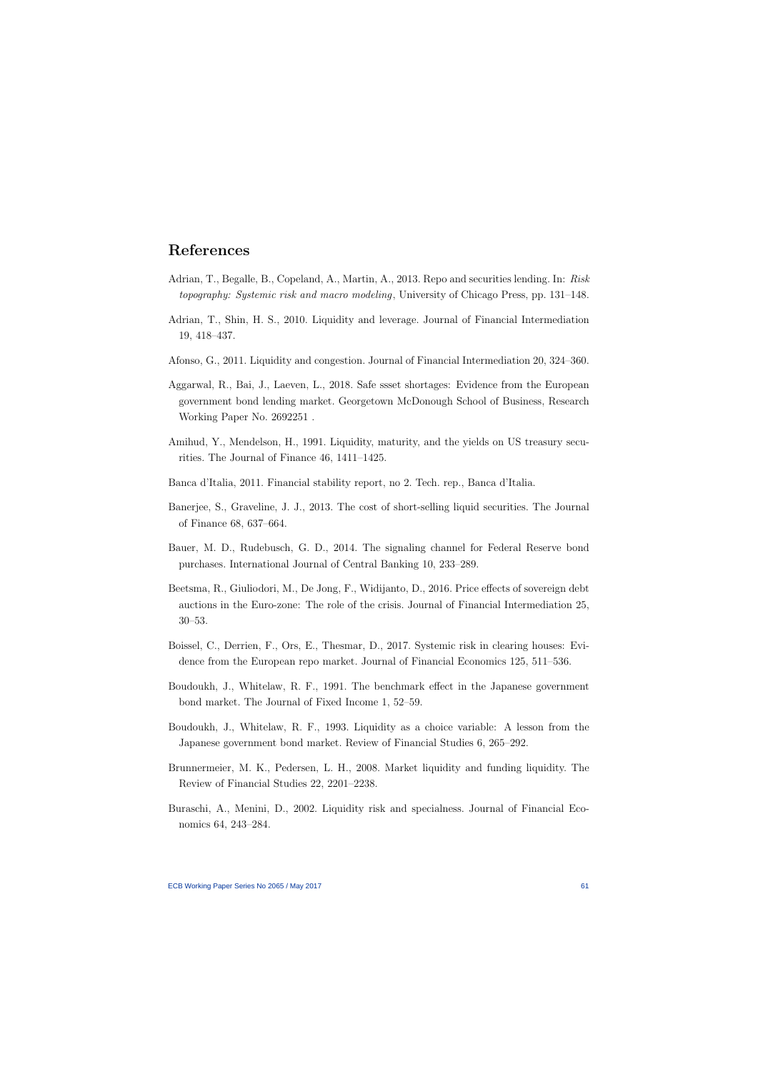# References

Adrian, T., Begalle, B., Copeland, A., Martin, A., 2013. Repo and securities lending. In: *Risk topography: Systemic risk and macro modeling*, University of Chicago Press, pp. 131–148.

Adrian, T., Shin, H. S., 2010. Liquidity and leverage. Journal of Financial Intermediation 19, 418–437.

Afonso, G., 2011. Liquidity and congestion. Journal of Financial Intermediation 20, 324–360.

Aggarwal, R., Bai, J., Laeven, L., 2018. Safe ssset shortages: Evidence from the European government bond lending market. Georgetown McDonough School of Business, Research Working Paper No. 2692251 .

Amihud, Y., Mendelson, H., 1991. Liquidity, maturity, and the yields on US treasury securities. The Journal of Finance 46, 1411–1425.

Banca d'Italia, 2011. Financial stability report, no 2. Tech. rep., Banca d'Italia.

Banerjee, S., Graveline, J. J., 2013. The cost of short-selling liquid securities. The Journal of Finance 68, 637–664.

Bauer, M. D., Rudebusch, G. D., 2014. The signaling channel for Federal Reserve bond purchases. International Journal of Central Banking 10, 233–289.

Beetsma, R., Giuliodori, M., De Jong, F., Widijanto, D., 2016. Price effects of sovereign debt auctions in the Euro-zone: The role of the crisis. Journal of Financial Intermediation 25, 30–53.

Boissel, C., Derrien, F., Ors, E., Thesmar, D., 2017. Systemic risk in clearing houses: Evidence from the European repo market. Journal of Financial Economics 125, 511–536.

Boudoukh, J., Whitelaw, R. F., 1991. The benchmark effect in the Japanese government bond market. The Journal of Fixed Income 1, 52–59.

Boudoukh, J., Whitelaw, R. F., 1993. Liquidity as a choice variable: A lesson from the Japanese government bond market. Review of Financial Studies 6, 265–292.

Brunnermeier, M. K., Pedersen, L. H., 2008. Market liquidity and funding liquidity. The Review of Financial Studies 22, 2201–2238.

Buraschi, A., Menini, D., 2002. Liquidity risk and specialness. Journal of Financial Economics 64, 243–284.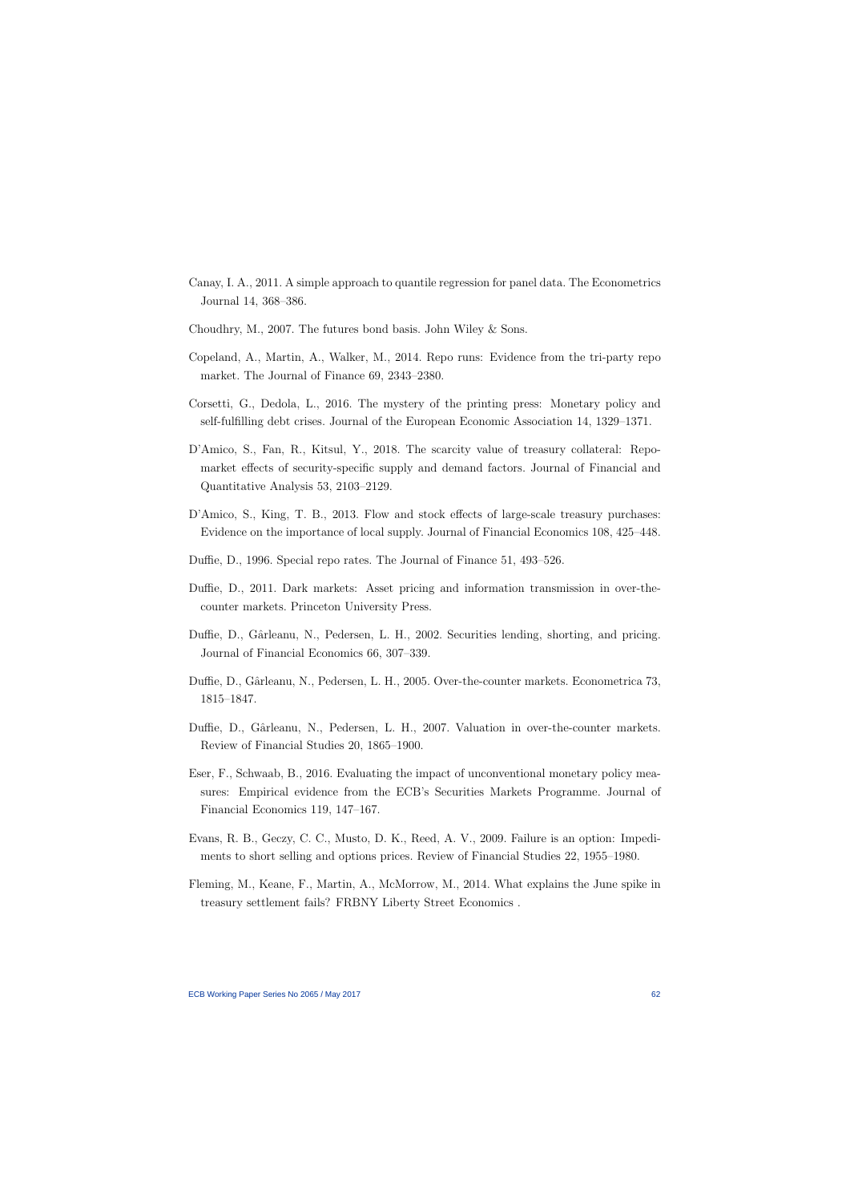Canay, I. A., 2011. A simple approach to quantile regression for panel data. The Econometrics Journal 14, 368–386.

Choudhry, M., 2007. The futures bond basis. John Wiley & Sons.

Copeland, A., Martin, A., Walker, M., 2014. Repo runs: Evidence from the tri-party repo market. The Journal of Finance 69, 2343–2380.

Corsetti, G., Dedola, L., 2016. The mystery of the printing press: Monetary policy and self-fulfilling debt crises. Journal of the European Economic Association 14, 1329–1371.

D'Amico, S., Fan, R., Kitsul, Y., 2018. The scarcity value of treasury collateral: Repo-market effects of security-specific supply and demand factors. Journal of Financial and Quantitative Analysis 53, 2103–2129.

D'Amico, S., King, T. B., 2013. Flow and stock effects of large-scale treasury purchases: Evidence on the importance of local supply. Journal of Financial Economics 108, 425–448.

Duffie, D., 1996. Special repo rates. The Journal of Finance 51, 493–526.

Duffie, D., 2011. Dark markets: Asset pricing and information transmission in over-the-counter markets. Princeton University Press.

Duffie, D., Gârleanu, N., Pedersen, L. H., 2002. Securities lending, shorting, and pricing. Journal of Financial Economics 66, 307–339.

Duffie, D., Gârleanu, N., Pedersen, L. H., 2005. Over-the-counter markets. Econometrica 73, 1815–1847.

Duffie, D., Gârleanu, N., Pedersen, L. H., 2007. Valuation in over-the-counter markets. Review of Financial Studies 20, 1865–1900.

Eser, F., Schwaab, B., 2016. Evaluating the impact of unconventional monetary policy measures: Empirical evidence from the ECB's Securities Markets Programme. Journal of Financial Economics 119, 147–167.

Evans, R. B., Geczy, C. C., Musto, D. K., Reed, A. V., 2009. Failure is an option: Impediments to short selling and options prices. Review of Financial Studies 22, 1955–1980.

Fleming, M., Keane, F., Martin, A., McMorrow, M., 2014. What explains the June spike in treasury settlement fails? FRBNY Liberty Street Economics .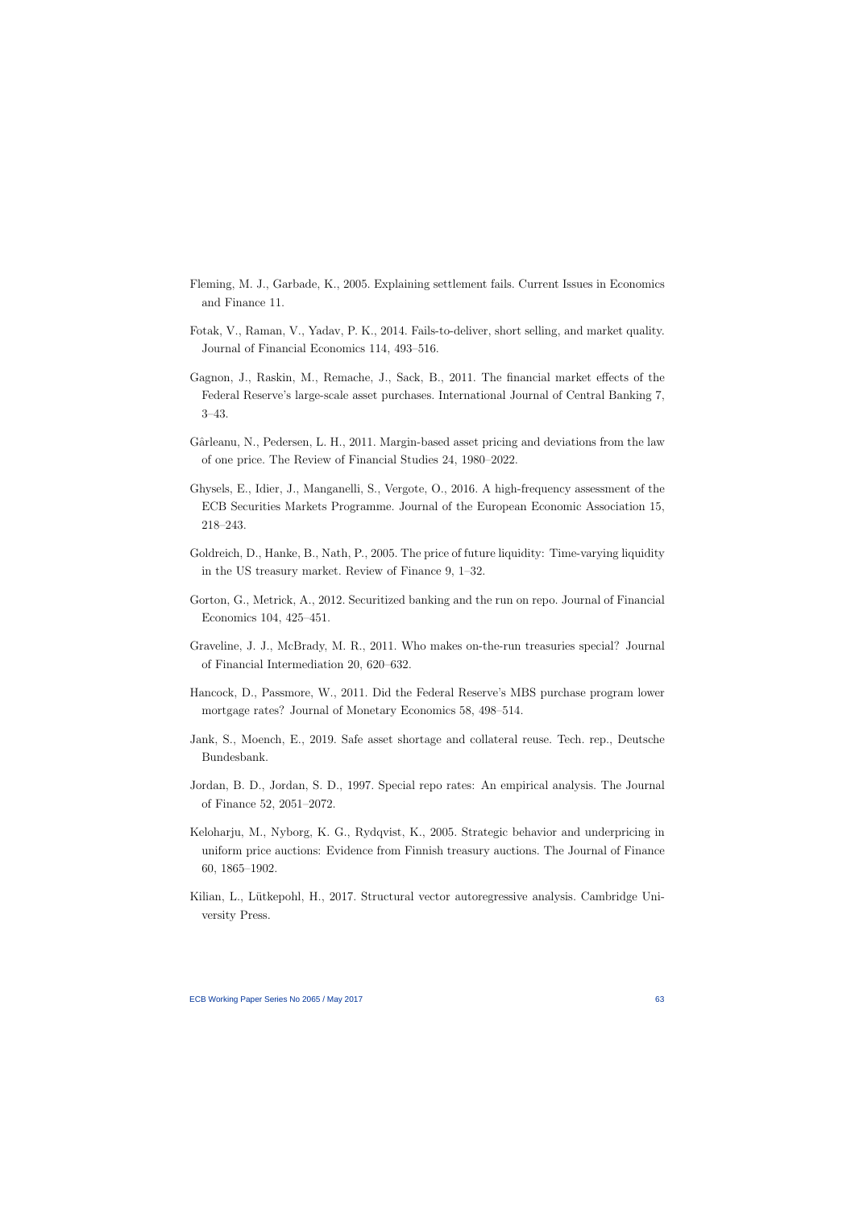Fleming, M. J., Garbade, K., 2005. Explaining settlement fails. Current Issues in Economics and Finance 11.

Fotak, V., Raman, V., Yadav, P. K., 2014. Fails-to-deliver, short selling, and market quality. Journal of Financial Economics 114, 493–516.

Gagnon, J., Raskin, M., Remache, J., Sack, B., 2011. The financial market effects of the Federal Reserve's large-scale asset purchases. International Journal of Central Banking 7, 3–43.

Gârleanu, N., Pedersen, L. H., 2011. Margin-based asset pricing and deviations from the law of one price. The Review of Financial Studies 24, 1980–2022.

Ghysels, E., Idier, J., Manganelli, S., Vergote, O., 2016. A high-frequency assessment of the ECB Securities Markets Programme. Journal of the European Economic Association 15, 218–243.

Goldreich, D., Hanke, B., Nath, P., 2005. The price of future liquidity: Time-varying liquidity in the US treasury market. Review of Finance 9, 1–32.

Gorton, G., Metrick, A., 2012. Securitized banking and the run on repo. Journal of Financial Economics 104, 425–451.

Graveline, J. J., McBrady, M. R., 2011. Who makes on-the-run treasuries special? Journal of Financial Intermediation 20, 620–632.

Hancock, D., Passmore, W., 2011. Did the Federal Reserve's MBS purchase program lower mortgage rates? Journal of Monetary Economics 58, 498–514.

Jank, S., Moench, E., 2019. Safe asset shortage and collateral reuse. Tech. rep., Deutsche Bundesbank.

Jordan, B. D., Jordan, S. D., 1997. Special repo rates: An empirical analysis. The Journal of Finance 52, 2051–2072.

Keloharju, M., Nyborg, K. G., Rydqvist, K., 2005. Strategic behavior and underpricing in uniform price auctions: Evidence from Finnish treasury auctions. The Journal of Finance 60, 1865–1902.

Kilian, L., Lütkepohl, H., 2017. Structural vector autoregressive analysis. Cambridge University Press.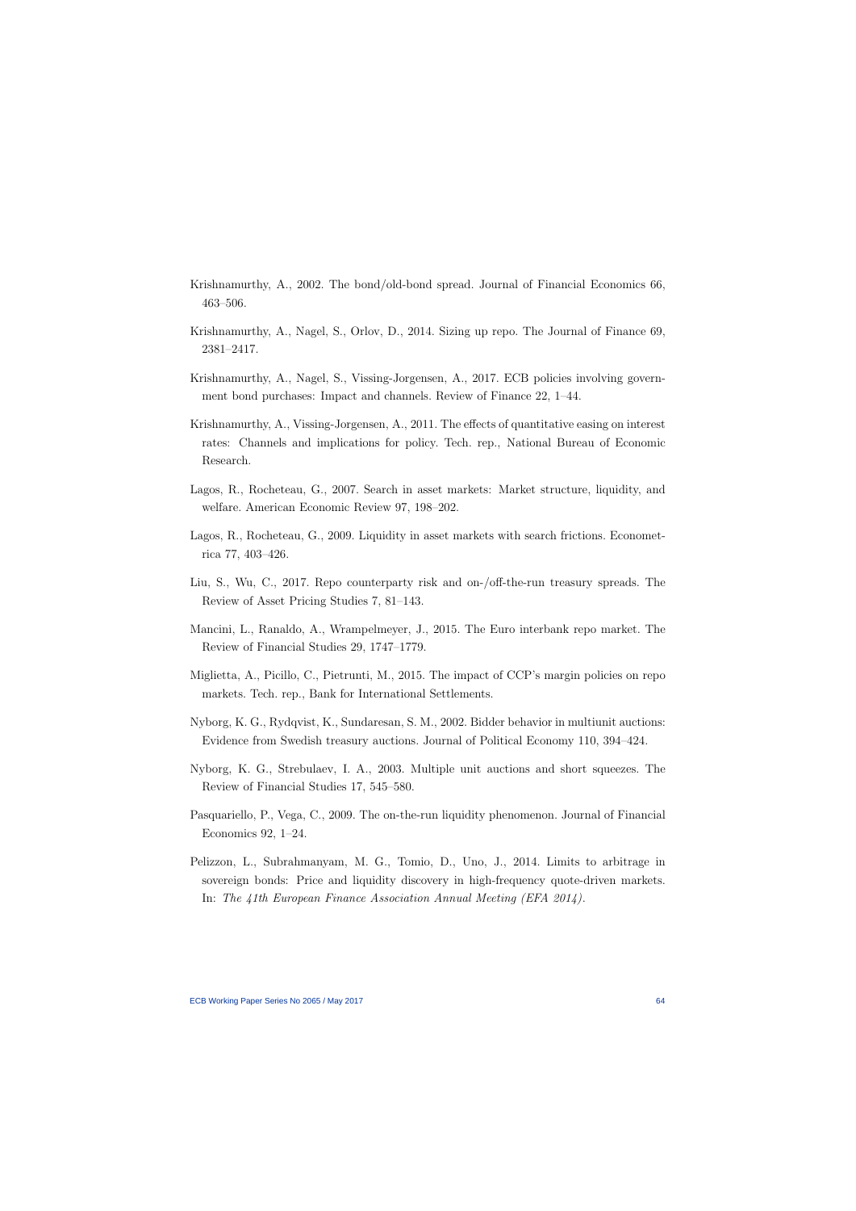Krishnamurthy, A., 2002. The bond/old-bond spread. Journal of Financial Economics 66, 463–506.

Krishnamurthy, A., Nagel, S., Orlov, D., 2014. Sizing up repo. The Journal of Finance 69, 2381–2417.

Krishnamurthy, A., Nagel, S., Vissing-Jorgensen, A., 2017. ECB policies involving government bond purchases: Impact and channels. Review of Finance 22, 1–44.

Krishnamurthy, A., Vissing-Jorgensen, A., 2011. The effects of quantitative easing on interest rates: Channels and implications for policy. Tech. rep., National Bureau of Economic Research.

Lagos, R., Rocheteau, G., 2007. Search in asset markets: Market structure, liquidity, and welfare. American Economic Review 97, 198–202.

Lagos, R., Rocheteau, G., 2009. Liquidity in asset markets with search frictions. Econometrica 77, 403–426.

Liu, S., Wu, C., 2017. Repo counterparty risk and on-/off-the-run treasury spreads. The Review of Asset Pricing Studies 7, 81–143.

Mancini, L., Ranaldo, A., Wrampelmeyer, J., 2015. The Euro interbank repo market. The Review of Financial Studies 29, 1747–1779.

Miglietta, A., Picillo, C., Pietrunti, M., 2015. The impact of CCP's margin policies on repo markets. Tech. rep., Bank for International Settlements.

Nyborg, K. G., Rydqvist, K., Sundaresan, S. M., 2002. Bidder behavior in multiunit auctions: Evidence from Swedish treasury auctions. Journal of Political Economy 110, 394–424.

Nyborg, K. G., Strebulaev, I. A., 2003. Multiple unit auctions and short squeezes. The Review of Financial Studies 17, 545–580.

Pasquariello, P., Vega, C., 2009. The on-the-run liquidity phenomenon. Journal of Financial Economics 92, 1–24.

Pelizzon, L., Subrahmanyam, M. G., Tomio, D., Uno, J., 2014. Limits to arbitrage in sovereign bonds: Price and liquidity discovery in high-frequency quote-driven markets. In: *The 41th European Finance Association Annual Meeting (EFA 2014)*.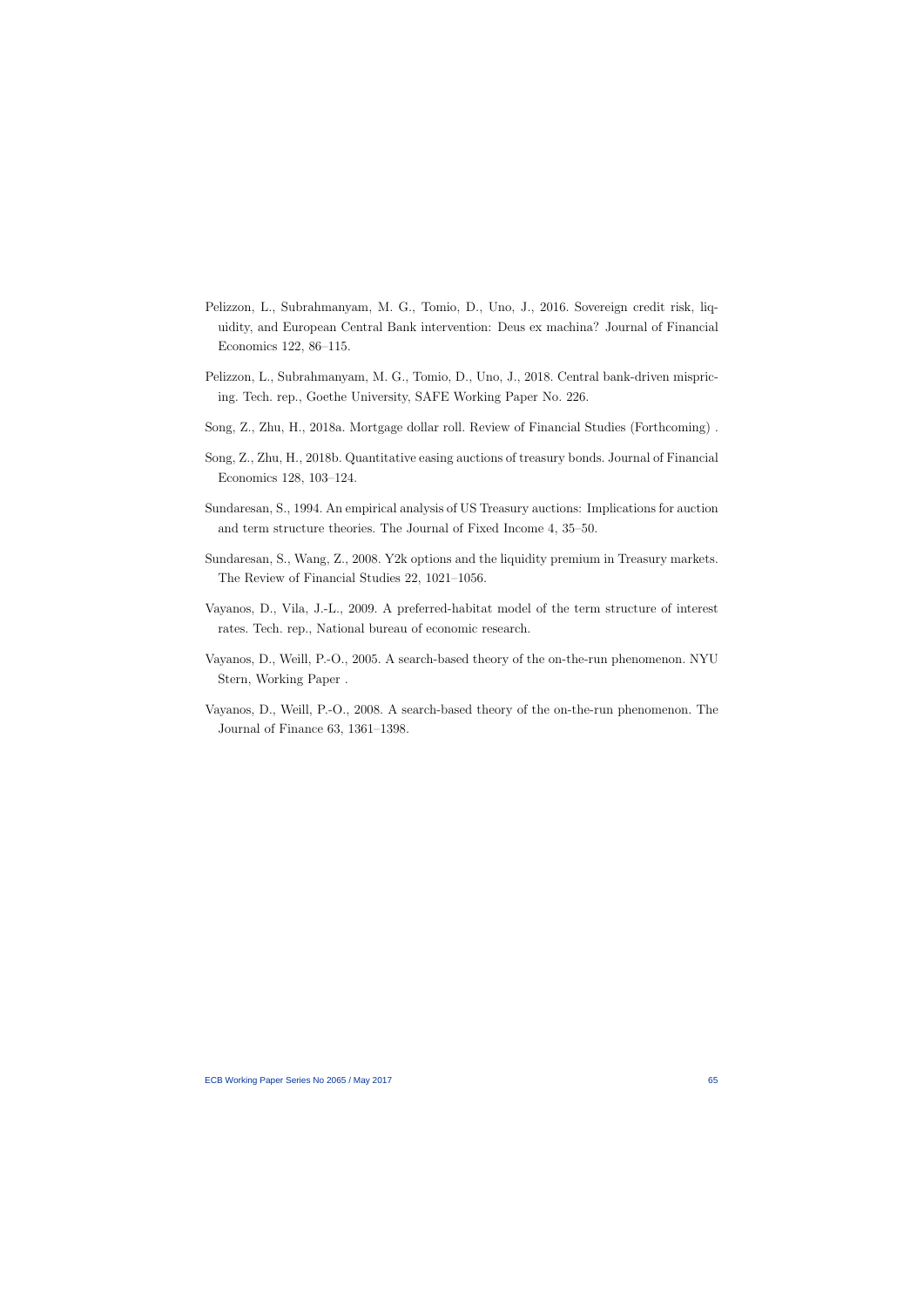Pelizzon, L., Subrahmanyam, M. G., Tomio, D., Uno, J., 2016. Sovereign credit risk, liquidity, and European Central Bank intervention: Deus ex machina? Journal of Financial Economics 122, 86–115.

Pelizzon, L., Subrahmanyam, M. G., Tomio, D., Uno, J., 2018. Central bank-driven mispricing. Tech. rep., Goethe University, SAFE Working Paper No. 226.

Song, Z., Zhu, H., 2018a. Mortgage dollar roll. Review of Financial Studies (Forthcoming) .

Song, Z., Zhu, H., 2018b. Quantitative easing auctions of treasury bonds. Journal of Financial Economics 128, 103–124.

Sundaresan, S., 1994. An empirical analysis of US Treasury auctions: Implications for auction and term structure theories. The Journal of Fixed Income 4, 35–50.

Sundaresan, S., Wang, Z., 2008. Y2k options and the liquidity premium in Treasury markets. The Review of Financial Studies 22, 1021–1056.

Vayanos, D., Vila, J.-L., 2009. A preferred-habitat model of the term structure of interest rates. Tech. rep., National bureau of economic research.

Vayanos, D., Weill, P.-O., 2005. A search-based theory of the on-the-run phenomenon. NYU Stern, Working Paper .

Vayanos, D., Weill, P.-O., 2008. A search-based theory of the on-the-run phenomenon. The Journal of Finance 63, 1361–1398.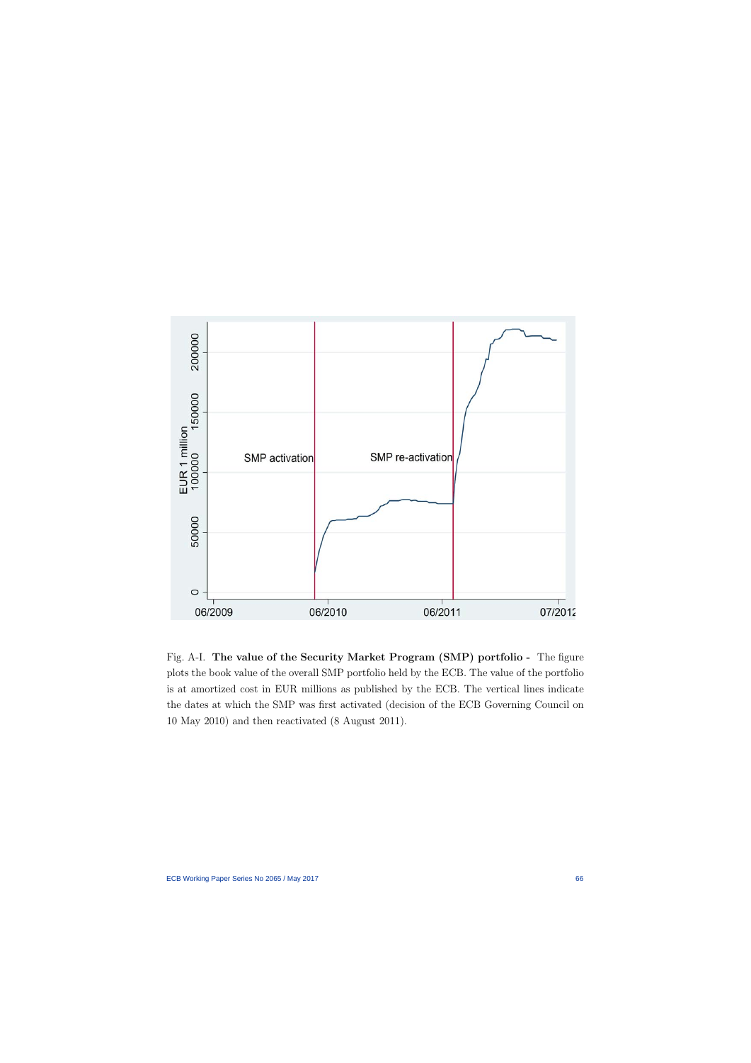Fig. A-I. **The value of the Security Market Program (SMP) portfolio -** The figure plots the book value of the overall SMP portfolio held by the ECB. The value of the portfolio is at amortized cost in EUR millions as published by the ECB. The vertical lines indicate the dates at which the SMP was first activated (decision of the ECB Governing Council on 10 May 2010) and then reactivated (8 August 2011).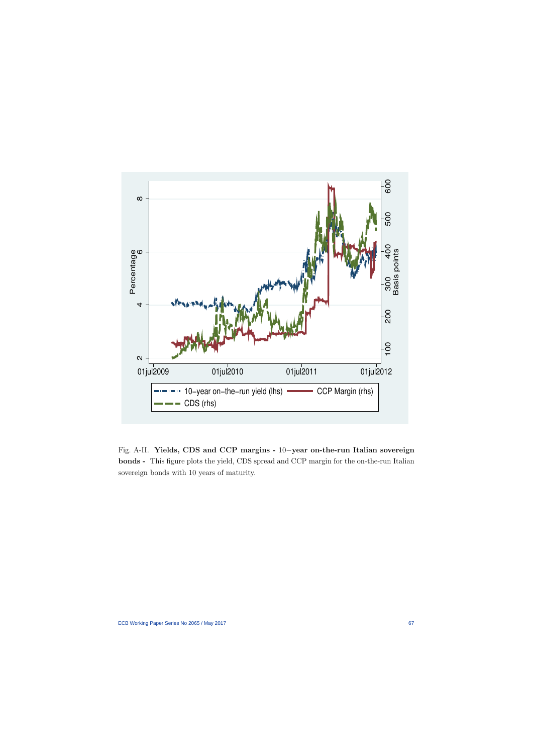Fig. A-II. **Yields, CDS and CCP margins - 10−year on-the-run Italian sovereign bonds -** This figure plots the yield, CDS spread and CCP margin for the on-the-run Italian sovereign bonds with 10 years of maturity.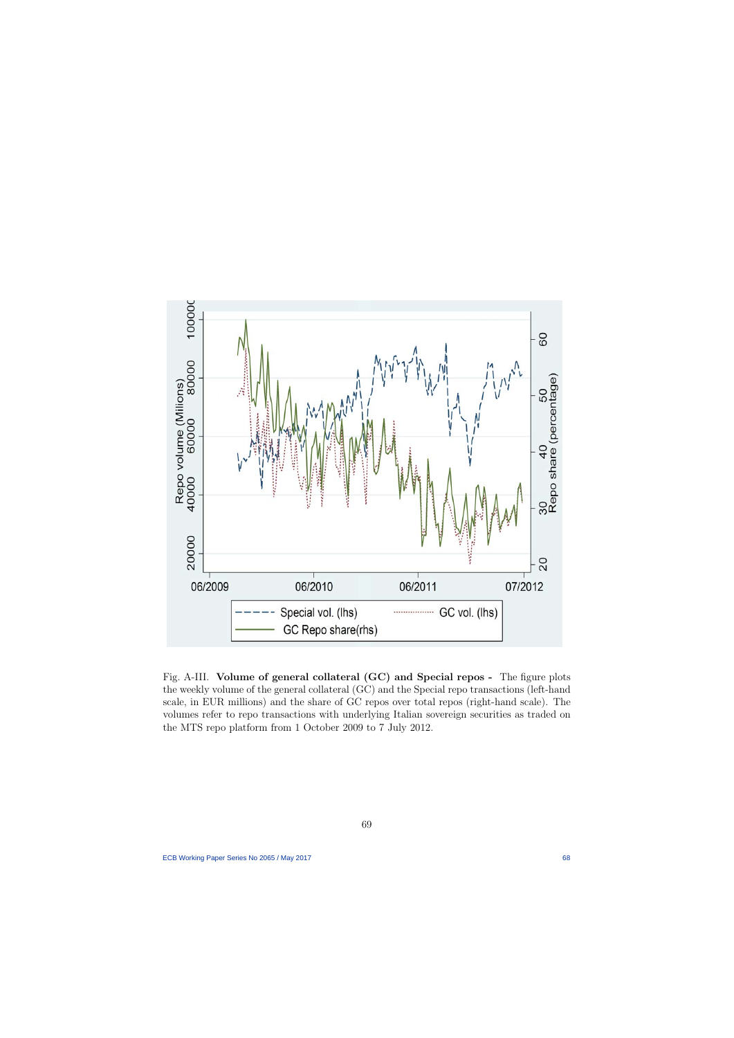Fig. A-III. **Volume of general collateral (GC) and Special repos -** The figure plots the weekly volume of the general collateral (GC) and the Special repo transactions (left-hand scale, in EUR millions) and the share of GC repos over total repos (right-hand scale). The volumes refer to repo transactions with underlying Italian sovereign securities as traded on the MTS repo platform from 1 October 2009 to 7 July 2012.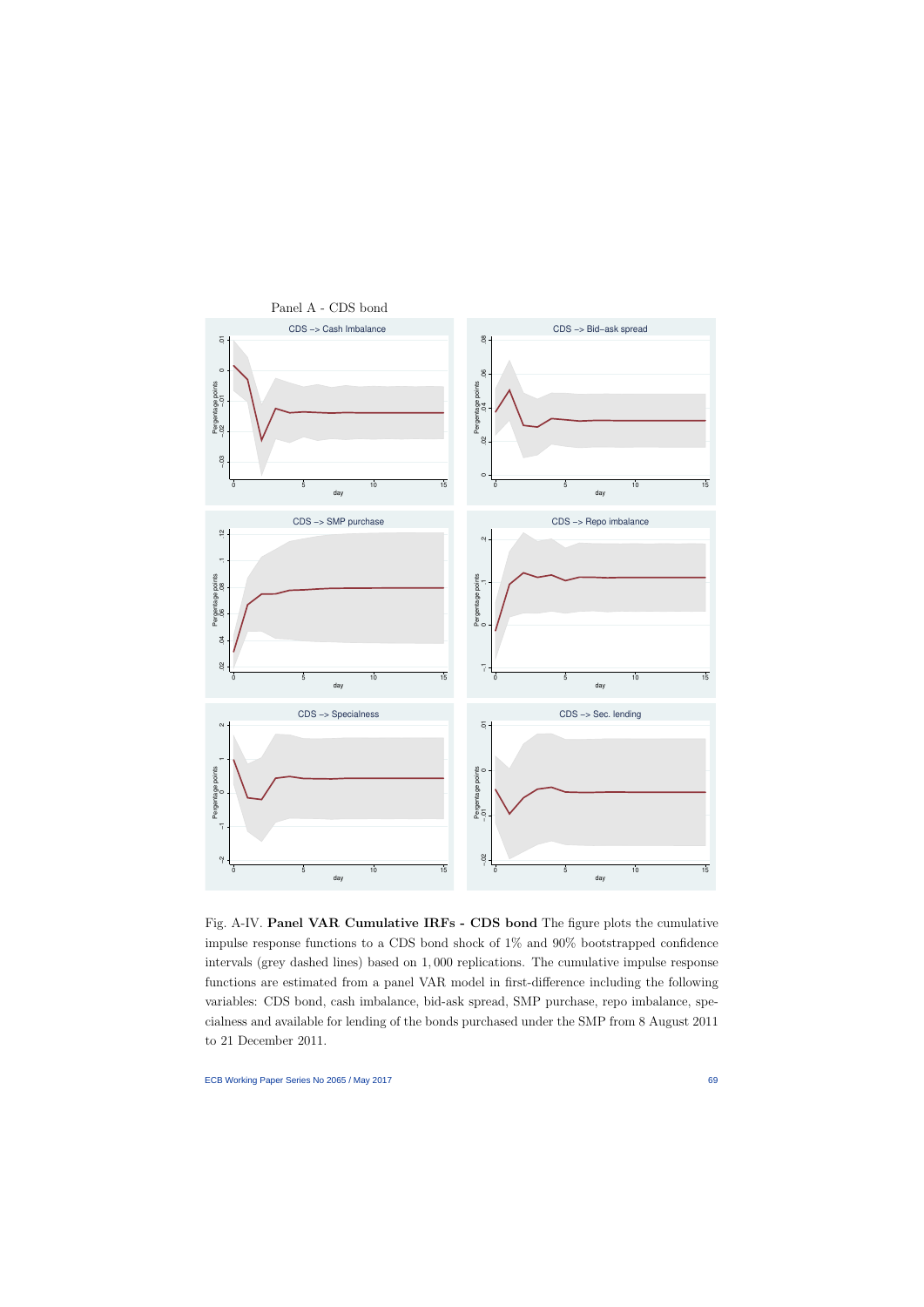Panel A - CDS bond

Fig. A-IV. **Panel VAR Cumulative IRFs - CDS bond** The figure plots the cumulative impulse response functions to a CDS bond shock of 1% and 90% bootstrapped confidence intervals (grey dashed lines) based on 1,000 replications. The cumulative impulse response functions are estimated from a panel VAR model in first-difference including the following variables: CDS bond, cash imbalance, bid-ask spread, SMP purchase, repo imbalance, specialness and available for lending of the bonds purchased under the SMP from 8 August 2011 to 21 December 2011.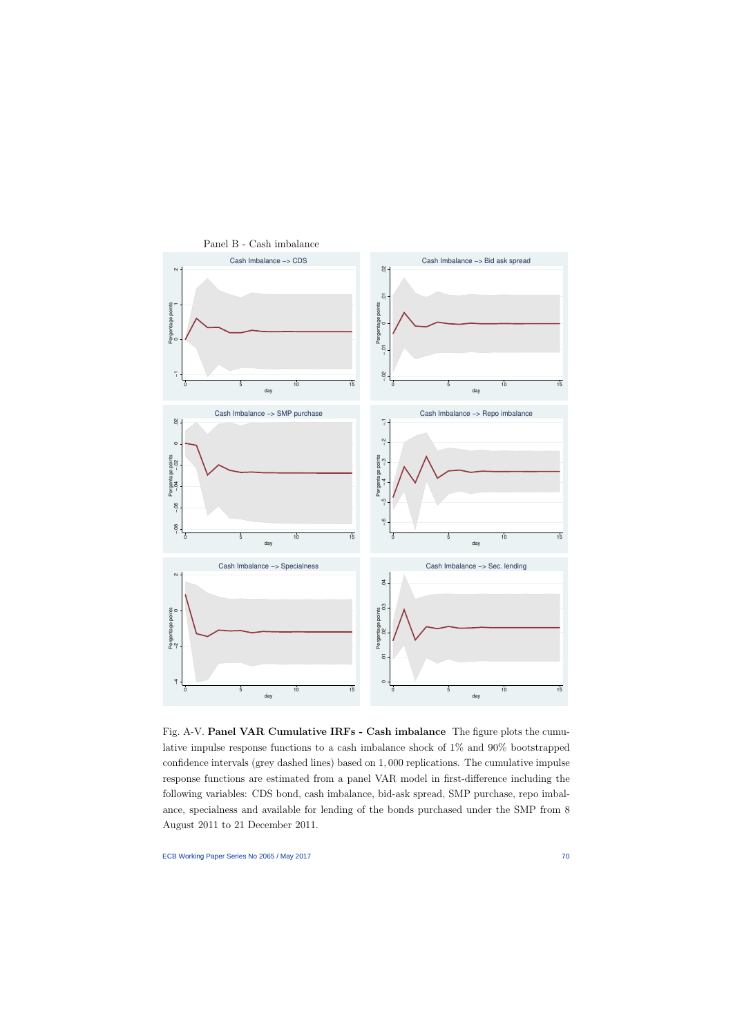Panel B - Cash imbalance

Fig. A-V. **Panel VAR Cumulative IRFs - Cash imbalance** The figure plots the cumulative impulse response functions to a cash imbalance shock of 1% and 90% bootstrapped confidence intervals (grey dashed lines) based on 1,000 replications. The cumulative impulse response functions are estimated from a panel VAR model in first-difference including the following variables: CDS bond, cash imbalance, bid-ask spread, SMP purchase, repo imbalance, specialness and available for lending of the bonds purchased under the SMP from 8 August 2011 to 21 December 2011.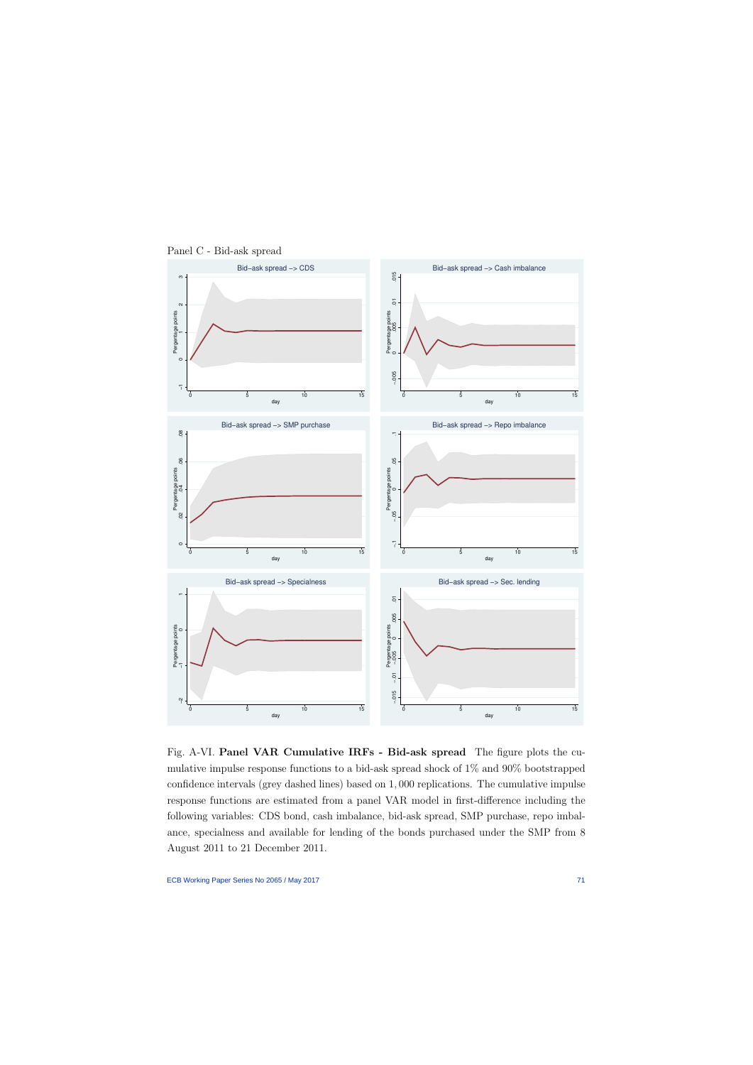Panel C - Bid-ask spread

Fig. A-VI. **Panel VAR Cumulative IRFs - Bid-ask spread** The figure plots the cumulative impulse response functions to a bid-ask spread shock of 1% and 90% bootstrapped confidence intervals (grey dashed lines) based on 1,000 replications. The cumulative impulse response functions are estimated from a panel VAR model in first-difference including the following variables: CDS bond, cash imbalance, bid-ask spread, SMP purchase, repo imbalance, specialness and available for lending of the bonds purchased under the SMP from 8 August 2011 to 21 December 2011.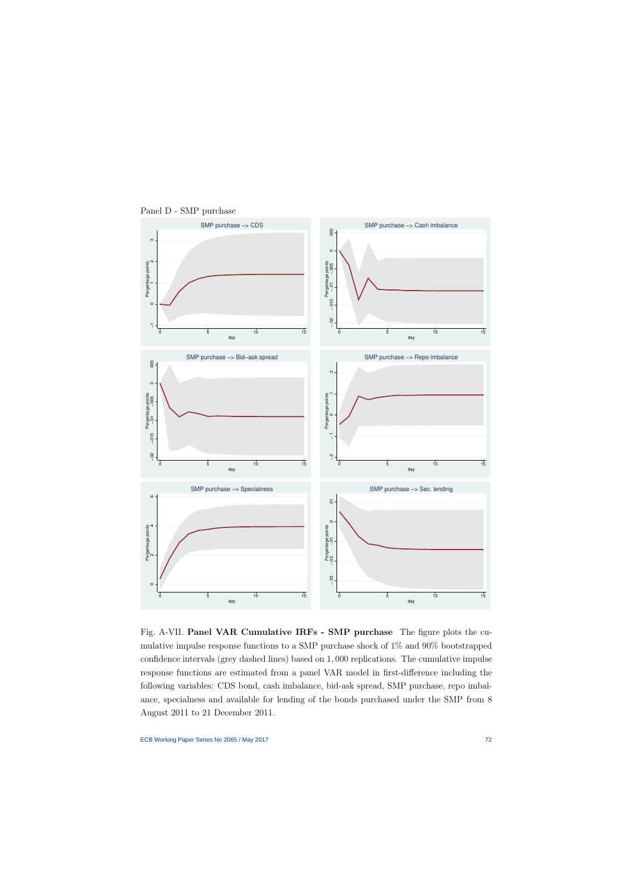Panel D - SMP purchase

Fig. A-VII. **Panel VAR Cumulative IRFs - SMP purchase** The figure plots the cumulative impulse response functions to a SMP purchase shock of 1% and 90% bootstrapped confidence intervals (grey dashed lines) based on 1,000 replications. The cumulative impulse response functions are estimated from a panel VAR model in first-difference including the following variables: CDS bond, cash imbalance, bid-ask spread, SMP purchase, repo imbalance, specialness and available for lending of the bonds purchased under the SMP from 8 August 2011 to 21 December 2011.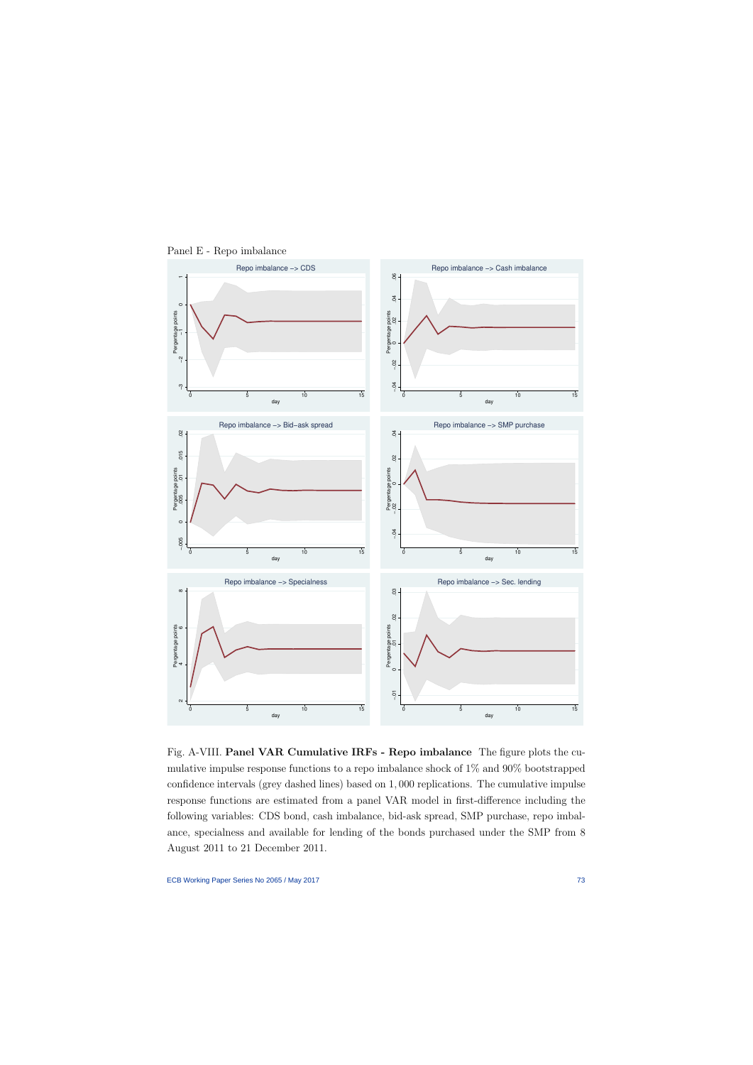Panel E - Repo imbalance

Fig. A-VIII. **Panel VAR Cumulative IRFs - Repo imbalance** The figure plots the cumulative impulse response functions to a repo imbalance shock of 1% and 90% bootstrapped confidence intervals (grey dashed lines) based on 1,000 replications. The cumulative impulse response functions are estimated from a panel VAR model in first-difference including the following variables: CDS bond, cash imbalance, bid-ask spread, SMP purchase, repo imbalance, specialness and available for lending of the bonds purchased under the SMP from 8 August 2011 to 21 December 2011.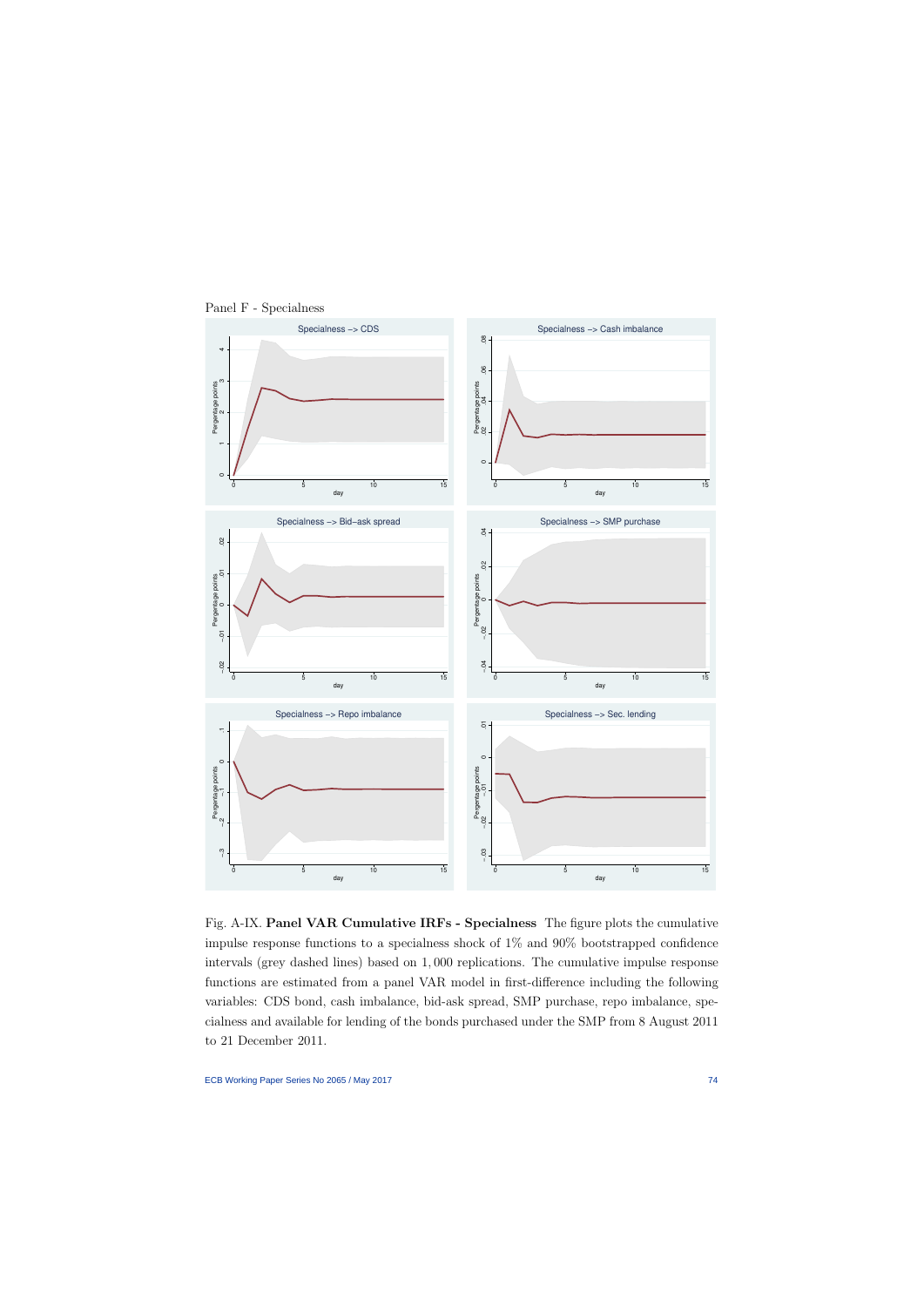Panel F - Specialness

Fig. A-IX. **Panel VAR Cumulative IRFs - Specialness** The figure plots the cumulative impulse response functions to a specialness shock of 1% and 90% bootstrapped confidence intervals (grey dashed lines) based on 1,000 replications. The cumulative impulse response functions are estimated from a panel VAR model in first-difference including the following variables: CDS bond, cash imbalance, bid-ask spread, SMP purchase, repo imbalance, specialness and available for lending of the bonds purchased under the SMP from 8 August 2011 to 21 December 2011.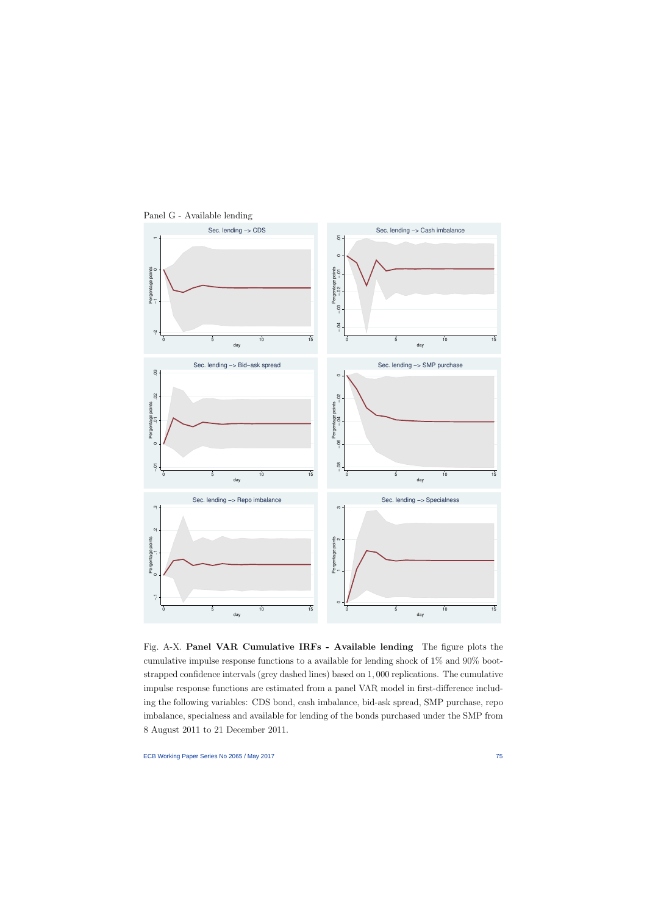Panel G - Available lending

Fig. A-X. **Panel VAR Cumulative IRFs - Available lending** The figure plots the cumulative impulse response functions to a available for lending shock of 1% and 90% bootstrapped confidence intervals (grey dashed lines) based on 1,000 replications. The cumulative impulse response functions are estimated from a panel VAR model in first-difference including the following variables: CDS bond, cash imbalance, bid-ask spread, SMP purchase, repo imbalance, specialness and available for lending of the bonds purchased under the SMP from 8 August 2011 to 21 December 2011.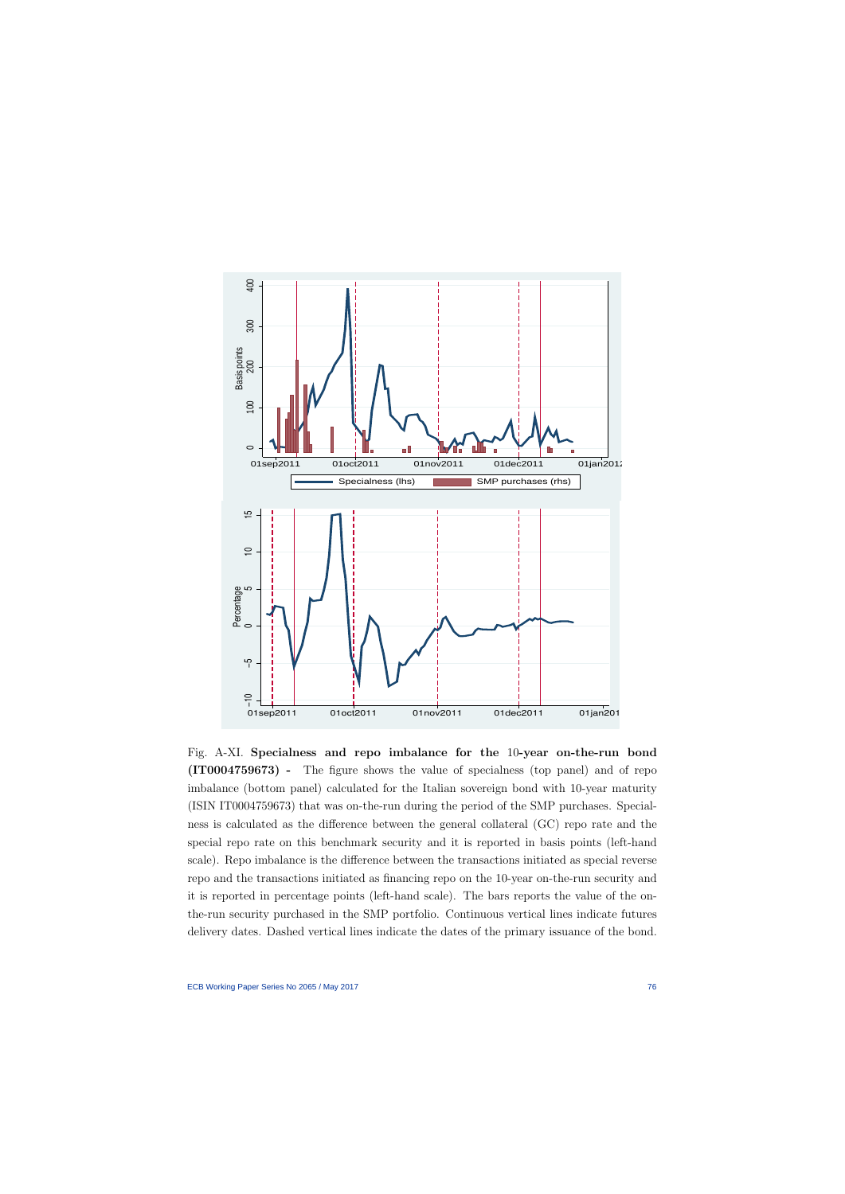Fig. A-XI. **Specialness and repo imbalance for the 10-year on-the-run bond (IT0004759673) -** The figure shows the value of specialness (top panel) and of repo imbalance (bottom panel) calculated for the Italian sovereign bond with 10-year maturity (ISIN IT0004759673) that was on-the-run during the period of the SMP purchases. Specialness is calculated as the difference between the general collateral (GC) repo rate and the special repo rate on this benchmark security and it is reported in basis points (left-hand scale). Repo imbalance is the difference between the transactions initiated as special reverse repo and the transactions initiated as financing repo on the 10-year on-the-run security and it is reported in percentage points (left-hand scale). The bars reports the value of the on-the-run security purchased in the SMP portfolio. Continuous vertical lines indicate futures delivery dates. Dashed vertical lines indicate the dates of the primary issuance of the bond.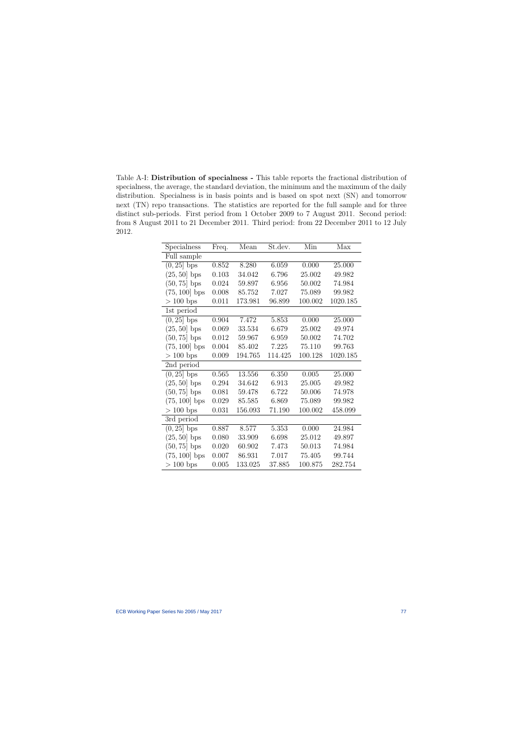Table A-I: **Distribution of specialness -** This table reports the fractional distribution of specialness, the average, the standard deviation, the minimum and the maximum of the daily distribution. Specialness is in basis points and is based on spot next (SN) and tomorrow next (TN) repo transactions. The statistics are reported for the full sample and for three distinct sub-periods. First period from 1 October 2009 to 7 August 2011. Second period: from 8 August 2011 to 21 December 2011. Third period: from 22 December 2011 to 12 July 2012.

| Specialness | Freq. | Mean | St.dev. | Min | Max |
|---|---|---|---|---|---|
| Full sample | | | | | |
| $(0, 25]$ bps | 0.852 | 8.280 | 6.059 | 0.000 | 25.000 |
| $(25, 50]$ bps | 0.103 | 34.042 | 6.796 | 25.002 | 49.982 |
| $(50, 75]$ bps | 0.024 | 59.897 | 6.956 | 50.002 | 74.984 |
| $(75, 100]$ bps | 0.008 | 85.752 | 7.027 | 75.089 | 99.982 |
| $> 100$ bps | 0.011 | 173.981 | 96.899 | 100.002 | 1020.185 |
| 1st period | | | | | |
| $(0, 25]$ bps | 0.904 | 7.472 | 5.853 | 0.000 | 25.000 |
| $(25, 50]$ bps | 0.069 | 33.534 | 6.679 | 25.002 | 49.974 |
| $(50, 75]$ bps | 0.012 | 59.967 | 6.959 | 50.002 | 74.702 |
| $(75, 100]$ bps | 0.004 | 85.402 | 7.225 | 75.110 | 99.763 |
| $> 100$ bps | 0.009 | 194.765 | 114.425 | 100.128 | 1020.185 |
| 2nd period | | | | | |
| $(0, 25]$ bps | 0.565 | 13.556 | 6.350 | 0.005 | 25.000 |
| $(25, 50]$ bps | 0.294 | 34.642 | 6.913 | 25.005 | 49.982 |
| $(50, 75]$ bps | 0.081 | 59.478 | 6.722 | 50.006 | 74.978 |
| $(75, 100]$ bps | 0.029 | 85.585 | 6.869 | 75.089 | 99.982 |
| $> 100$ bps | 0.031 | 156.093 | 71.190 | 100.002 | 458.099 |
| 3rd period | | | | | |
| $(0, 25]$ bps | 0.887 | 8.577 | 5.353 | 0.000 | 24.984 |
| $(25, 50]$ bps | 0.080 | 33.909 | 6.698 | 25.012 | 49.897 |
| $(50, 75]$ bps | 0.020 | 60.902 | 7.473 | 50.013 | 74.984 |
| $(75, 100]$ bps | 0.007 | 86.931 | 7.017 | 75.405 | 99.744 |
| $> 100$ bps | 0.005 | 133.025 | 37.885 | 100.875 | 282.754 |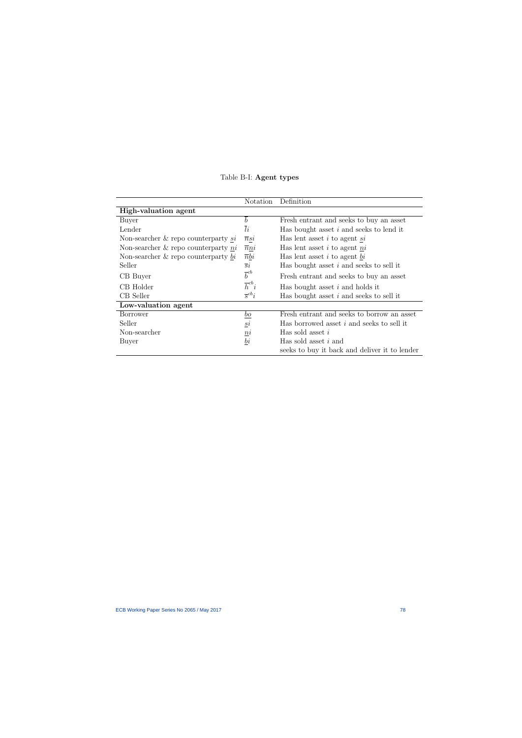Table B-I: **Agent types**

| | Notation | Definition |
|---|---|---|
| **High-valuation agent** | | |
| Buyer | $\overline{b}$ | Fresh entrant and seeks to buy an asset |
| Lender | $\overline{l}i$ | Has bought asset $i$ and seeks to lend it |
| Non-searcher & repo counterparty $\underline{s}i$ | $\overline{n}\underline{s}i$ | Has lent asset $i$ to agent $\underline{s}i$ |
| Non-searcher & repo counterparty $\underline{n}i$ | $\overline{n}\underline{n}i$ | Has lent asset $i$ to agent $\underline{n}i$ |
| Non-searcher & repo counterparty $\underline{b}i$ | $\overline{n}\underline{b}i$ | Has lent asset $i$ to agent $\underline{b}i$ |
| Seller | $\overline{s}i$ | Has bought asset $i$ and seeks to sell it |
| CB Buyer | $\overline{b}^{cb}$ | Fresh entrant and seeks to buy an asset |
| CB Holder | $\overline{h}^{cb}i$ | Has bought asset $i$ and holds it |
| CB Seller | $\overline{s}^{cb}i$ | Has bought asset $i$ and seeks to sell it |
| **Low-valuation agent** | | |
| Borrower | $\underline{bo}$ | Fresh entrant and seeks to borrow an asset |
| Seller | $\underline{s}i$ | Has borrowed asset $i$ and seeks to sell it |
| Non-searcher | $\underline{n}i$ | Has sold asset $i$ |
| Buyer | $\underline{b}i$ | Has sold asset $i$ and seeks to buy it back and deliver it to lender |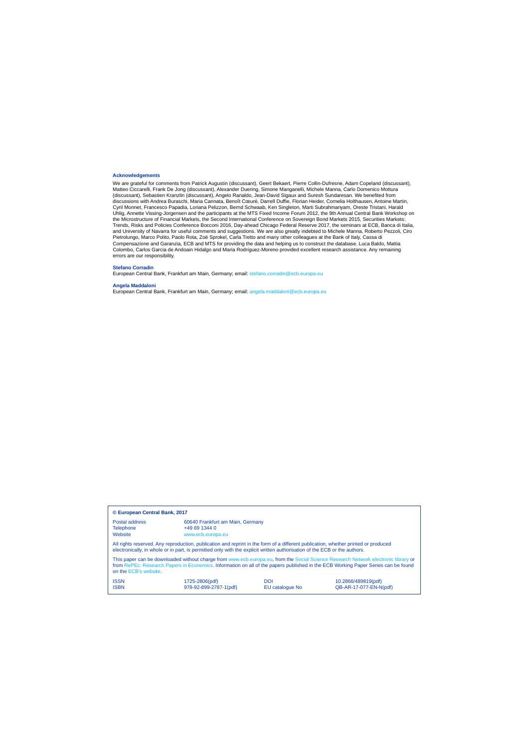**Acknowledgements**

We are grateful for comments from Patrick Augustin (discussant), Geert Bekaert, Pierre Collin-Dufresne, Adam Copeland (discussant), Matteo Ciccarelli, Frank De Jong (discussant), Alexander Duering, Simone Manganelli, Michele Manna, Carlo Domenico Mottura (discussant), Sebastien Kranzlin (discussant), Angelo Ranaldo, Jean-David Sigaux and Suresh Sundaresan. We benefited from discussions with Andrea Buraschi, Maria Cannata, Benoît Cœuré, Darrell Duffie, Florian Heider, Cornelia Holthausen, Antoine Martin, Cyril Monnet, Francesco Papadia, Loriana Pelizzon, Bernd Schwaab, Ken Singleton, Marti Subrahmanyam, Oreste Tristani, Harald Uhlig, Annette Vissing-Jorgensen and the participants at the MTS Fixed Income Forum 2012, the 9th Annual Central Bank Workshop on the Microstructure of Financial Markets, the Second International Conference on Sovereign Bond Markets 2015, Securities Markets: Trends, Risks and Policies Conference Bocconi 2016, Day-ahead Chicago Federal Reserve 2017, the seminars at ECB, Banca di Italia, and University of Navarra for useful comments and suggestions. We are also greatly indebted to Michele Manna, Roberto Pezzoli, Ciro Pietrolungo, Marco Polito, Paolo Rota, Zoë Sprokel, Carla Tretto and many other colleagues at the Bank of Italy, Cassa di Compensazione and Garanzia, ECB and MTS for providing the data and helping us to construct the database. Luca Baldo, Mattia Colombo, Carlos Garcia de Andoain Hidalgo and Maria Rodríguez-Moreno provided excellent research assistance. Any remaining errors are our responsibility.

**Stefano Corradin**
European Central Bank, Frankfurt am Main, Germany; email: stefano.corradin@ecb.europa.eu

**Angela Maddaloni**
European Central Bank, Frankfurt am Main, Germany; email: angela.maddaloni@ecb.europa.eu

**© European Central Bank, 2017**

| | |
|---|---|
| Postal address | 60640 Frankfurt am Main, Germany |
| Telephone | +49 69 1344 0 |
| Website | www.ecb.europa.eu |

All rights reserved. Any reproduction, publication and reprint in the form of a different publication, whether printed or produced electronically, in whole or in part, is permitted only with the explicit written authorisation of the ECB or the authors.

This paper can be downloaded without charge from www.ecb.europa.eu, from the Social Science Research Network electronic library or from RePEc: Research Papers in Economics. Information on all of the papers published in the ECB Working Paper Series can be found on the ECB's website.

| | | | |
|---|---|---|---|
| ISSN | 1725-2806(pdf) | DOI | 10.2866/489819(pdf) |
| ISBN | 978-92-899-2787-1(pdf) | EU catalogue No | QB-AR-17-077-EN-N(pdf) |